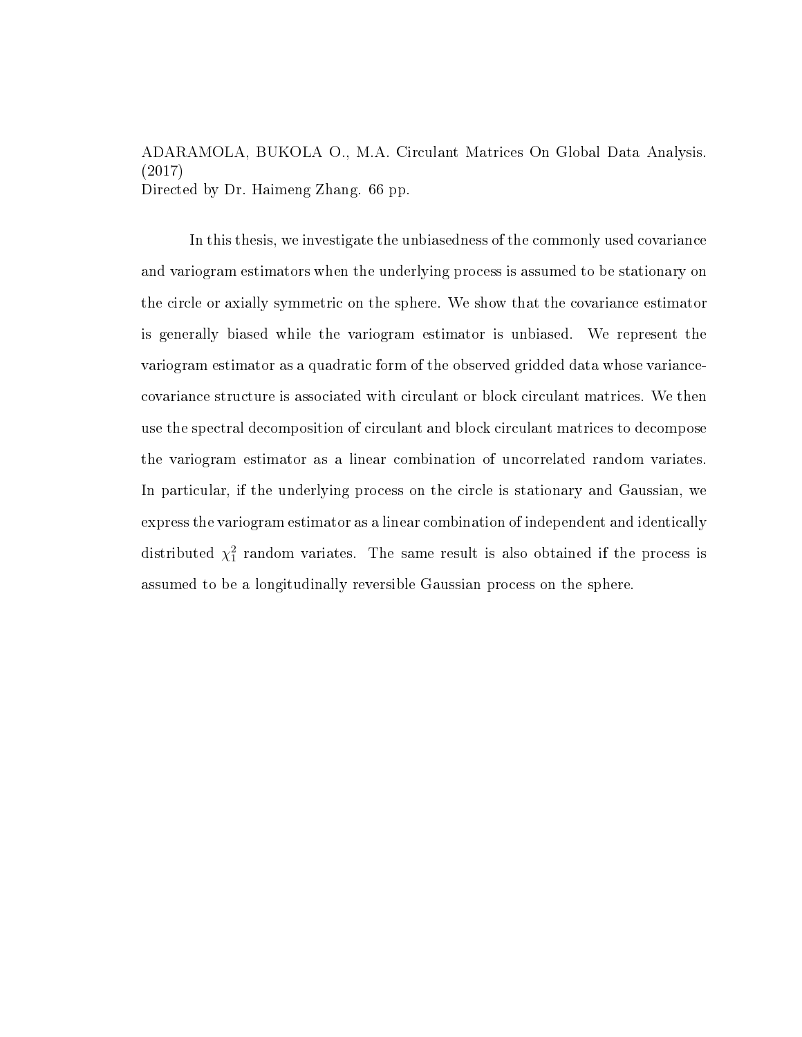ADARAMOLA, BUKOLA O., M.A. Circulant Matrices On Global Data Analysis. (2017)
Directed by Dr. Haimeng Zhang. 66 pp.

In this thesis, we investigate the unbiasedness of the commonly used covariance and variogram estimators when the underlying process is assumed to be stationary on the circle or axially symmetric on the sphere. We show that the covariance estimator is generally biased while the variogram estimator is unbiased. We represent the variogram estimator as a quadratic form of the observed gridded data whose variance-covariance structure is associated with circulant or block circulant matrices. We then use the spectral decomposition of circulant and block circulant matrices to decompose the variogram estimator as a linear combination of uncorrelated random variates. In particular, if the underlying process on the circle is stationary and Gaussian, we express the variogram estimator as a linear combination of independent and identically distributed $\chi_1^2$ random variates. The same result is also obtained if the process is assumed to be a longitudinally reversible Gaussian process on the sphere.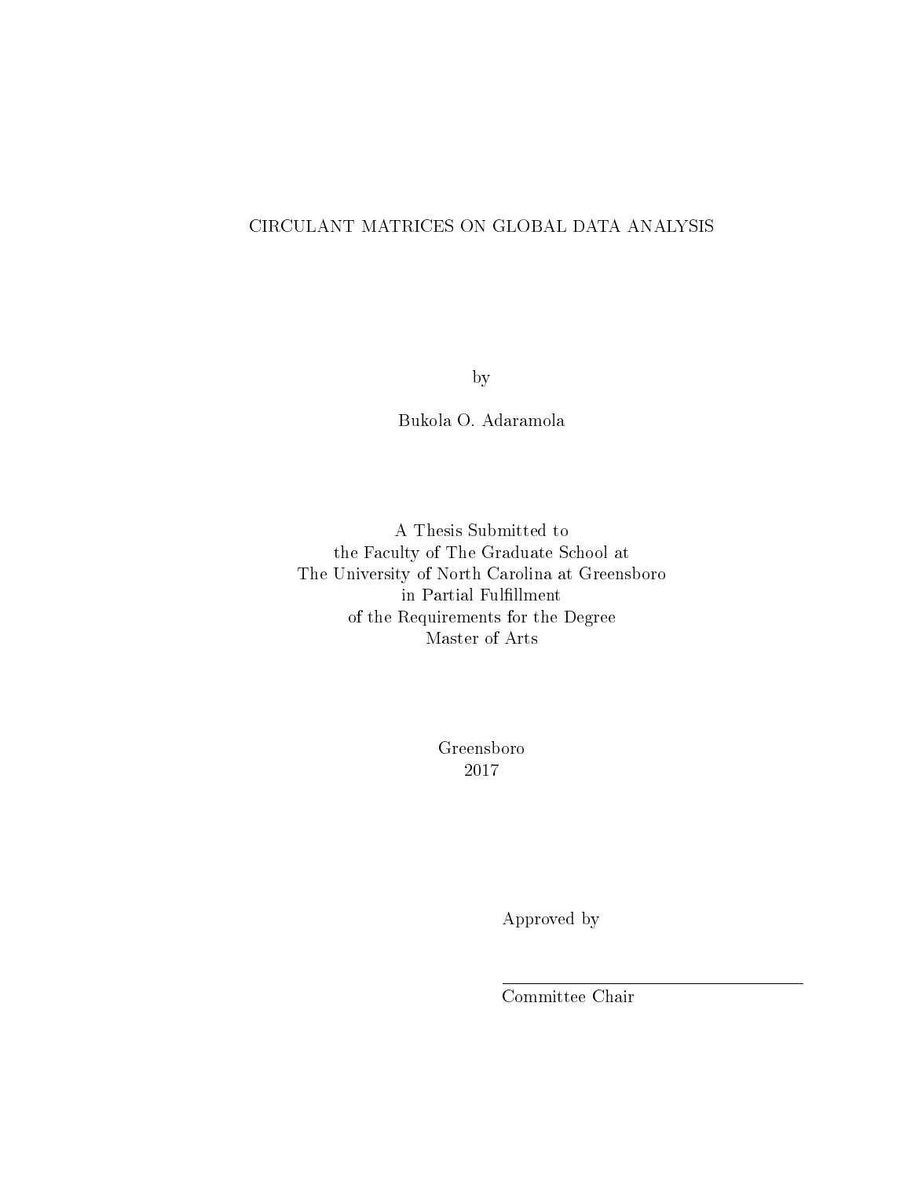CIRCULANT MATRICES ON GLOBAL DATA ANALYSIS

by

Bukola O. Adaramola

A Thesis Submitted to
the Faculty of The Graduate School at
The University of North Carolina at Greensboro
in Partial Fulfillment
of the Requirements for the Degree
Master of Arts

Greensboro
2017

Approved by

---

Committee Chair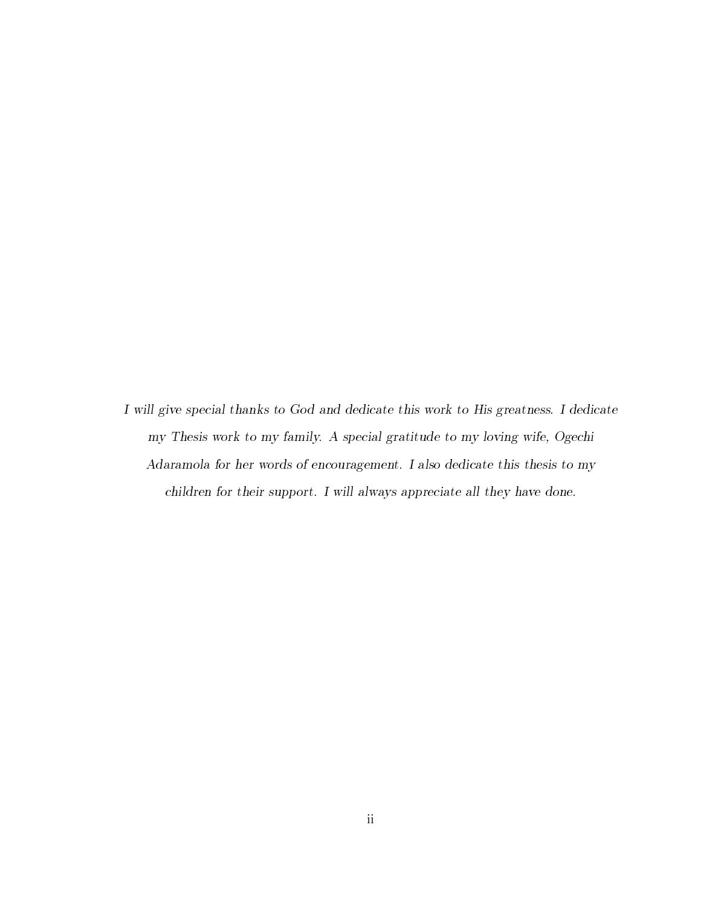*I will give special thanks to God and dedicate this work to His greatness. I dedicate my Thesis work to my family. A special gratitude to my loving wife, Ogechi Adaramola for her words of encouragement. I also dedicate this thesis to my children for their support. I will always appreciate all they have done.*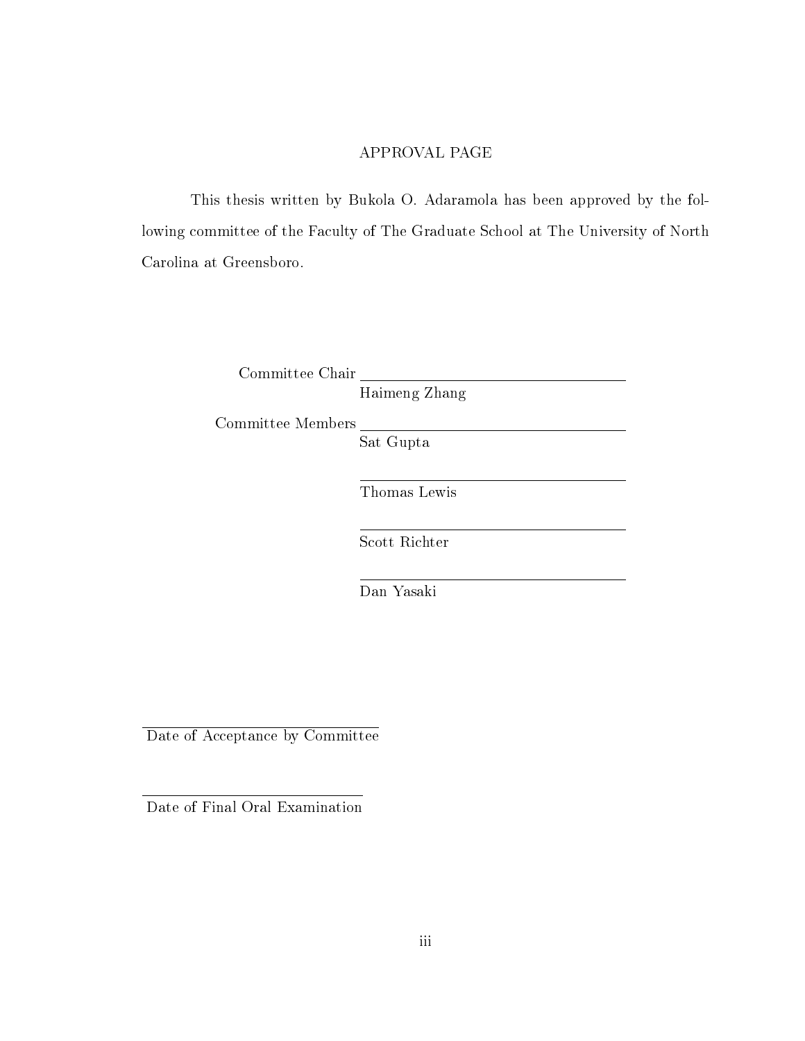# APPROVAL PAGE

This thesis written by Bukola O. Adaramola has been approved by the following committee of the Faculty of The Graduate School at The University of North Carolina at Greensboro.

Committee Chair \_\_\_\_\_\_\_\_\_\_\_\_\_\_\_\_\_\_\_\_\_\_\_\_\_\_\_\_\_\_
Haimeng Zhang

Committee Members \_\_\_\_\_\_\_\_\_\_\_\_\_\_\_\_\_\_\_\_\_\_\_\_\_\_\_\_\_\_
Sat Gupta

\_\_\_\_\_\_\_\_\_\_\_\_\_\_\_\_\_\_\_\_\_\_\_\_\_\_\_\_\_\_
Thomas Lewis

\_\_\_\_\_\_\_\_\_\_\_\_\_\_\_\_\_\_\_\_\_\_\_\_\_\_\_\_\_\_
Scott Richter

\_\_\_\_\_\_\_\_\_\_\_\_\_\_\_\_\_\_\_\_\_\_\_\_\_\_\_\_\_\_
Dan Yasaki

\_\_\_\_\_\_\_\_\_\_\_\_\_\_\_\_\_\_\_\_\_\_\_\_\_\_\_\_\_\_
Date of Acceptance by Committee

\_\_\_\_\_\_\_\_\_\_\_\_\_\_\_\_\_\_\_\_\_\_\_\_\_\_\_\_\_\_
Date of Final Oral Examination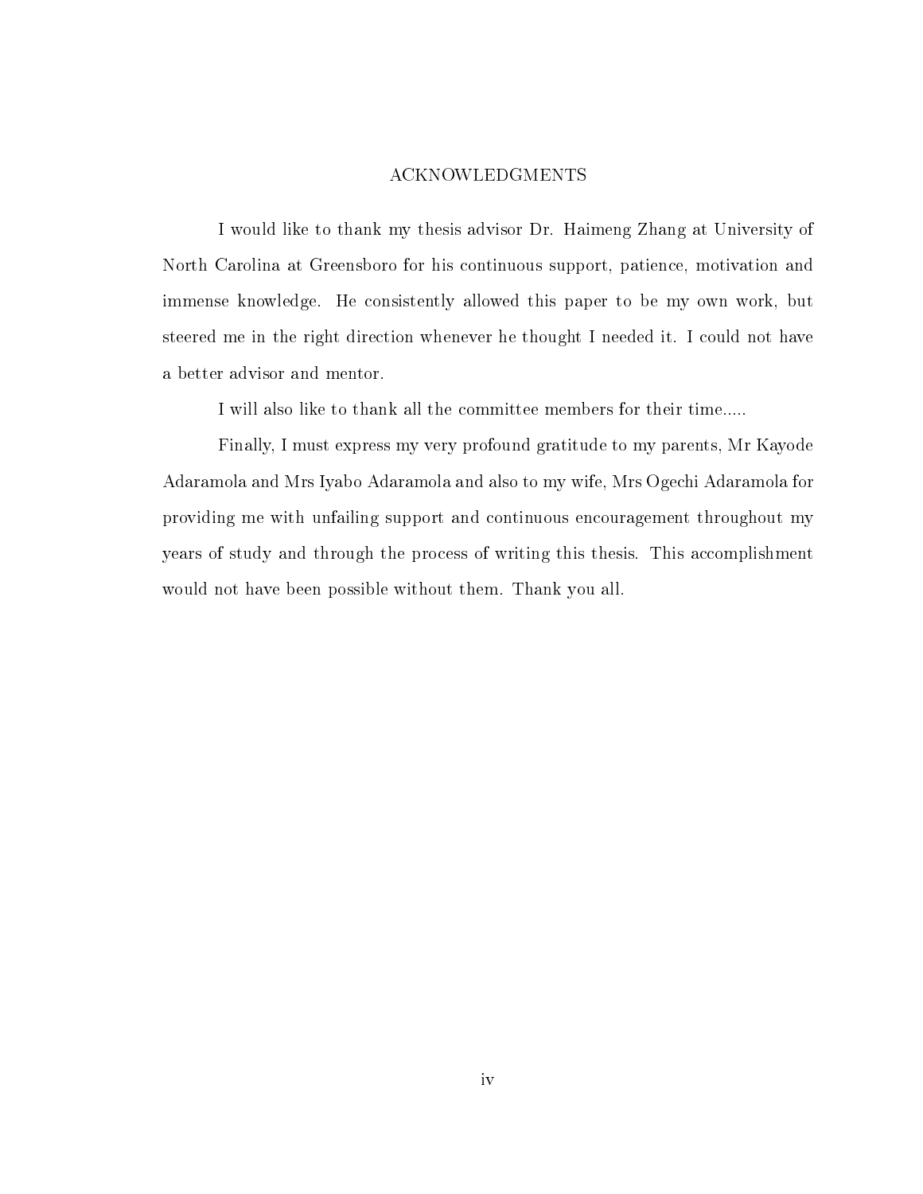## ACKNOWLEDGMENTS

I would like to thank my thesis advisor Dr. Haimeng Zhang at University of North Carolina at Greensboro for his continuous support, patience, motivation and immense knowledge. He consistently allowed this paper to be my own work, but steered me in the right direction whenever he thought I needed it. I could not have a better advisor and mentor.

I will also like to thank all the committee members for their time.....

Finally, I must express my very profound gratitude to my parents, Mr Kayode Adaramola and Mrs Iyabo Adaramola and also to my wife, Mrs Ogechi Adaramola for providing me with unfailing support and continuous encouragement throughout my years of study and through the process of writing this thesis. This accomplishment would not have been possible without them. Thank you all.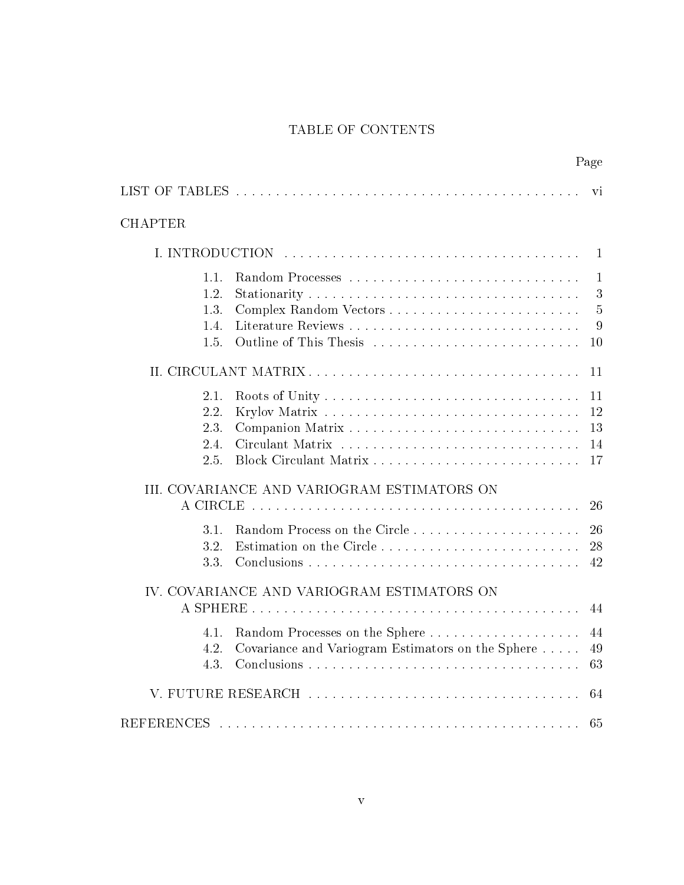# TABLE OF CONTENTS

| | Page |
|---|---|
| LIST OF TABLES | vi |
| CHAPTER | |
| I. INTRODUCTION | 1 |
| 1.1. Random Processes | 1 |
| 1.2. Stationarity | 3 |
| 1.3. Complex Random Vectors | 5 |
| 1.4. Literature Reviews | 9 |
| 1.5. Outline of This Thesis | 10 |
| II. CIRCULANT MATRIX | 11 |
| 2.1. Roots of Unity | 11 |
| 2.2. Krylov Matrix | 12 |
| 2.3. Companion Matrix | 13 |
| 2.4. Circulant Matrix | 14 |
| 2.5. Block Circulant Matrix | 17 |
| III. COVARIANCE AND VARIOGRAM ESTIMATORS ON A CIRCLE | 26 |
| 3.1. Random Process on the Circle | 26 |
| 3.2. Estimation on the Circle | 28 |
| 3.3. Conclusions | 42 |
| IV. COVARIANCE AND VARIOGRAM ESTIMATORS ON A SPHERE | 44 |
| 4.1. Random Processes on the Sphere | 44 |
| 4.2. Covariance and Variogram Estimators on the Sphere | 49 |
| 4.3. Conclusions | 63 |
| V. FUTURE RESEARCH | 64 |
| REFERENCES | 65 |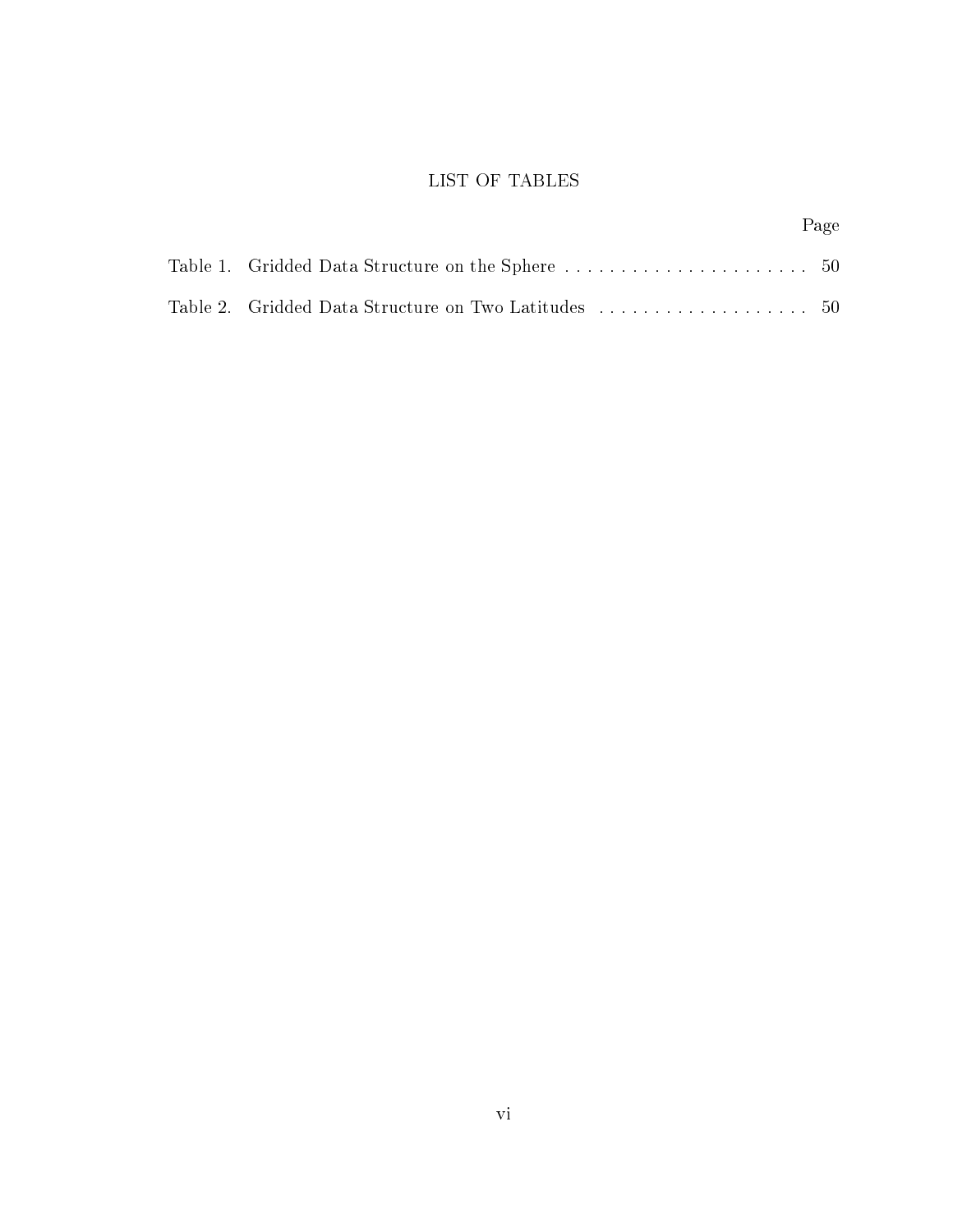# LIST OF TABLES

| | Page |
|---|---|
| Table 1. Gridded Data Structure on the Sphere | 50 |
| Table 2. Gridded Data Structure on Two Latitudes | 50 |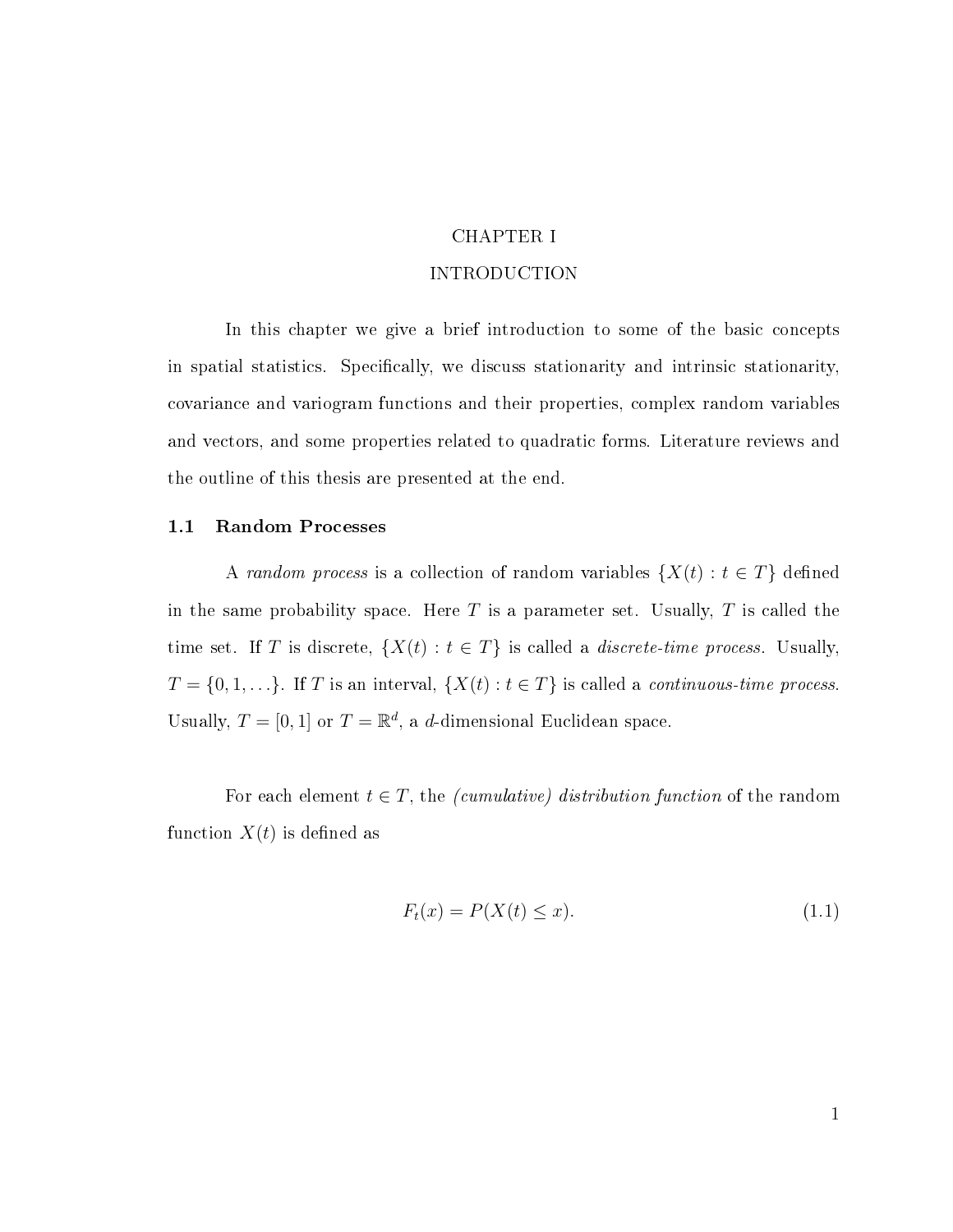# CHAPTER I

# INTRODUCTION

In this chapter we give a brief introduction to some of the basic concepts in spatial statistics. Specifically, we discuss stationarity and intrinsic stationarity, covariance and variogram functions and their properties, complex random variables and vectors, and some properties related to quadratic forms. Literature reviews and the outline of this thesis are presented at the end.

## 1.1 Random Processes

A *random process* is a collection of random variables $\{X(t) : t \in T\}$ defined in the same probability space. Here $T$ is a parameter set. Usually, $T$ is called the time set. If $T$ is discrete, $\{X(t) : t \in T\}$ is called a *discrete-time process*. Usually, $T = \{0, 1, \ldots\}$. If $T$ is an interval, $\{X(t) : t \in T\}$ is called a *continuous-time process*. Usually, $T = [0, 1]$ or $T = \mathbb{R}^d$, a $d$-dimensional Euclidean space.

For each element $t \in T$, the *(cumulative) distribution function* of the random function $X(t)$ is defined as

$$F_t(x) = P(X(t) \leq x). \tag{1.1}$$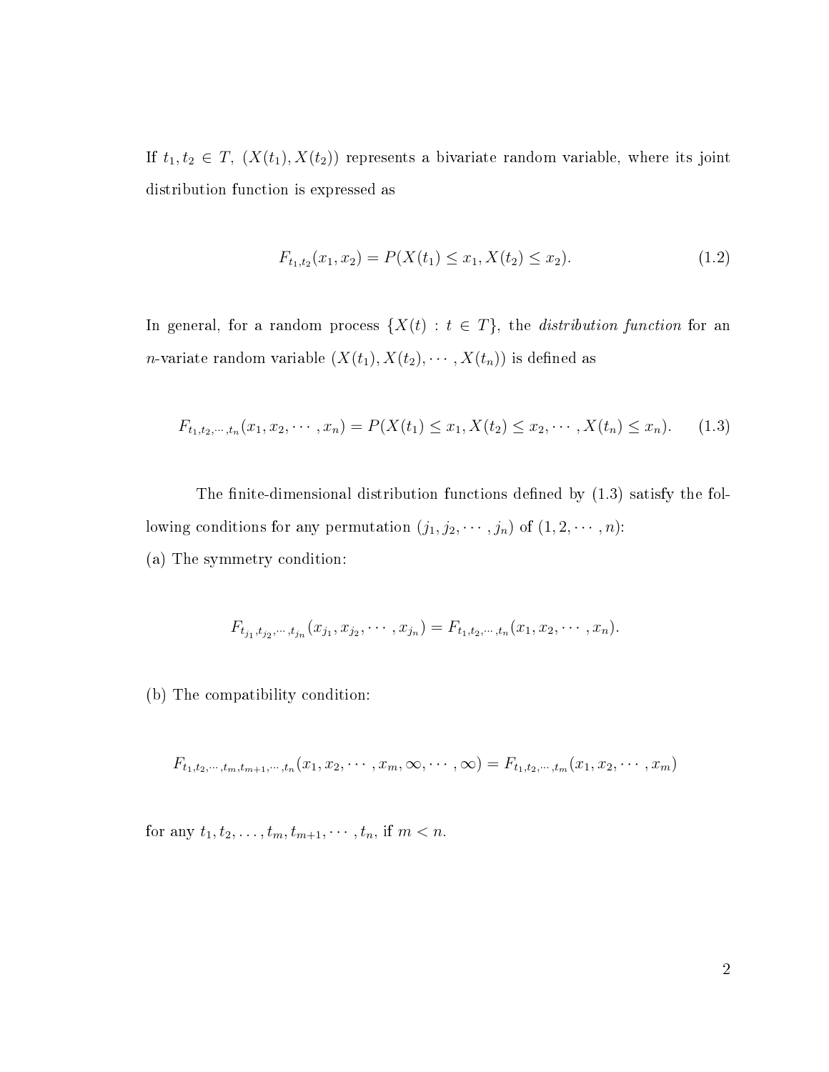If $t_1, t_2 \in T$, $(X(t_1), X(t_2))$ represents a bivariate random variable, where its joint distribution function is expressed as

$$F_{t_1,t_2}(x_1, x_2) = P(X(t_1) \leq x_1, X(t_2) \leq x_2). \tag{1.2}$$

In general, for a random process $\{X(t) : t \in T\}$, the *distribution function* for an $n$-variate random variable $(X(t_1), X(t_2), \cdots, X(t_n))$ is defined as

$$F_{t_1,t_2,\cdots,t_n}(x_1, x_2, \cdots, x_n) = P(X(t_1) \leq x_1, X(t_2) \leq x_2, \cdots, X(t_n) \leq x_n). \tag{1.3}$$

The finite-dimensional distribution functions defined by (1.3) satisfy the following conditions for any permutation $(j_1, j_2, \cdots, j_n)$ of $(1, 2, \cdots, n)$:

(a) The symmetry condition:

$$F_{t_{j_1},t_{j_2},\cdots,t_{j_n}}(x_{j_1}, x_{j_2}, \cdots, x_{j_n}) = F_{t_1,t_2,\cdots,t_n}(x_1, x_2, \cdots, x_n).$$

(b) The compatibility condition:

$$F_{t_1,t_2,\cdots,t_m,t_{m+1},\cdots,t_n}(x_1, x_2, \cdots, x_m, \infty, \cdots, \infty) = F_{t_1,t_2,\cdots,t_m}(x_1, x_2, \cdots, x_m)$$

for any $t_1, t_2, \ldots, t_m, t_{m+1}, \cdots, t_n$, if $m < n$.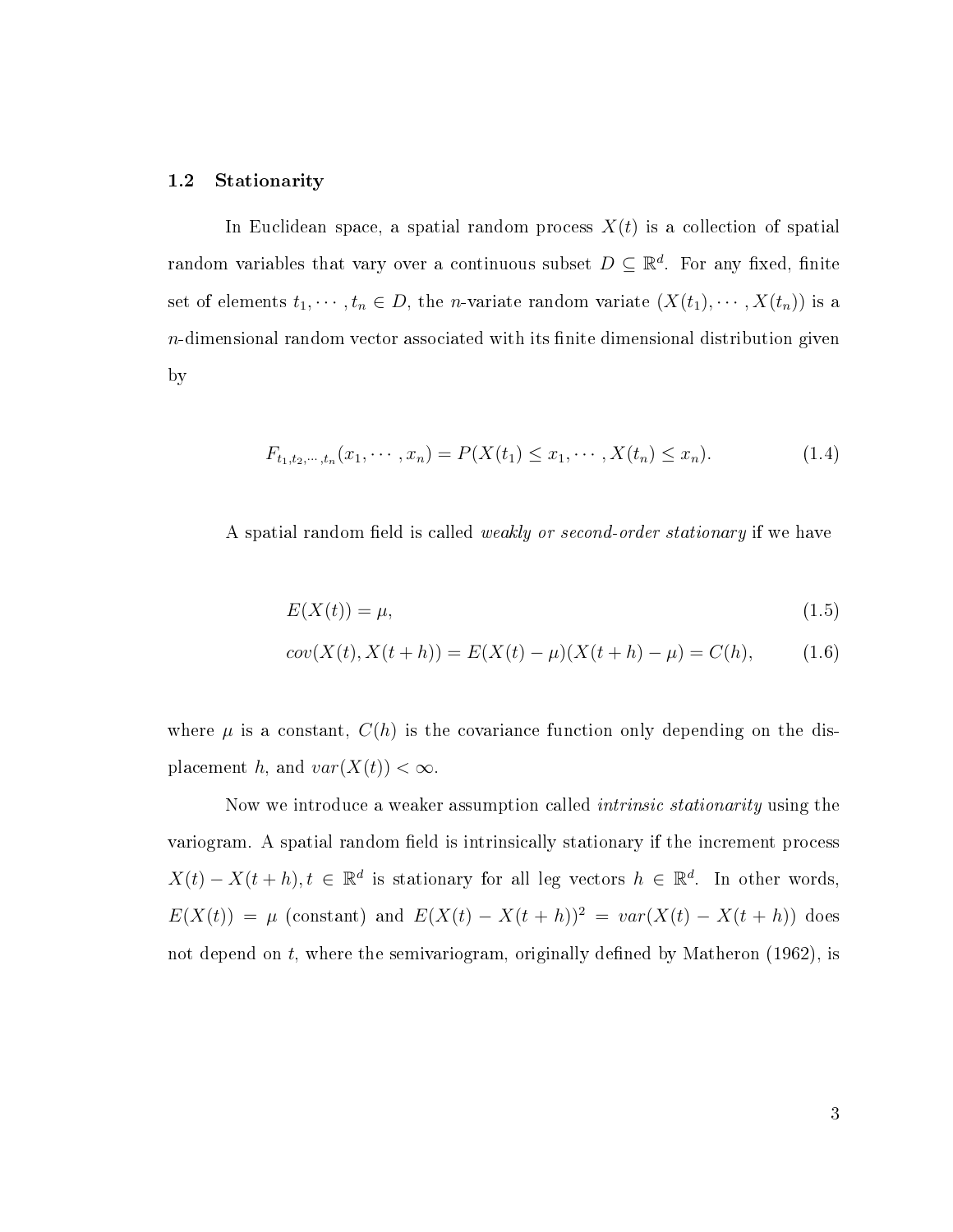## 1.2 Stationarity

In Euclidean space, a spatial random process $X(t)$ is a collection of spatial random variables that vary over a continuous subset $D \subseteq \mathbb{R}^d$. For any fixed, finite set of elements $t_1, \cdots, t_n \in D$, the $n$-variate random variate $(X(t_1), \cdots, X(t_n))$ is a $n$-dimensional random vector associated with its finite dimensional distribution given by

$$F_{t_1,t_2,\cdots,t_n}(x_1, \cdots, x_n) = P(X(t_1) \leq x_1, \cdots, X(t_n) \leq x_n). \tag{1.4}$$

A spatial random field is called *weakly or second-order stationary* if we have

$$E(X(t)) = \mu, \tag{1.5}$$

$$cov(X(t), X(t+h)) = E(X(t) - \mu)(X(t+h) - \mu) = C(h), \tag{1.6}$$

where $\mu$ is a constant, $C(h)$ is the covariance function only depending on the displacement $h$, and $var(X(t)) < \infty$.

Now we introduce a weaker assumption called *intrinsic stationarity* using the variogram. A spatial random field is intrinsically stationary if the increment process $X(t) - X(t+h), t \in \mathbb{R}^d$ is stationary for all leg vectors $h \in \mathbb{R}^d$. In other words, $E(X(t)) = \mu$ (constant) and $E(X(t) - X(t+h))^2 = var(X(t) - X(t+h))$ does not depend on $t$, where the semivariogram, originally defined by Matheron (1962), is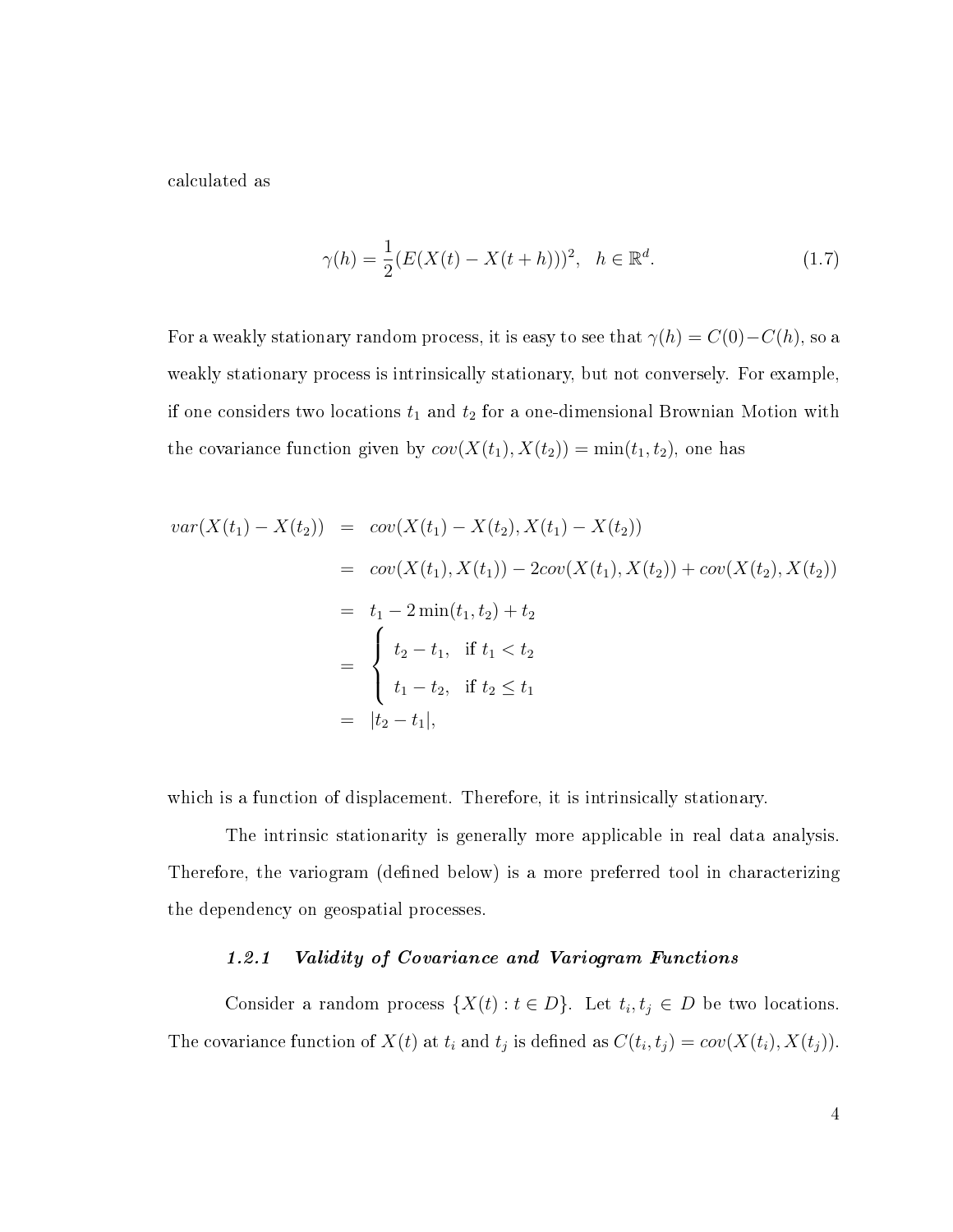calculated as

$$\gamma(h) = \frac{1}{2}(E(X(t) - X(t+h)))^2, \quad h \in \mathbb{R}^d. \tag{1.7}$$

For a weakly stationary random process, it is easy to see that $\gamma(h) = C(0) - C(h)$, so a weakly stationary process is intrinsically stationary, but not conversely. For example, if one considers two locations $t_1$ and $t_2$ for a one-dimensional Brownian Motion with the covariance function given by $cov(X(t_1), X(t_2)) = \min(t_1, t_2)$, one has

$$\begin{aligned}
var(X(t_1) - X(t_2)) &= cov(X(t_1) - X(t_2), X(t_1) - X(t_2)) \\
&= cov(X(t_1), X(t_1)) - 2cov(X(t_1), X(t_2)) + cov(X(t_2), X(t_2)) \\
&= t_1 - 2\min(t_1, t_2) + t_2 \\
&= \begin{cases} t_2 - t_1, & \text{if } t_1 < t_2 \\ t_1 - t_2, & \text{if } t_2 \leq t_1 \end{cases} \\
&= |t_2 - t_1|,
\end{aligned}$$

which is a function of displacement. Therefore, it is intrinsically stationary.

The intrinsic stationarity is generally more applicable in real data analysis. Therefore, the variogram (defined below) is a more preferred tool in characterizing the dependency on geospatial processes.

### *1.2.1 Validity of Covariance and Variogram Functions*

Consider a random process $\{X(t) : t \in D\}$. Let $t_i, t_j \in D$ be two locations. The covariance function of $X(t)$ at $t_i$ and $t_j$ is defined as $C(t_i, t_j) = cov(X(t_i), X(t_j))$.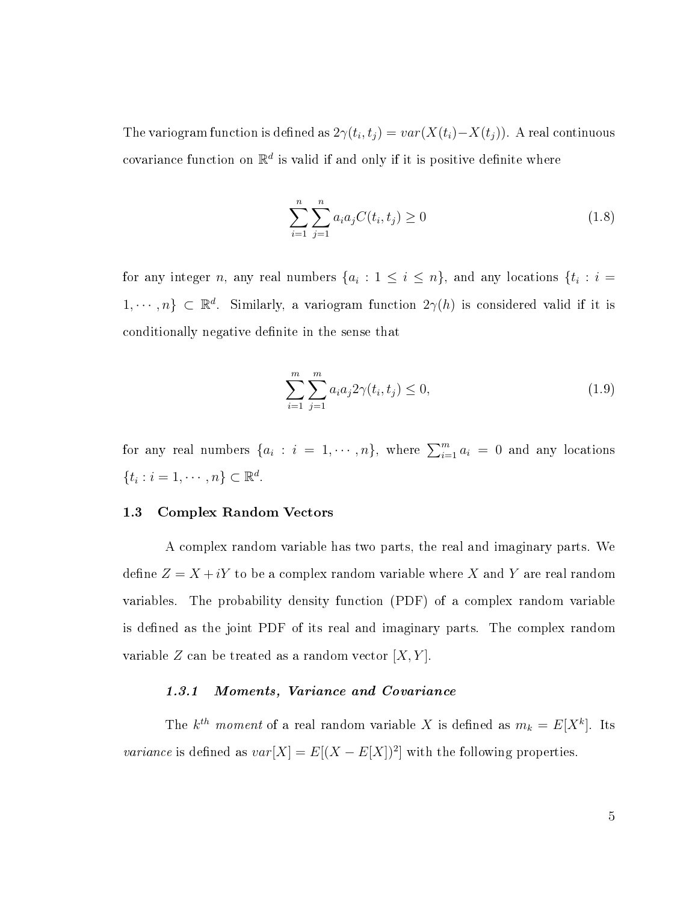The variogram function is defined as $2\gamma(t_i, t_j) = var(X(t_i) - X(t_j))$. A real continuous covariance function on $\mathbb{R}^d$ is valid if and only if it is positive definite where

$$\sum_{i=1}^{n} \sum_{j=1}^{n} a_i a_j C(t_i, t_j) \geq 0 \tag{1.8}$$

for any integer $n$, any real numbers $\{a_i : 1 \leq i \leq n\}$, and any locations $\{t_i : i = 1, \cdots, n\} \subset \mathbb{R}^d$. Similarly, a variogram function $2\gamma(h)$ is considered valid if it is conditionally negative definite in the sense that

$$\sum_{i=1}^{m} \sum_{j=1}^{m} a_i a_j 2\gamma(t_i, t_j) \leq 0, \tag{1.9}$$

for any real numbers $\{a_i : i = 1, \cdots, n\}$, where $\sum_{i=1}^{m} a_i = 0$ and any locations $\{t_i : i = 1, \cdots, n\} \subset \mathbb{R}^d$.

## 1.3 Complex Random Vectors

A complex random variable has two parts, the real and imaginary parts. We define $Z = X + iY$ to be a complex random variable where $X$ and $Y$ are real random variables. The probability density function (PDF) of a complex random variable is defined as the joint PDF of its real and imaginary parts. The complex random variable $Z$ can be treated as a random vector $[X, Y]$.

### *1.3.1 Moments, Variance and Covariance*

The $k^{th}$ *moment* of a real random variable $X$ is defined as $m_k = E[X^k]$. Its *variance* is defined as $var[X] = E[(X - E[X])^2]$ with the following properties.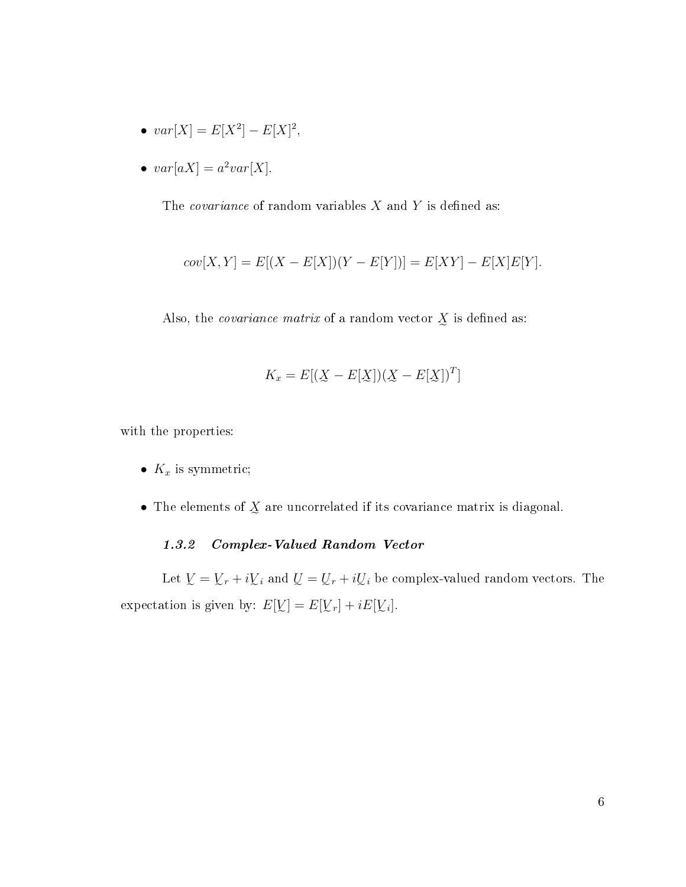- $var[X] = E[X^2] - E[X]^2$,
- $var[aX] = a^2 var[X]$.

The *covariance* of random variables $X$ and $Y$ is defined as:

$$cov[X, Y] = E[(X - E[X])(Y - E[Y])] = E[XY] - E[X]E[Y].$$

Also, the *covariance matrix* of a random vector $\underset{\sim}{X}$ is defined as:

$$K_x = E[(\underset{\sim}{X} - E[\underset{\sim}{X}])(\underset{\sim}{X} - E[\underset{\sim}{X}])^T]$$

with the properties:

- $K_x$ is symmetric;
- The elements of $\underset{\sim}{X}$ are uncorrelated if its covariance matrix is diagonal.

### *1.3.2 Complex-Valued Random Vector*

Let $\underset{\sim}{V} = \underset{\sim}{V}_r + i\underset{\sim}{V}_i$ and $\underset{\sim}{U} = \underset{\sim}{U}_r + i\underset{\sim}{U}_i$ be complex-valued random vectors. The expectation is given by: $E[\underset{\sim}{V}] = E[\underset{\sim}{V}_r] + iE[\underset{\sim}{V}_i]$.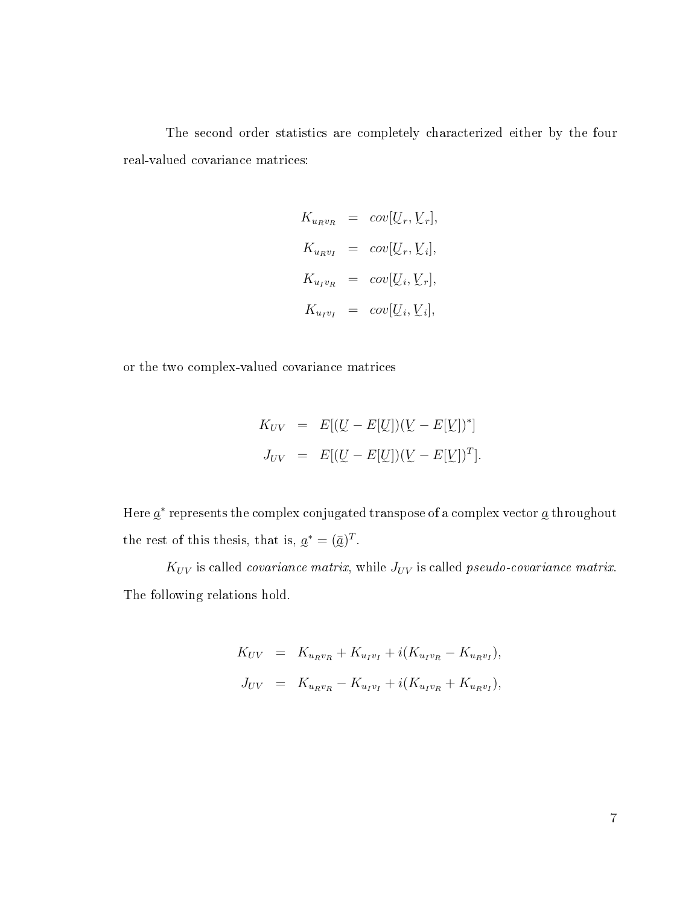The second order statistics are completely characterized either by the four real-valued covariance matrices:

$$
\begin{aligned}
K_{u_R v_R} &= cov[\underset{\sim}{U}_r, \underset{\sim}{V}_r], \\
K_{u_R v_I} &= cov[\underset{\sim}{U}_r, \underset{\sim}{V}_i], \\
K_{u_I v_R} &= cov[\underset{\sim}{U}_i, \underset{\sim}{V}_r], \\
K_{u_I v_I} &= cov[\underset{\sim}{U}_i, \underset{\sim}{V}_i],
\end{aligned}
$$

or the two complex-valued covariance matrices

$$
\begin{aligned}
K_{UV} &= E[(\underset{\sim}{U} - E[\underset{\sim}{U}])(\underset{\sim}{V} - E[\underset{\sim}{V}])^*] \\
J_{UV} &= E[(\underset{\sim}{U} - E[\underset{\sim}{U}])(\underset{\sim}{V} - E[\underset{\sim}{V}])^T].
\end{aligned}
$$

Here $\underset{\sim}{a}^*$ represents the complex conjugated transpose of a complex vector $\underset{\sim}{a}$ throughout the rest of this thesis, that is, $\underset{\sim}{a}^* = (\bar{\underset{\sim}{a}})^T$.

$K_{UV}$ is called *covariance matrix*, while $J_{UV}$ is called *pseudo-covariance matrix*. The following relations hold.

$$
\begin{aligned}
K_{UV} &= K_{u_R v_R} + K_{u_I v_I} + i(K_{u_I v_R} - K_{u_R v_I}), \\
J_{UV} &= K_{u_R v_R} - K_{u_I v_I} + i(K_{u_I v_R} + K_{u_R v_I}),
\end{aligned}
$$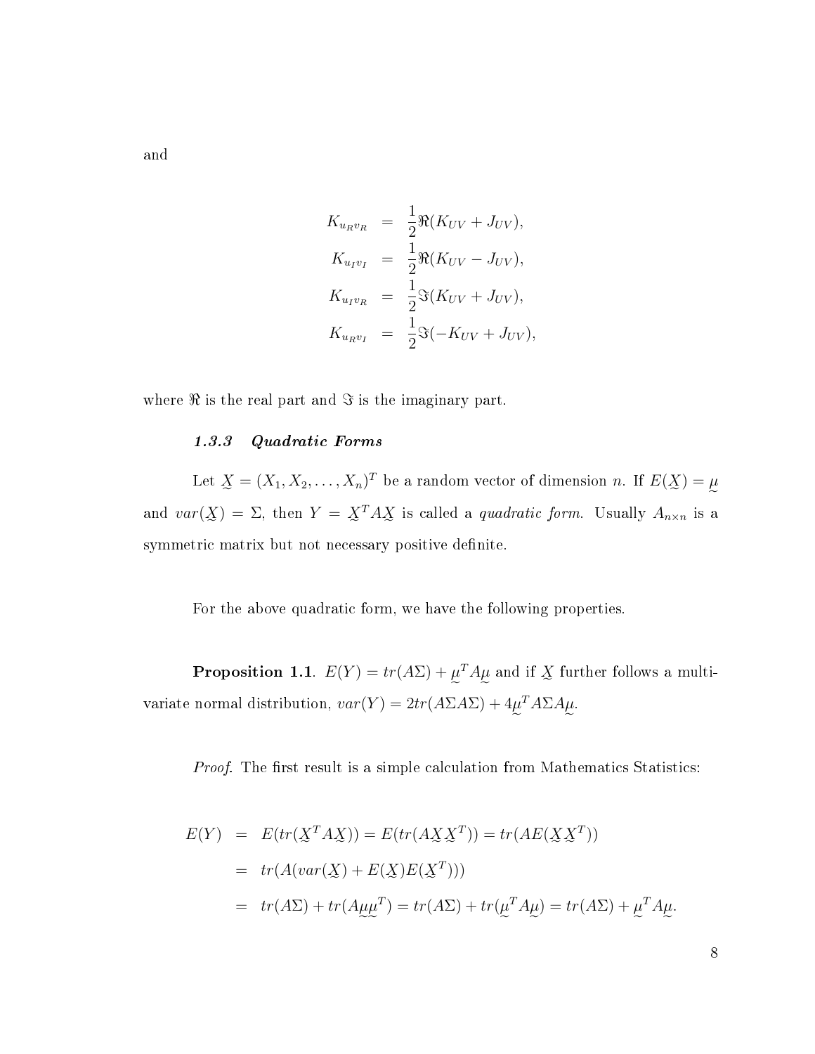and

$$
\begin{aligned}
K_{u_R v_R} &= \frac{1}{2}\Re(K_{UV} + J_{UV}), \\
K_{u_I v_I} &= \frac{1}{2}\Re(K_{UV} - J_{UV}), \\
K_{u_I v_R} &= \frac{1}{2}\Im(K_{UV} + J_{UV}), \\
K_{u_R v_I} &= \frac{1}{2}\Im(-K_{UV} + J_{UV}),
\end{aligned}
$$

where $\Re$ is the real part and $\Im$ is the imaginary part.

### *1.3.3 Quadratic Forms*

Let $\underset{\sim}{X} = (X_1, X_2, \ldots, X_n)^T$ be a random vector of dimension $n$. If $E(\underset{\sim}{X}) = \underset{\sim}{\mu}$ and $var(\underset{\sim}{X}) = \Sigma$, then $Y = \underset{\sim}{X}^T A \underset{\sim}{X}$ is called a *quadratic form*. Usually $A_{n \times n}$ is a symmetric matrix but not necessary positive definite.

For the above quadratic form, we have the following properties.

**Proposition 1.1**. $E(Y) = tr(A\Sigma) + \underset{\sim}{\mu}^T A \underset{\sim}{\mu}$ and if $\underset{\sim}{X}$ further follows a multivariate normal distribution, $var(Y) = 2tr(A\Sigma A\Sigma) + 4\underset{\sim}{\mu}^T A \Sigma A \underset{\sim}{\mu}$.

*Proof.* The first result is a simple calculation from Mathematics Statistics:

$$
\begin{aligned}
E(Y) &= E(tr(\underset{\sim}{X}^T A \underset{\sim}{X})) = E(tr(A\underset{\sim}{X}\underset{\sim}{X}^T)) = tr(AE(\underset{\sim}{X}\underset{\sim}{X}^T)) \\
&= tr(A(var(\underset{\sim}{X}) + E(\underset{\sim}{X})E(\underset{\sim}{X}^T))) \\
&= tr(A\Sigma) + tr(A\underset{\sim}{\mu}\underset{\sim}{\mu}^T) = tr(A\Sigma) + tr(\underset{\sim}{\mu}^T A \underset{\sim}{\mu}) = tr(A\Sigma) + \underset{\sim}{\mu}^T A \underset{\sim}{\mu}.
\end{aligned}
$$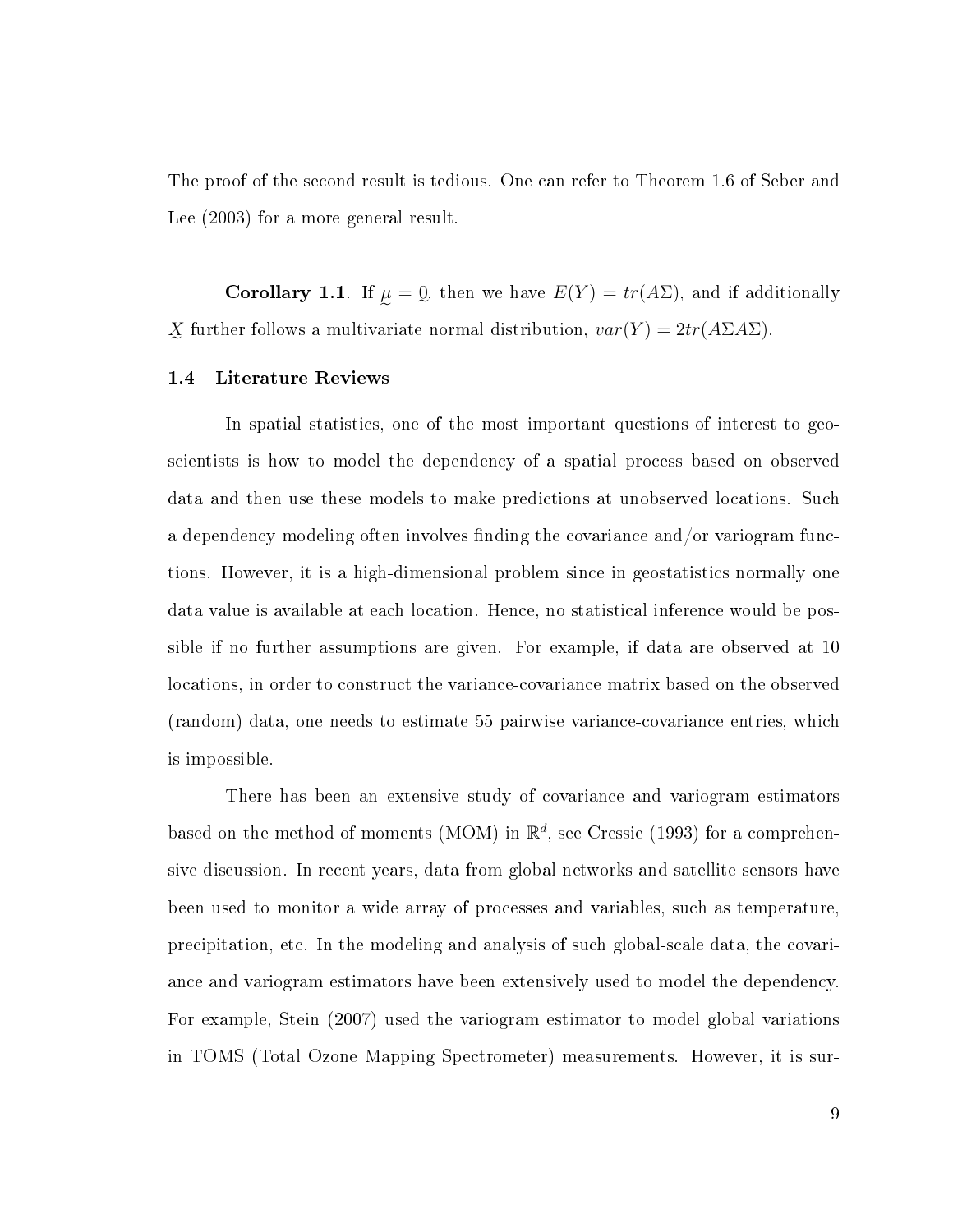The proof of the second result is tedious. One can refer to Theorem 1.6 of Seber and Lee (2003) for a more general result.

**Corollary 1.1**. If $\underset{\sim}{\mu} = \underset{\sim}{0}$, then we have $E(Y) = tr(A\Sigma)$, and if additionally $\underset{\sim}{X}$ further follows a multivariate normal distribution, $var(Y) = 2tr(A\Sigma A\Sigma)$.

### 1.4 Literature Reviews

In spatial statistics, one of the most important questions of interest to geoscientists is how to model the dependency of a spatial process based on observed data and then use these models to make predictions at unobserved locations. Such a dependency modeling often involves finding the covariance and/or variogram functions. However, it is a high-dimensional problem since in geostatistics normally one data value is available at each location. Hence, no statistical inference would be possible if no further assumptions are given. For example, if data are observed at 10 locations, in order to construct the variance-covariance matrix based on the observed (random) data, one needs to estimate 55 pairwise variance-covariance entries, which is impossible.

There has been an extensive study of covariance and variogram estimators based on the method of moments (MOM) in $\mathbb{R}^d$, see Cressie (1993) for a comprehensive discussion. In recent years, data from global networks and satellite sensors have been used to monitor a wide array of processes and variables, such as temperature, precipitation, etc. In the modeling and analysis of such global-scale data, the covariance and variogram estimators have been extensively used to model the dependency. For example, Stein (2007) used the variogram estimator to model global variations in TOMS (Total Ozone Mapping Spectrometer) measurements. However, it is sur-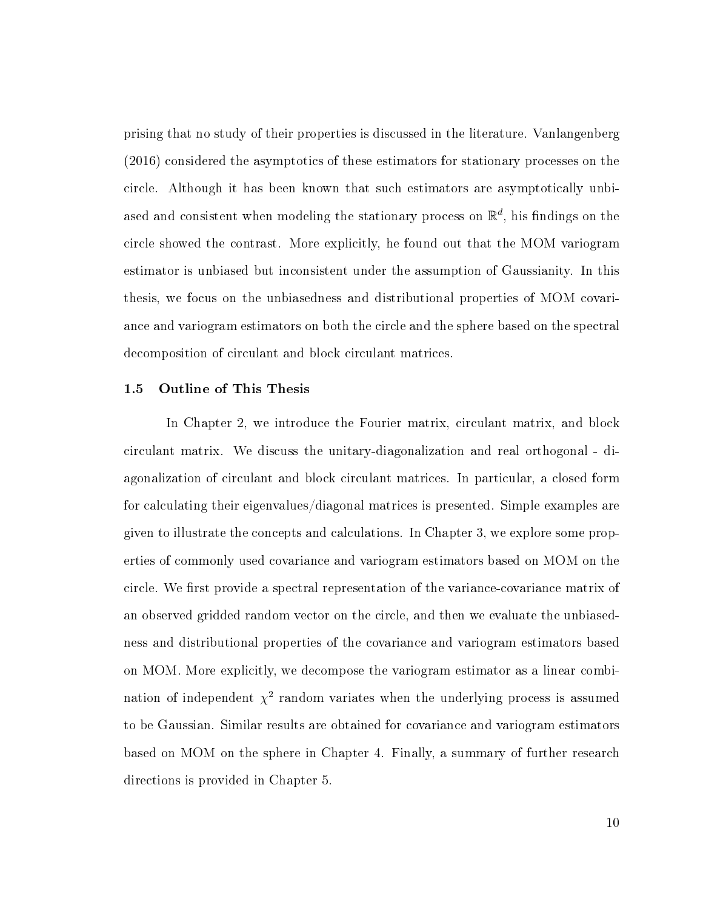prising that no study of their properties is discussed in the literature. Vanlangenberg (2016) considered the asymptotics of these estimators for stationary processes on the circle. Although it has been known that such estimators are asymptotically unbiased and consistent when modeling the stationary process on $\mathbb{R}^d$, his findings on the circle showed the contrast. More explicitly, he found out that the MOM variogram estimator is unbiased but inconsistent under the assumption of Gaussianity. In this thesis, we focus on the unbiasedness and distributional properties of MOM covariance and variogram estimators on both the circle and the sphere based on the spectral decomposition of circulant and block circulant matrices.

### 1.5 Outline of This Thesis

In Chapter 2, we introduce the Fourier matrix, circulant matrix, and block circulant matrix. We discuss the unitary-diagonalization and real orthogonal - diagonalization of circulant and block circulant matrices. In particular, a closed form for calculating their eigenvalues/diagonal matrices is presented. Simple examples are given to illustrate the concepts and calculations. In Chapter 3, we explore some properties of commonly used covariance and variogram estimators based on MOM on the circle. We first provide a spectral representation of the variance-covariance matrix of an observed gridded random vector on the circle, and then we evaluate the unbiasedness and distributional properties of the covariance and variogram estimators based on MOM. More explicitly, we decompose the variogram estimator as a linear combination of independent $\chi^2$ random variates when the underlying process is assumed to be Gaussian. Similar results are obtained for covariance and variogram estimators based on MOM on the sphere in Chapter 4. Finally, a summary of further research directions is provided in Chapter 5.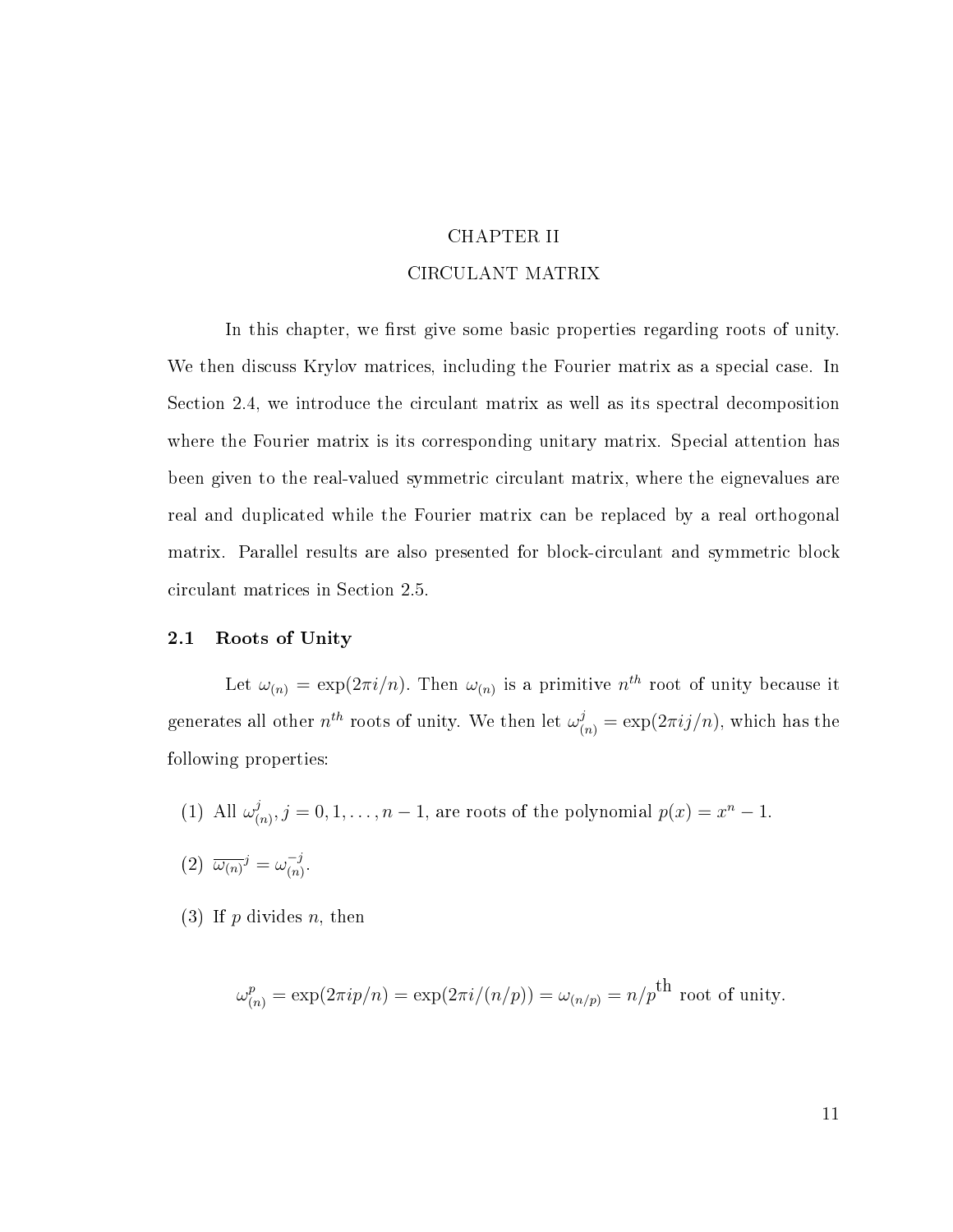# CHAPTER II

# CIRCULANT MATRIX

In this chapter, we first give some basic properties regarding roots of unity. We then discuss Krylov matrices, including the Fourier matrix as a special case. In Section 2.4, we introduce the circulant matrix as well as its spectral decomposition where the Fourier matrix is its corresponding unitary matrix. Special attention has been given to the real-valued symmetric circulant matrix, where the eignevalues are real and duplicated while the Fourier matrix can be replaced by a real orthogonal matrix. Parallel results are also presented for block-circulant and symmetric block circulant matrices in Section 2.5.

## 2.1 Roots of Unity

Let $\omega_{(n)} = \exp(2\pi i/n)$. Then $\omega_{(n)}$ is a primitive $n^{th}$ root of unity because it generates all other $n^{th}$ roots of unity. We then let $\omega_{(n)}^j = \exp(2\pi ij/n)$, which has the following properties:

(1) All $\omega_{(n)}^j, j = 0, 1, \ldots, n-1$, are roots of the polynomial $p(x) = x^n - 1$.

(2) $\overline{\omega_{(n)}}^j = \omega_{(n)}^{-j}$.

(3) If $p$ divides $n$, then

$$\omega_{(n)}^p = \exp(2\pi ip/n) = \exp(2\pi i/(n/p)) = \omega_{(n/p)} = n/p^{\text{th}} \text{ root of unity.}$$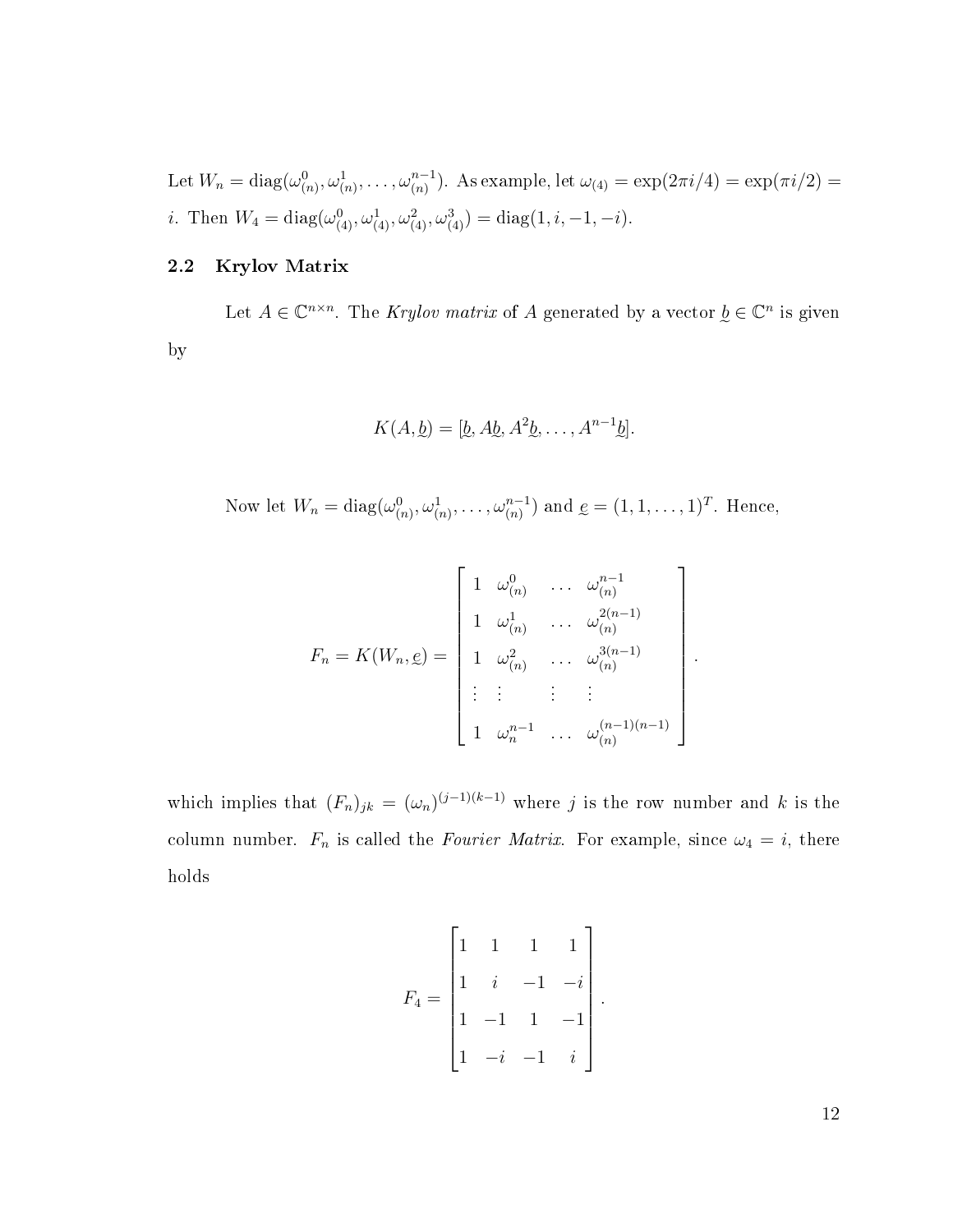Let $W_n = \text{diag}(\omega_{(n)}^0, \omega_{(n)}^1, \ldots, \omega_{(n)}^{n-1})$. As example, let $\omega_{(4)} = \exp(2\pi i/4) = \exp(\pi i/2) = i$. Then $W_4 = \text{diag}(\omega_{(4)}^0, \omega_{(4)}^1, \omega_{(4)}^2, \omega_{(4)}^3) = \text{diag}(1, i, -1, -i)$.

## 2.2 Krylov Matrix

Let $A \in \mathbb{C}^{n \times n}$. The *Krylov matrix* of $A$ generated by a vector $\underset{\sim}{b} \in \mathbb{C}^n$ is given by

$$K(A, \underset{\sim}{b}) = [\underset{\sim}{b}, A\underset{\sim}{b}, A^2\underset{\sim}{b}, \ldots, A^{n-1}\underset{\sim}{b}].$$

Now let $W_n = \text{diag}(\omega_{(n)}^0, \omega_{(n)}^1, \ldots, \omega_{(n)}^{n-1})$ and $\underset{\sim}{e} = (1, 1, \ldots, 1)^T$. Hence,

$$F_n = K(W_n, \underset{\sim}{e}) = \begin{bmatrix} 1 & \omega_{(n)}^0 & \ldots & \omega_{(n)}^{n-1} \\ 1 & \omega_{(n)}^1 & \ldots & \omega_{(n)}^{2(n-1)} \\ 1 & \omega_{(n)}^2 & \ldots & \omega_{(n)}^{3(n-1)} \\ \vdots & \vdots & \vdots & \vdots \\ 1 & \omega_n^{n-1} & \ldots & \omega_{(n)}^{(n-1)(n-1)} \end{bmatrix}.$$

which implies that $(F_n)_{jk} = (\omega_n)^{(j-1)(k-1)}$ where $j$ is the row number and $k$ is the column number. $F_n$ is called the *Fourier Matrix*. For example, since $\omega_4 = i$, there holds

$$F_4 = \begin{bmatrix} 1 & 1 & 1 & 1 \\ 1 & i & -1 & -i \\ 1 & -1 & 1 & -1 \\ 1 & -i & -1 & i \end{bmatrix}.$$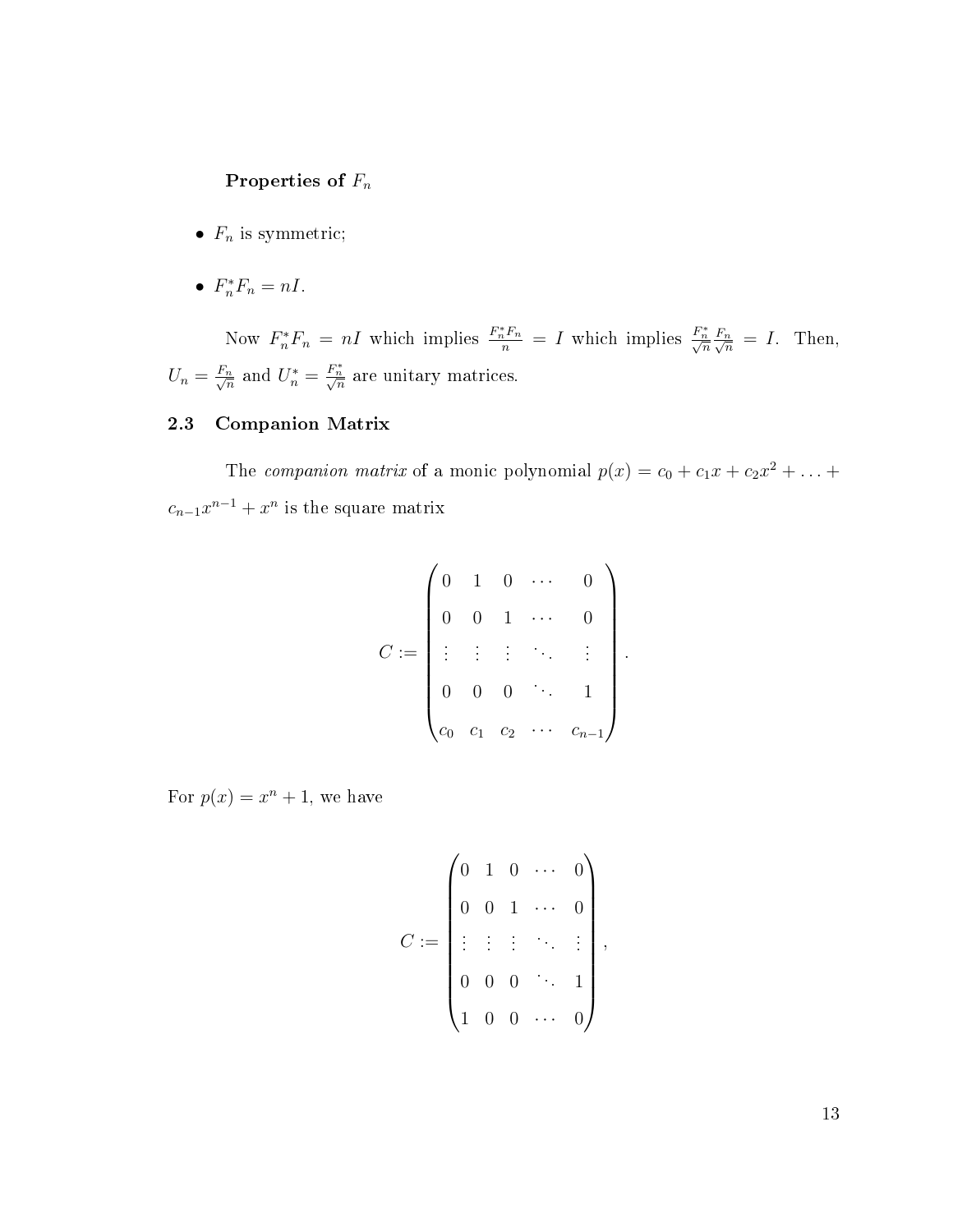**Properties of $F_n$**

- $F_n$ is symmetric;
- $F_n^* F_n = nI$.

Now $F_n^* F_n = nI$ which implies $\frac{F_n^* F_n}{n} = I$ which implies $\frac{F_n^*}{\sqrt{n}} \frac{F_n}{\sqrt{n}} = I$. Then, $U_n = \frac{F_n}{\sqrt{n}}$ and $U_n^* = \frac{F_n^*}{\sqrt{n}}$ are unitary matrices.

## 2.3 Companion Matrix

The *companion matrix* of a monic polynomial $p(x) = c_0 + c_1 x + c_2 x^2 + \ldots + c_{n-1} x^{n-1} + x^n$ is the square matrix

$$C := \begin{pmatrix} 0 & 1 & 0 & \cdots & 0 \\ 0 & 0 & 1 & \cdots & 0 \\ \vdots & \vdots & \vdots & \ddots & \vdots \\ 0 & 0 & 0 & \ddots & 1 \\ c_0 & c_1 & c_2 & \cdots & c_{n-1} \end{pmatrix}.$$

For $p(x) = x^n + 1$, we have

$$C := \begin{pmatrix} 0 & 1 & 0 & \cdots & 0 \\ 0 & 0 & 1 & \cdots & 0 \\ \vdots & \vdots & \vdots & \ddots & \vdots \\ 0 & 0 & 0 & \ddots & 1 \\ 1 & 0 & 0 & \cdots & 0 \end{pmatrix},$$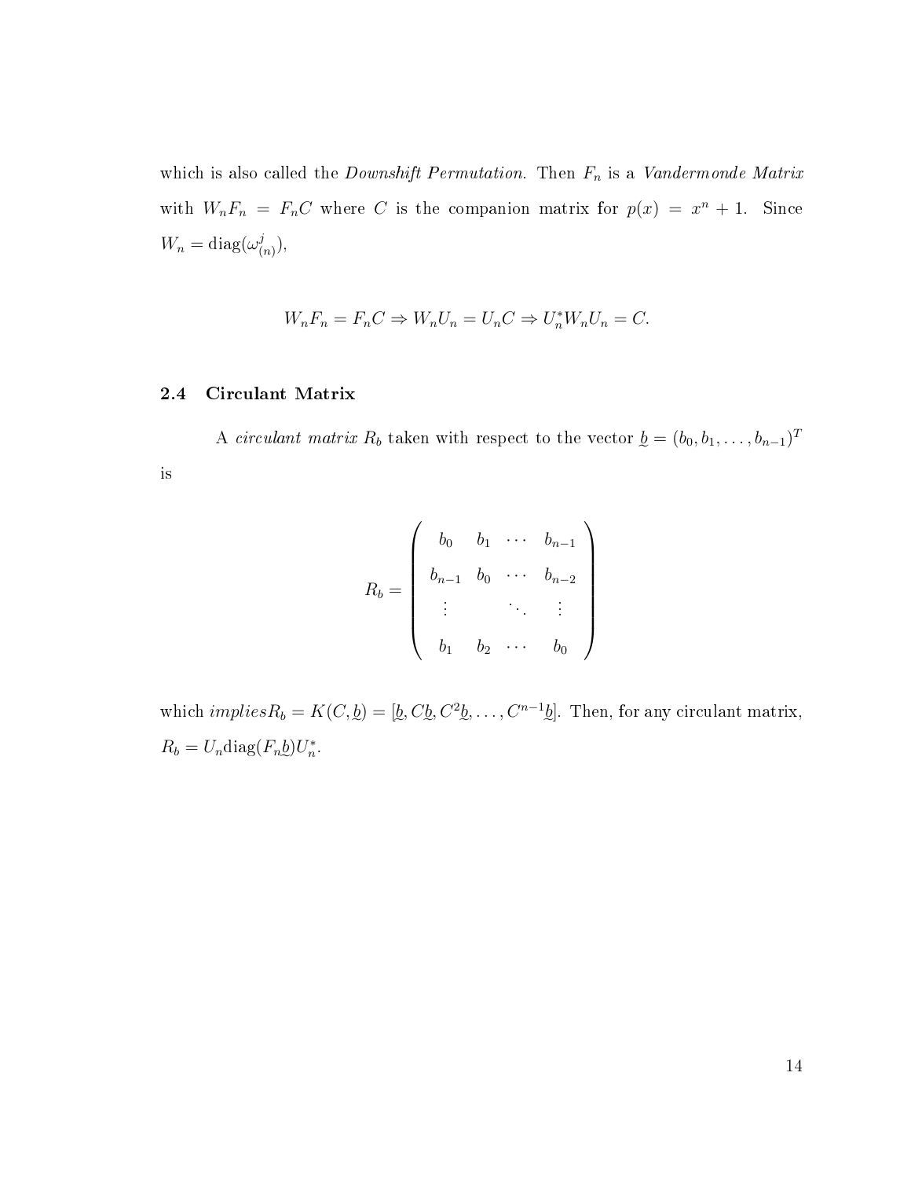which is also called the *Downshift Permutation*. Then $F_n$ is a *Vandermonde Matrix* with $W_n F_n = F_n C$ where $C$ is the companion matrix for $p(x) = x^n + 1$. Since $W_n = \text{diag}(\omega^j_{(n)})$,

$$W_n F_n = F_n C \Rightarrow W_n U_n = U_n C \Rightarrow U_n^* W_n U_n = C.$$

### 2.4 Circulant Matrix

A *circulant matrix* $R_b$ taken with respect to the vector $\underset{\sim}{b} = (b_0, b_1, \ldots, b_{n-1})^T$ is

$$R_b = \begin{pmatrix} b_0 & b_1 & \cdots & b_{n-1} \\ b_{n-1} & b_0 & \cdots & b_{n-2} \\ \vdots & & \ddots & \vdots \\ b_1 & b_2 & \cdots & b_0 \end{pmatrix}$$

which *implies*$R_b = K(C, \underset{\sim}{b}) = [\underset{\sim}{b}, C\underset{\sim}{b}, C^2\underset{\sim}{b}, \ldots, C^{n-1}\underset{\sim}{b}]$. Then, for any circulant matrix, $R_b = U_n \text{diag}(F_n \underset{\sim}{b}) U_n^*$.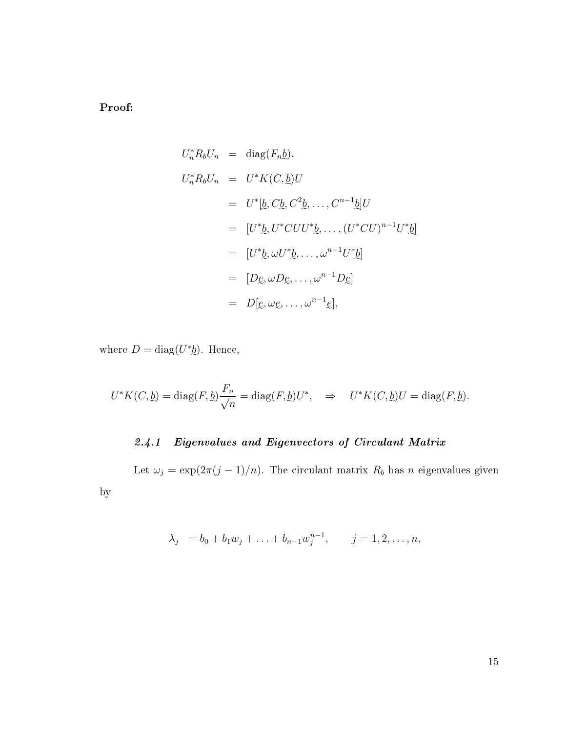**Proof:**

$$
\begin{aligned}
U_n^* R_b U_n &= \operatorname{diag}(F_n \underset{\sim}{b}). \\
U_n^* R_b U_n &= U^* K(C, \underset{\sim}{b}) U \\
&= U^* [\underset{\sim}{b}, C\underset{\sim}{b}, C^2 \underset{\sim}{b}, \ldots, C^{n-1} \underset{\sim}{b}] U \\
&= [U^* \underset{\sim}{b}, U^* C U U^* \underset{\sim}{b}, \ldots, (U^* C U)^{n-1} U^* \underset{\sim}{b}] \\
&= [U^* \underset{\sim}{b}, \omega U^* \underset{\sim}{b}, \ldots, \omega^{n-1} U^* \underset{\sim}{b}] \\
&= [D \underset{\sim}{e}, \omega D \underset{\sim}{e}, \ldots, \omega^{n-1} D \underset{\sim}{e}] \\
&= D [\underset{\sim}{e}, \omega \underset{\sim}{e}, \ldots, \omega^{n-1} \underset{\sim}{e}],
\end{aligned}
$$

where $D = \operatorname{diag}(U^* \underset{\sim}{b})$. Hence,

$$
U^* K(C, \underset{\sim}{b}) = \operatorname{diag}(F, \underset{\sim}{b}) \frac{F_n}{\sqrt{n}} = \operatorname{diag}(F, \underset{\sim}{b}) U^*, \quad \Rightarrow \quad U^* K(C, \underset{\sim}{b}) U = \operatorname{diag}(F, \underset{\sim}{b}).
$$

### *2.4.1 Eigenvalues and Eigenvectors of Circulant Matrix*

Let $\omega_j = \exp(2\pi(j-1)/n)$. The circulant matrix $R_b$ has $n$ eigenvalues given by

$$
\lambda_j \;\; = b_0 + b_1 w_j + \ldots + b_{n-1} w_j^{n-1}, \qquad j = 1, 2, \ldots, n,
$$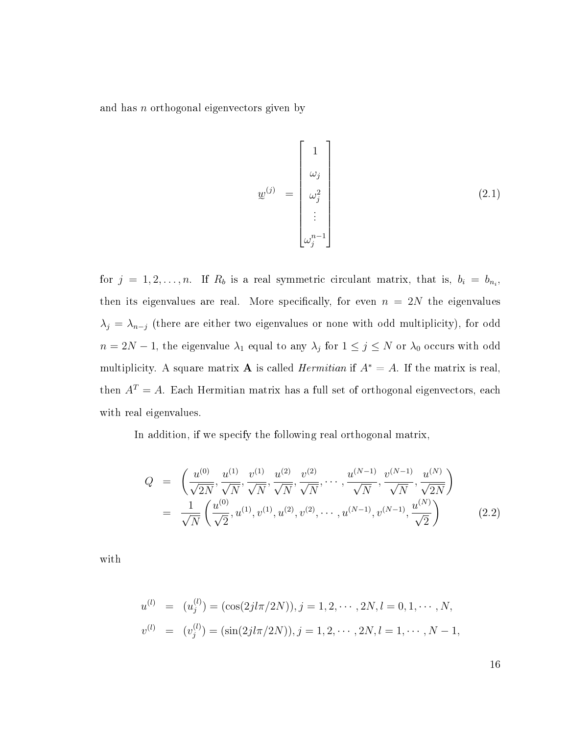and has $n$ orthogonal eigenvectors given by

$$
\underset{\sim}{w}^{(j)} = \begin{bmatrix} 1 \\ \omega_j \\ \omega_j^2 \\ \vdots \\ \omega_j^{n-1} \end{bmatrix} \tag{2.1}
$$

for $j = 1, 2, \ldots, n$. If $R_b$ is a real symmetric circulant matrix, that is, $b_i = b_{n_i}$, then its eigenvalues are real. More specifically, for even $n = 2N$ the eigenvalues $\lambda_j = \lambda_{n-j}$ (there are either two eigenvalues or none with odd multiplicity), for odd $n = 2N - 1$, the eigenvalue $\lambda_1$ equal to any $\lambda_j$ for $1 \leq j \leq N$ or $\lambda_0$ occurs with odd multiplicity. A square matrix $\mathbf{A}$ is called *Hermitian* if $A^* = A$. If the matrix is real, then $A^T = A$. Each Hermitian matrix has a full set of orthogonal eigenvectors, each with real eigenvalues.

In addition, if we specify the following real orthogonal matrix,

$$
\begin{aligned}
Q &= \left( \frac{u^{(0)}}{\sqrt{2N}}, \frac{u^{(1)}}{\sqrt{N}}, \frac{v^{(1)}}{\sqrt{N}}, \frac{u^{(2)}}{\sqrt{N}}, \frac{v^{(2)}}{\sqrt{N}}, \cdots, \frac{u^{(N-1)}}{\sqrt{N}}, \frac{v^{(N-1)}}{\sqrt{N}}, \frac{u^{(N)}}{\sqrt{2N}} \right) \\
&= \frac{1}{\sqrt{N}} \left( \frac{u^{(0)}}{\sqrt{2}}, u^{(1)}, v^{(1)}, u^{(2)}, v^{(2)}, \cdots, u^{(N-1)}, v^{(N-1)}, \frac{u^{(N)}}{\sqrt{2}} \right)
\end{aligned} \tag{2.2}
$$

with

$$
\begin{aligned}
u^{(l)} &= (u_j^{(l)}) = (\cos(2jl\pi/2N)), j = 1, 2, \cdots, 2N, l = 0, 1, \cdots, N, \\
v^{(l)} &= (v_j^{(l)}) = (\sin(2jl\pi/2N)), j = 1, 2, \cdots, 2N, l = 1, \cdots, N-1,
\end{aligned}
$$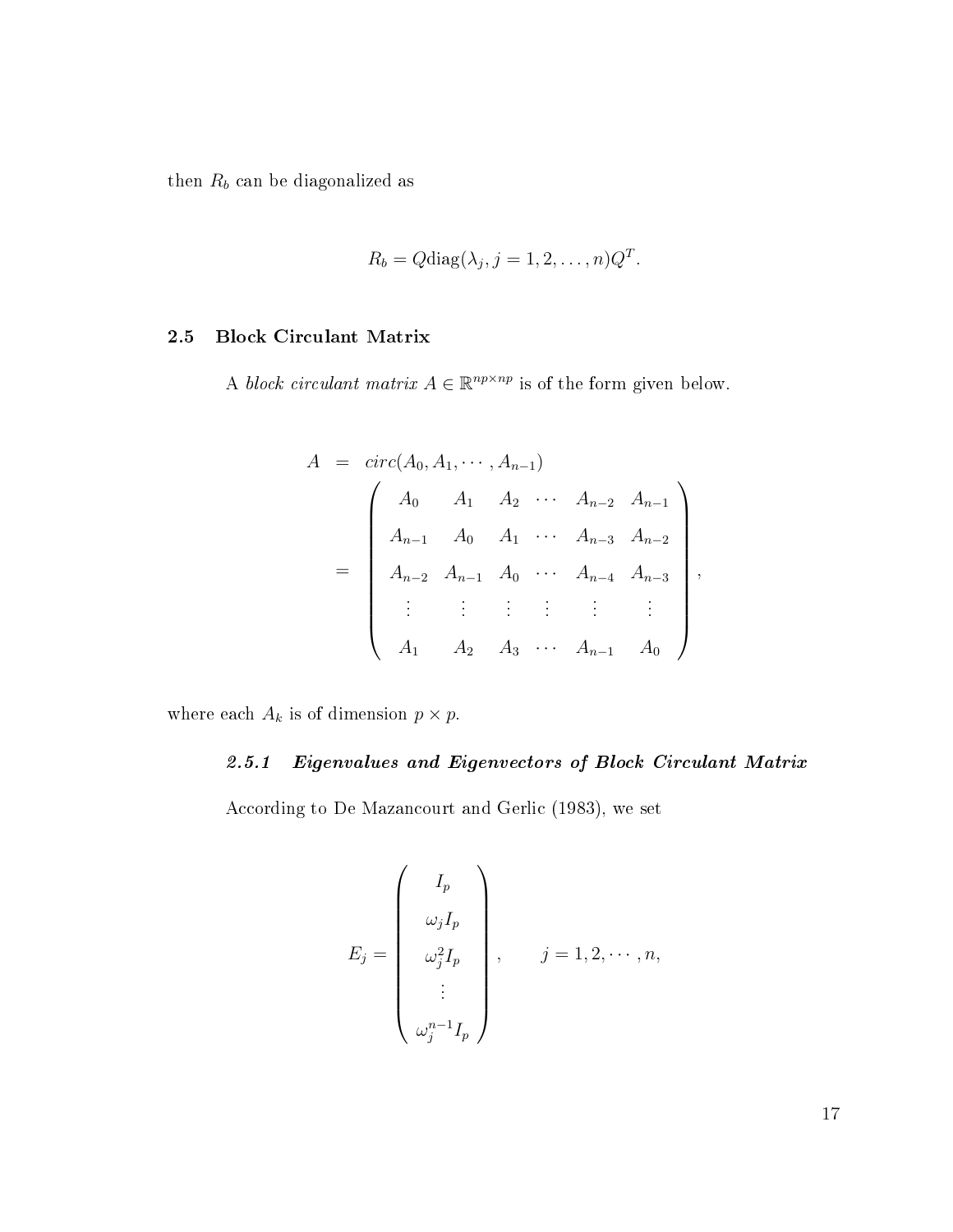then $R_b$ can be diagonalized as

$$R_b = Q\text{diag}(\lambda_j, j = 1, 2, \ldots, n)Q^T.$$

## 2.5 Block Circulant Matrix

A *block circulant matrix* $A \in \mathbb{R}^{np \times np}$ is of the form given below.

$$\begin{aligned} A &= circ(A_0, A_1, \cdots, A_{n-1}) \\ &= \begin{pmatrix} A_0 & A_1 & A_2 & \cdots & A_{n-2} & A_{n-1} \\ A_{n-1} & A_0 & A_1 & \cdots & A_{n-3} & A_{n-2} \\ A_{n-2} & A_{n-1} & A_0 & \cdots & A_{n-4} & A_{n-3} \\ \vdots & \vdots & \vdots & \vdots & \vdots & \vdots \\ A_1 & A_2 & A_3 & \cdots & A_{n-1} & A_0 \end{pmatrix}, \end{aligned}$$

where each $A_k$ is of dimension $p \times p$.

### 2.5.1 Eigenvalues and Eigenvectors of Block Circulant Matrix

According to De Mazancourt and Gerlic (1983), we set

$$E_j = \begin{pmatrix} I_p \\ \omega_j I_p \\ \omega_j^2 I_p \\ \vdots \\ \omega_j^{n-1} I_p \end{pmatrix}, \qquad j = 1, 2, \cdots, n,$$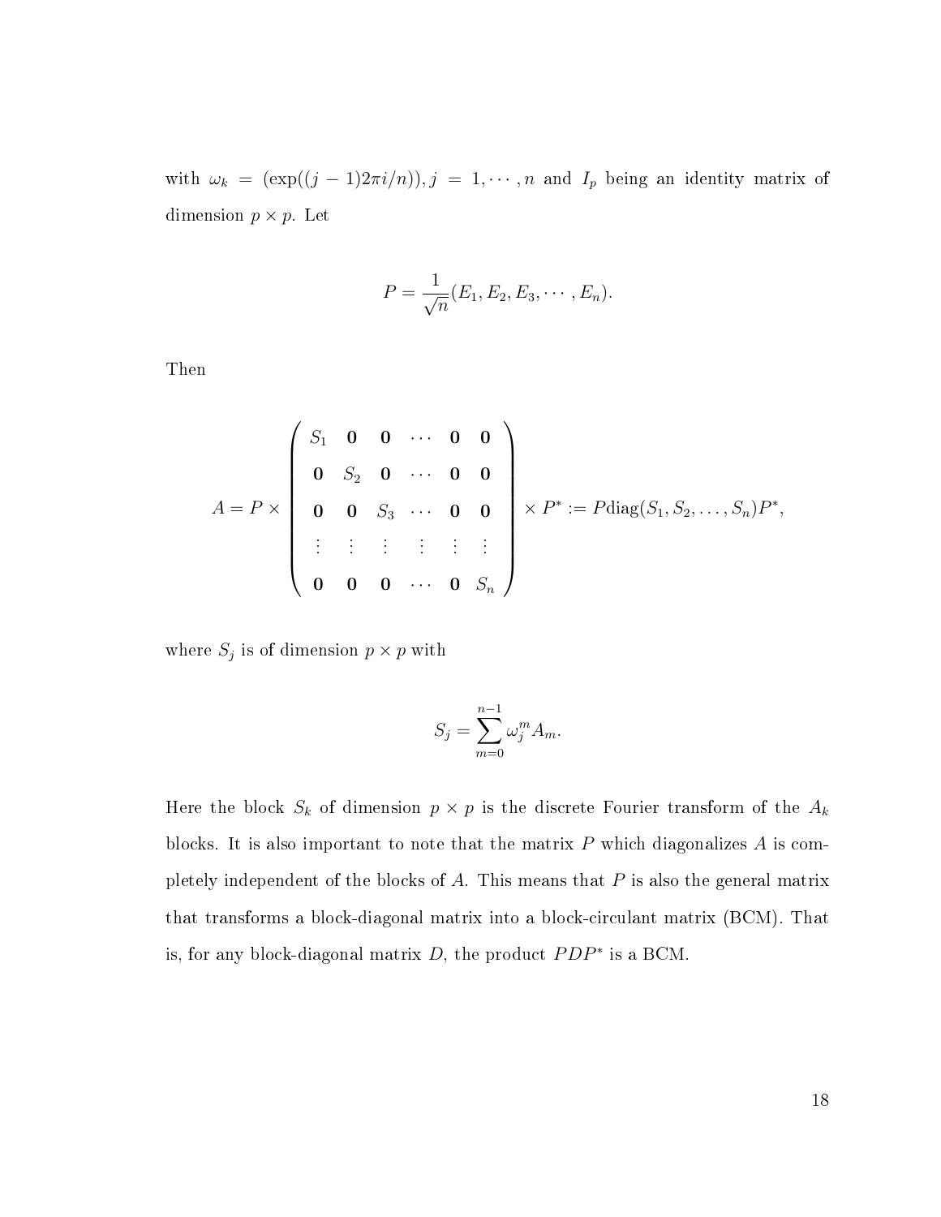with $\omega_k = (\exp((j-1)2\pi i/n)), j = 1, \cdots, n$ and $I_p$ being an identity matrix of dimension $p \times p$. Let

$$P = \frac{1}{\sqrt{n}}(E_1, E_2, E_3, \cdots, E_n).$$

Then

$$A = P \times \begin{pmatrix} S_1 & \mathbf{0} & \mathbf{0} & \cdots & \mathbf{0} & \mathbf{0} \\ \mathbf{0} & S_2 & \mathbf{0} & \cdots & \mathbf{0} & \mathbf{0} \\ \mathbf{0} & \mathbf{0} & S_3 & \cdots & \mathbf{0} & \mathbf{0} \\ \vdots & \vdots & \vdots & \vdots & \vdots & \vdots \\ \mathbf{0} & \mathbf{0} & \mathbf{0} & \cdots & \mathbf{0} & S_n \end{pmatrix} \times P^* := P\text{diag}(S_1, S_2, \ldots, S_n)P^*,$$

where $S_j$ is of dimension $p \times p$ with

$$S_j = \sum_{m=0}^{n-1} \omega_j^m A_m.$$

Here the block $S_k$ of dimension $p \times p$ is the discrete Fourier transform of the $A_k$ blocks. It is also important to note that the matrix $P$ which diagonalizes $A$ is completely independent of the blocks of $A$. This means that $P$ is also the general matrix that transforms a block-diagonal matrix into a block-circulant matrix (BCM). That is, for any block-diagonal matrix $D$, the product $PDP^*$ is a BCM.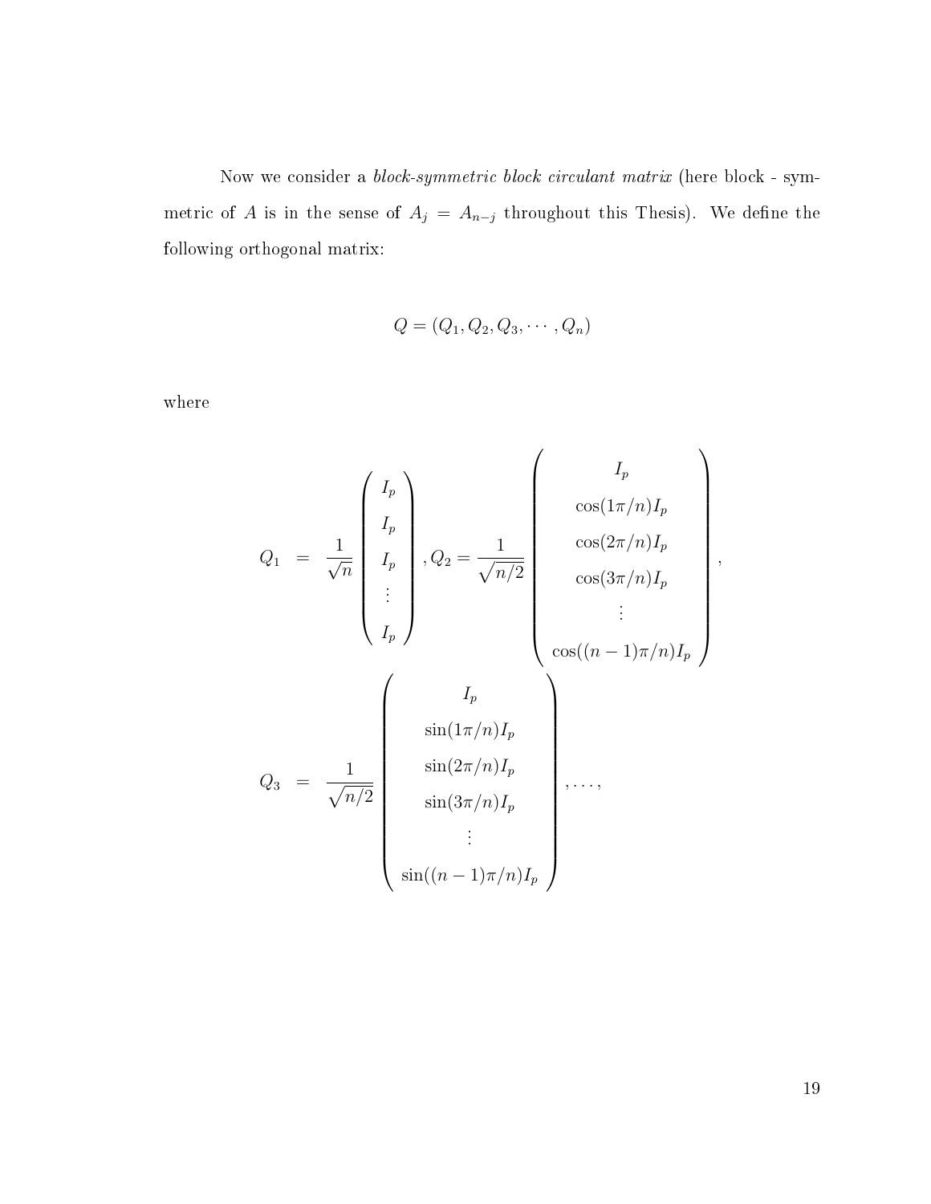Now we consider a *block-symmetric block circulant matrix* (here block - symmetric of $A$ is in the sense of $A_j = A_{n-j}$ throughout this Thesis). We define the following orthogonal matrix:

$$Q = (Q_1, Q_2, Q_3, \cdots, Q_n)$$

where

$$
\begin{aligned}
Q_1 &= \frac{1}{\sqrt{n}} \begin{pmatrix} I_p \\ I_p \\ I_p \\ \vdots \\ I_p \end{pmatrix}, Q_2 = \frac{1}{\sqrt{n/2}} \begin{pmatrix} I_p \\ \cos(1\pi/n) I_p \\ \cos(2\pi/n) I_p \\ \cos(3\pi/n) I_p \\ \vdots \\ \cos((n-1)\pi/n) I_p \end{pmatrix}, \\
Q_3 &= \frac{1}{\sqrt{n/2}} \begin{pmatrix} I_p \\ \sin(1\pi/n) I_p \\ \sin(2\pi/n) I_p \\ \sin(3\pi/n) I_p \\ \vdots \\ \sin((n-1)\pi/n) I_p \end{pmatrix}, \ldots,
\end{aligned}
$$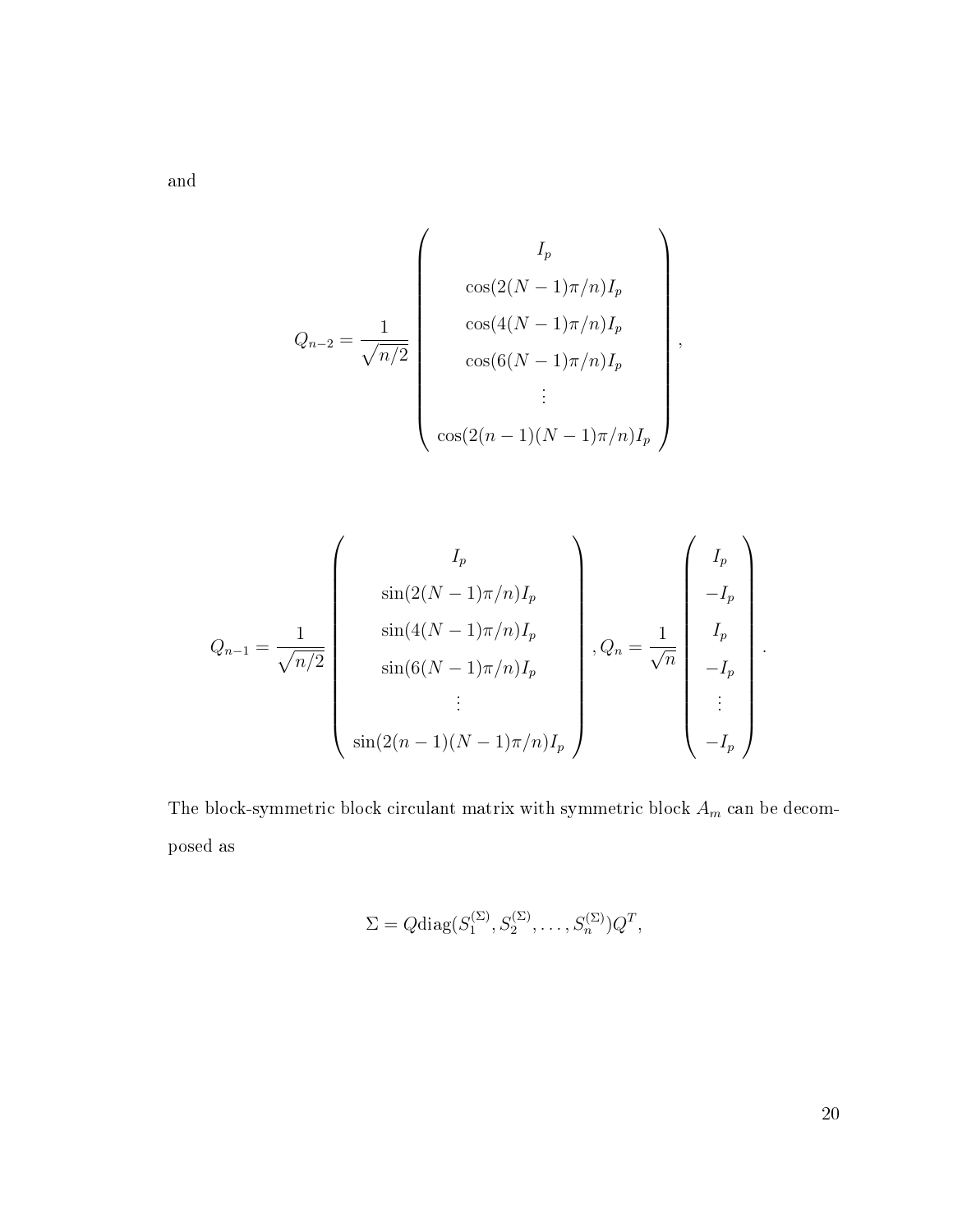and

$$
Q_{n-2} = \frac{1}{\sqrt{n/2}} \begin{pmatrix} I_p \\ \cos(2(N-1)\pi/n) I_p \\ \cos(4(N-1)\pi/n) I_p \\ \cos(6(N-1)\pi/n) I_p \\ \vdots \\ \cos(2(n-1)(N-1)\pi/n) I_p \end{pmatrix},
$$

$$
Q_{n-1} = \frac{1}{\sqrt{n/2}} \begin{pmatrix} I_p \\ \sin(2(N-1)\pi/n) I_p \\ \sin(4(N-1)\pi/n) I_p \\ \sin(6(N-1)\pi/n) I_p \\ \vdots \\ \sin(2(n-1)(N-1)\pi/n) I_p \end{pmatrix}, Q_n = \frac{1}{\sqrt{n}} \begin{pmatrix} I_p \\ -I_p \\ I_p \\ -I_p \\ \vdots \\ -I_p \end{pmatrix}.
$$

The block-symmetric block circulant matrix with symmetric block $A_m$ can be decomposed as

$$
\Sigma = Q \text{diag}(S_1^{(\Sigma)}, S_2^{(\Sigma)}, \ldots, S_n^{(\Sigma)}) Q^T,
$$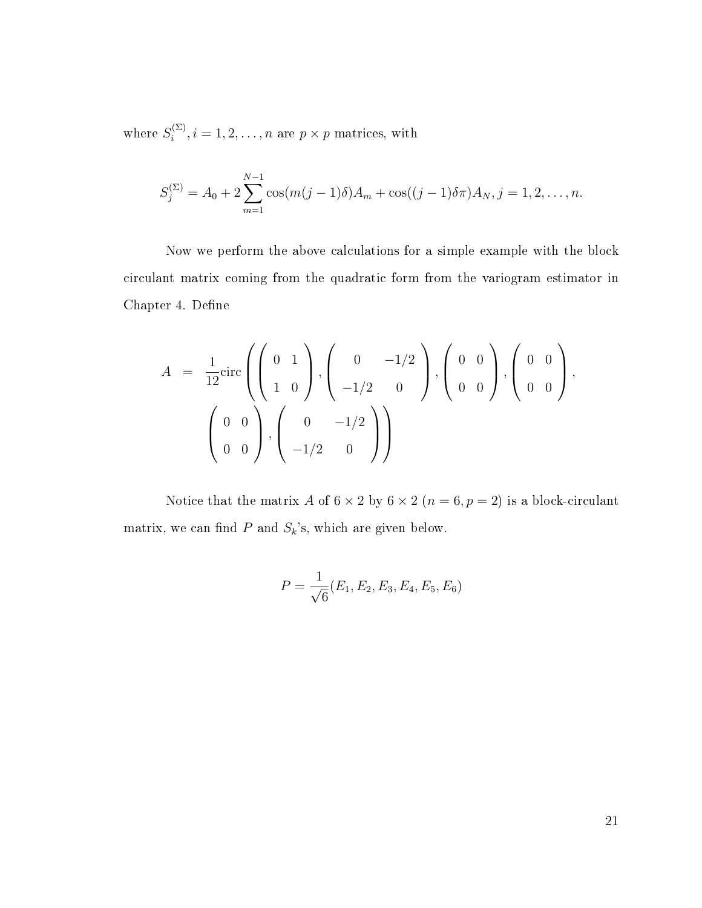where $S_i^{(\Sigma)}, i = 1, 2, \ldots, n$ are $p \times p$ matrices, with

$$S_j^{(\Sigma)} = A_0 + 2\sum_{m=1}^{N-1} \cos(m(j-1)\delta)A_m + \cos((j-1)\delta\pi)A_N, j = 1, 2, \ldots, n.$$

Now we perform the above calculations for a simple example with the block circulant matrix coming from the quadratic form from the variogram estimator in Chapter 4. Define

$$\begin{aligned} A &= \frac{1}{12}\text{circ}\left( \begin{pmatrix} 0 & 1 \\ 1 & 0 \end{pmatrix}, \begin{pmatrix} 0 & -1/2 \\ -1/2 & 0 \end{pmatrix}, \begin{pmatrix} 0 & 0 \\ 0 & 0 \end{pmatrix}, \begin{pmatrix} 0 & 0 \\ 0 & 0 \end{pmatrix}, \right. \\ &\quad \left. \begin{pmatrix} 0 & 0 \\ 0 & 0 \end{pmatrix}, \begin{pmatrix} 0 & -1/2 \\ -1/2 & 0 \end{pmatrix} \right) \end{aligned}$$

Notice that the matrix $A$ of $6 \times 2$ by $6 \times 2$ ($n = 6, p = 2$) is a block-circulant matrix, we can find $P$ and $S_k$'s, which are given below.

$$P = \frac{1}{\sqrt{6}}(E_1, E_2, E_3, E_4, E_5, E_6)$$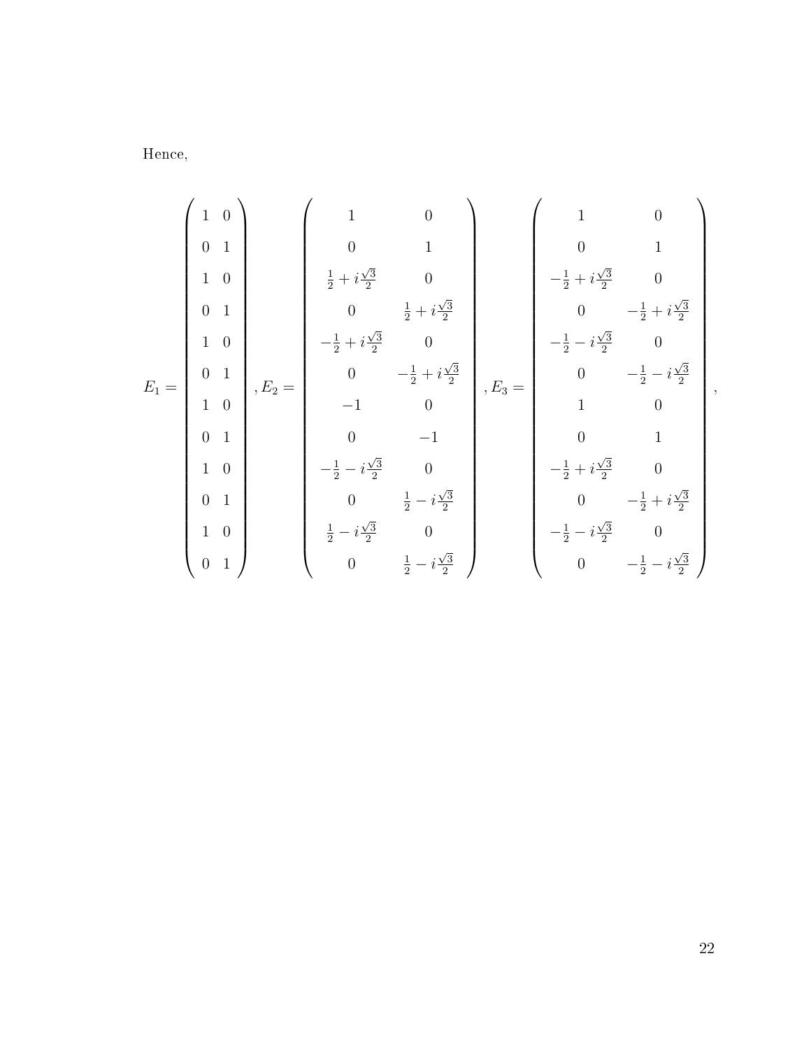Hence,

$$
E_1 = \begin{pmatrix} 1 & 0 \\ 0 & 1 \\ 1 & 0 \\ 0 & 1 \\ 1 & 0 \\ 0 & 1 \\ 1 & 0 \\ 0 & 1 \\ 1 & 0 \\ 0 & 1 \\ 1 & 0 \\ 0 & 1 \end{pmatrix}, E_2 = \begin{pmatrix} 1 & 0 \\ 0 & 1 \\ \frac{1}{2} + i\frac{\sqrt{3}}{2} & 0 \\ 0 & \frac{1}{2} + i\frac{\sqrt{3}}{2} \\ -\frac{1}{2} + i\frac{\sqrt{3}}{2} & 0 \\ 0 & -\frac{1}{2} + i\frac{\sqrt{3}}{2} \\ -1 & 0 \\ 0 & -1 \\ -\frac{1}{2} - i\frac{\sqrt{3}}{2} & 0 \\ 0 & \frac{1}{2} - i\frac{\sqrt{3}}{2} \\ \frac{1}{2} - i\frac{\sqrt{3}}{2} & 0 \\ 0 & \frac{1}{2} - i\frac{\sqrt{3}}{2} \end{pmatrix}, E_3 = \begin{pmatrix} 1 & 0 \\ 0 & 1 \\ -\frac{1}{2} + i\frac{\sqrt{3}}{2} & 0 \\ 0 & -\frac{1}{2} + i\frac{\sqrt{3}}{2} \\ -\frac{1}{2} - i\frac{\sqrt{3}}{2} & 0 \\ 0 & -\frac{1}{2} - i\frac{\sqrt{3}}{2} \\ 1 & 0 \\ 0 & 1 \\ -\frac{1}{2} + i\frac{\sqrt{3}}{2} & 0 \\ 0 & -\frac{1}{2} + i\frac{\sqrt{3}}{2} \\ -\frac{1}{2} - i\frac{\sqrt{3}}{2} & 0 \\ 0 & -\frac{1}{2} - i\frac{\sqrt{3}}{2} \end{pmatrix},
$$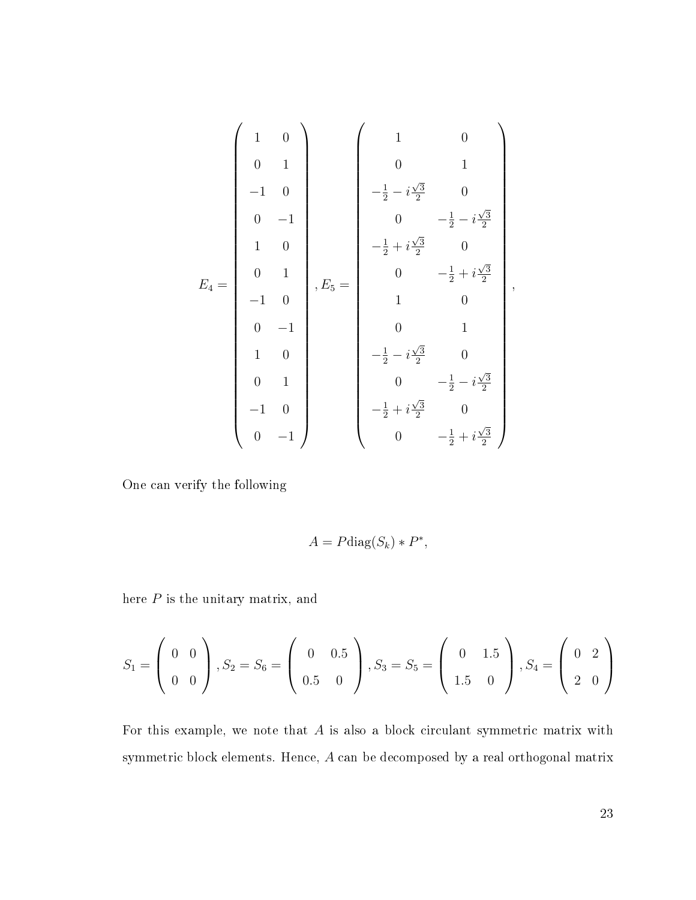$$
E_4 = \begin{pmatrix} 1 & 0 \\ 0 & 1 \\ -1 & 0 \\ 0 & -1 \\ 1 & 0 \\ 0 & 1 \\ -1 & 0 \\ 0 & -1 \\ 1 & 0 \\ 0 & 1 \\ -1 & 0 \\ 0 & -1 \end{pmatrix}, E_5 = \begin{pmatrix} 1 & 0 \\ 0 & 1 \\ -\frac{1}{2} - i\frac{\sqrt{3}}{2} & 0 \\ 0 & -\frac{1}{2} - i\frac{\sqrt{3}}{2} \\ -\frac{1}{2} + i\frac{\sqrt{3}}{2} & 0 \\ 0 & -\frac{1}{2} + i\frac{\sqrt{3}}{2} \\ 1 & 0 \\ 0 & 1 \\ -\frac{1}{2} - i\frac{\sqrt{3}}{2} & 0 \\ 0 & -\frac{1}{2} - i\frac{\sqrt{3}}{2} \\ -\frac{1}{2} + i\frac{\sqrt{3}}{2} & 0 \\ 0 & -\frac{1}{2} + i\frac{\sqrt{3}}{2} \end{pmatrix},
$$

One can verify the following

$$
A = P\text{diag}(S_k) * P^*,
$$

here $P$ is the unitary matrix, and

$$
S_1 = \begin{pmatrix} 0 & 0 \\ 0 & 0 \end{pmatrix}, S_2 = S_6 = \begin{pmatrix} 0 & 0.5 \\ 0.5 & 0 \end{pmatrix}, S_3 = S_5 = \begin{pmatrix} 0 & 1.5 \\ 1.5 & 0 \end{pmatrix}, S_4 = \begin{pmatrix} 0 & 2 \\ 2 & 0 \end{pmatrix}
$$

For this example, we note that $A$ is also a block circulant symmetric matrix with symmetric block elements. Hence, $A$ can be decomposed by a real orthogonal matrix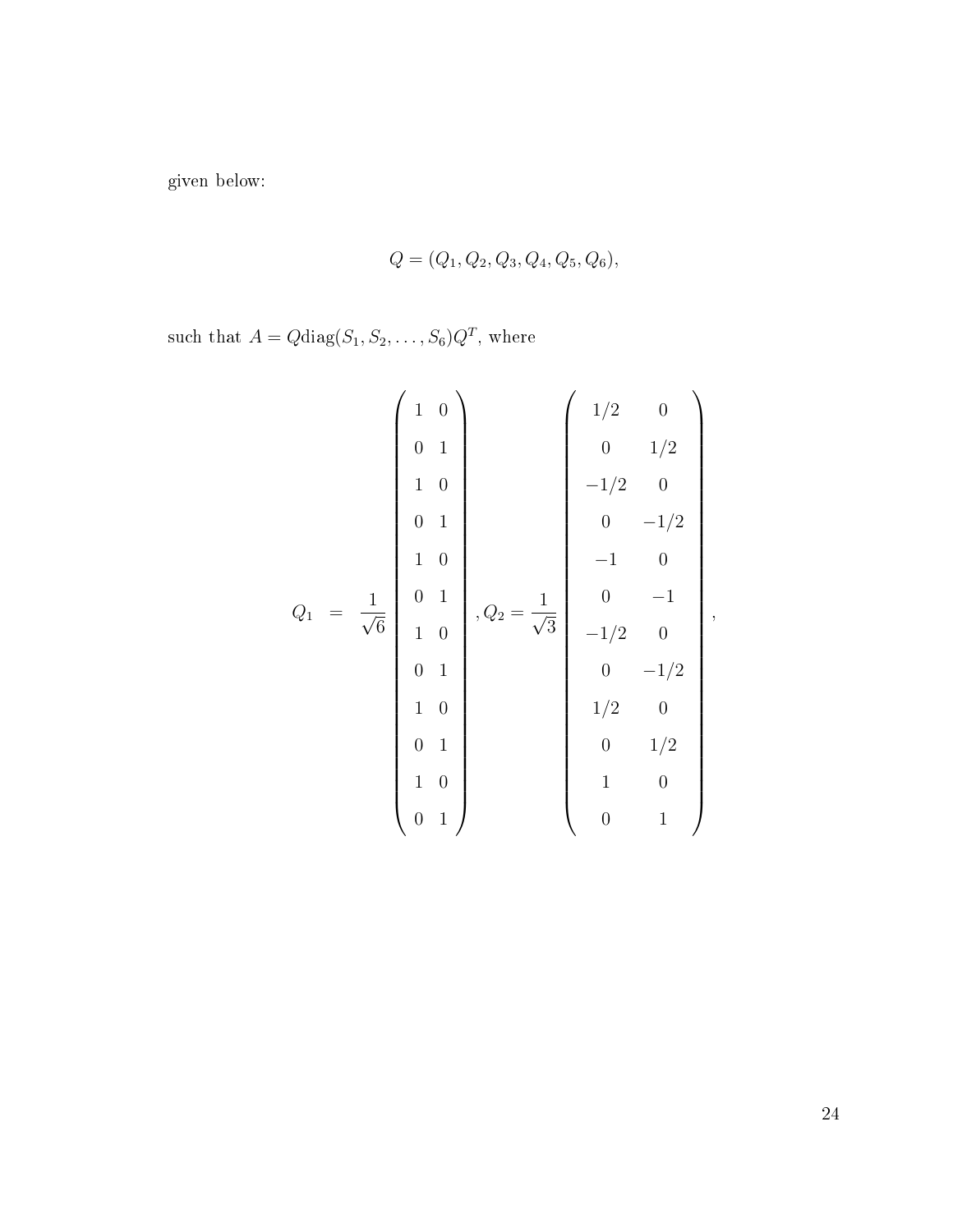given below:

$$Q = (Q_1, Q_2, Q_3, Q_4, Q_5, Q_6),$$

such that $A = Q\text{diag}(S_1, S_2, \ldots, S_6)Q^T$, where

$$Q_1 = \frac{1}{\sqrt{6}} \begin{pmatrix} 1 & 0 \\ 0 & 1 \\ 1 & 0 \\ 0 & 1 \\ 1 & 0 \\ 0 & 1 \\ 1 & 0 \\ 0 & 1 \\ 1 & 0 \\ 0 & 1 \\ 1 & 0 \\ 0 & 1 \end{pmatrix}, Q_2 = \frac{1}{\sqrt{3}} \begin{pmatrix} 1/2 & 0 \\ 0 & 1/2 \\ -1/2 & 0 \\ 0 & -1/2 \\ -1 & 0 \\ 0 & -1 \\ -1/2 & 0 \\ 0 & -1/2 \\ 1/2 & 0 \\ 0 & 1/2 \\ 1 & 0 \\ 0 & 1 \end{pmatrix},$$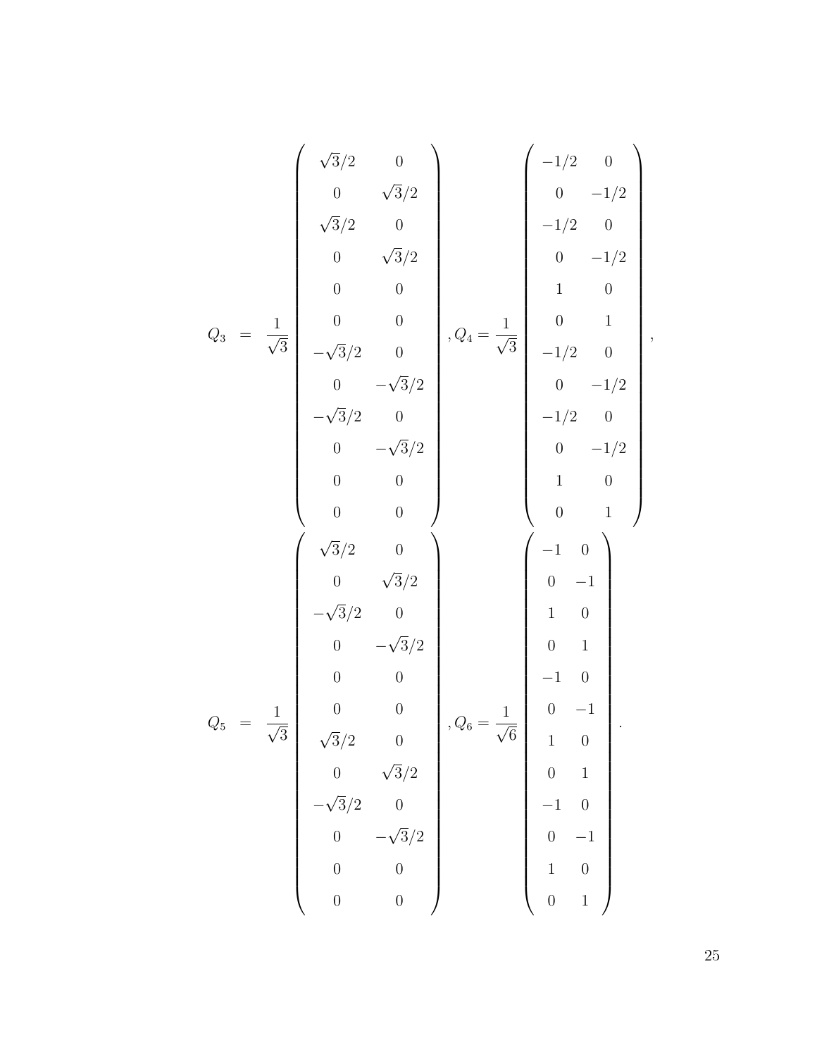$$
Q_3 = \frac{1}{\sqrt{3}} \begin{pmatrix} \sqrt{3}/2 & 0 \\ 0 & \sqrt{3}/2 \\ \sqrt{3}/2 & 0 \\ 0 & \sqrt{3}/2 \\ 0 & 0 \\ 0 & 0 \\ -\sqrt{3}/2 & 0 \\ 0 & -\sqrt{3}/2 \\ -\sqrt{3}/2 & 0 \\ 0 & -\sqrt{3}/2 \\ 0 & 0 \\ 0 & 0 \end{pmatrix}, Q_4 = \frac{1}{\sqrt{3}} \begin{pmatrix} -1/2 & 0 \\ 0 & -1/2 \\ -1/2 & 0 \\ 0 & -1/2 \\ 1 & 0 \\ 0 & 1 \\ -1/2 & 0 \\ 0 & -1/2 \\ -1/2 & 0 \\ 0 & -1/2 \\ 1 & 0 \\ 0 & 1 \end{pmatrix},
$$

$$
Q_5 = \frac{1}{\sqrt{3}} \begin{pmatrix} \sqrt{3}/2 & 0 \\ 0 & \sqrt{3}/2 \\ -\sqrt{3}/2 & 0 \\ 0 & -\sqrt{3}/2 \\ 0 & 0 \\ 0 & 0 \\ \sqrt{3}/2 & 0 \\ 0 & \sqrt{3}/2 \\ -\sqrt{3}/2 & 0 \\ 0 & -\sqrt{3}/2 \\ 0 & 0 \\ 0 & 0 \end{pmatrix}, Q_6 = \frac{1}{\sqrt{6}} \begin{pmatrix} -1 & 0 \\ 0 & -1 \\ 1 & 0 \\ 0 & 1 \\ -1 & 0 \\ 0 & -1 \\ 1 & 0 \\ 0 & 1 \\ -1 & 0 \\ 0 & -1 \\ 1 & 0 \\ 0 & 1 \end{pmatrix}.
$$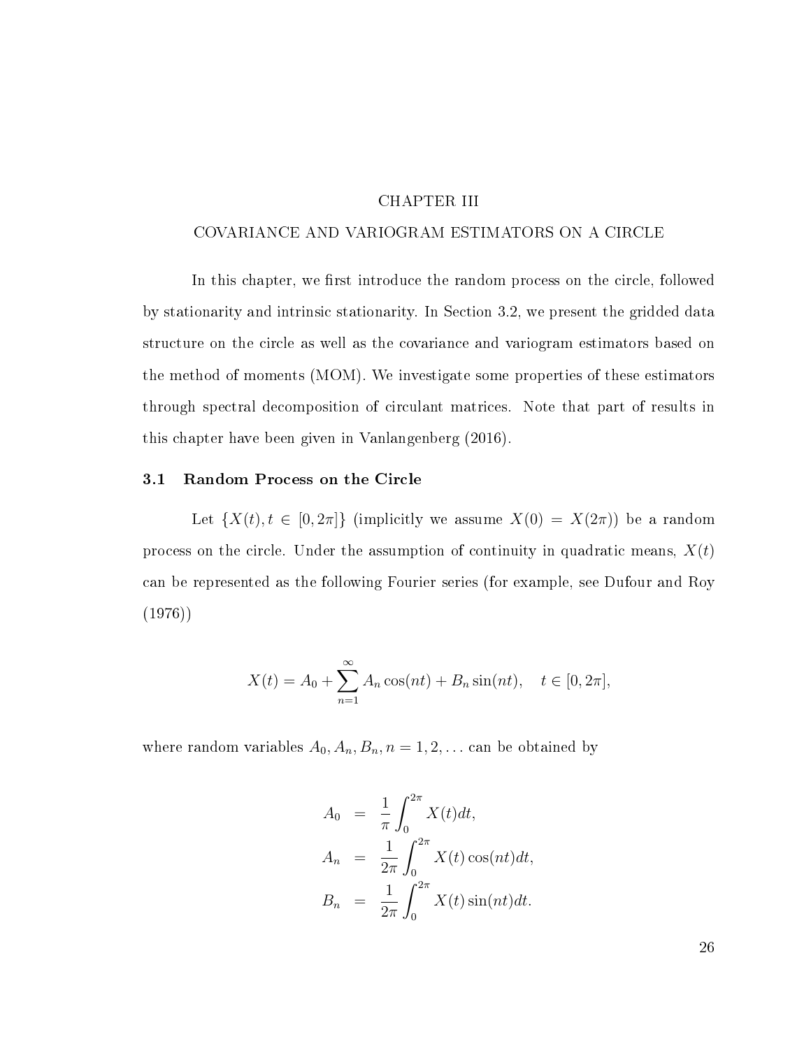# CHAPTER III

# COVARIANCE AND VARIOGRAM ESTIMATORS ON A CIRCLE

In this chapter, we first introduce the random process on the circle, followed by stationarity and intrinsic stationarity. In Section 3.2, we present the gridded data structure on the circle as well as the covariance and variogram estimators based on the method of moments (MOM). We investigate some properties of these estimators through spectral decomposition of circulant matrices. Note that part of results in this chapter have been given in Vanlangenberg (2016).

## 3.1 Random Process on the Circle

Let $\{X(t), t \in [0, 2\pi]\}$ (implicitly we assume $X(0) = X(2\pi)$) be a random process on the circle. Under the assumption of continuity in quadratic means, $X(t)$ can be represented as the following Fourier series (for example, see Dufour and Roy (1976))

$$X(t) = A_0 + \sum_{n=1}^{\infty} A_n \cos(nt) + B_n \sin(nt), \quad t \in [0, 2\pi],$$

where random variables $A_0, A_n, B_n, n = 1, 2, \ldots$ can be obtained by

$$\begin{aligned}
A_0 &= \frac{1}{\pi} \int_0^{2\pi} X(t) dt, \\
A_n &= \frac{1}{2\pi} \int_0^{2\pi} X(t) \cos(nt) dt, \\
B_n &= \frac{1}{2\pi} \int_0^{2\pi} X(t) \sin(nt) dt.
\end{aligned}$$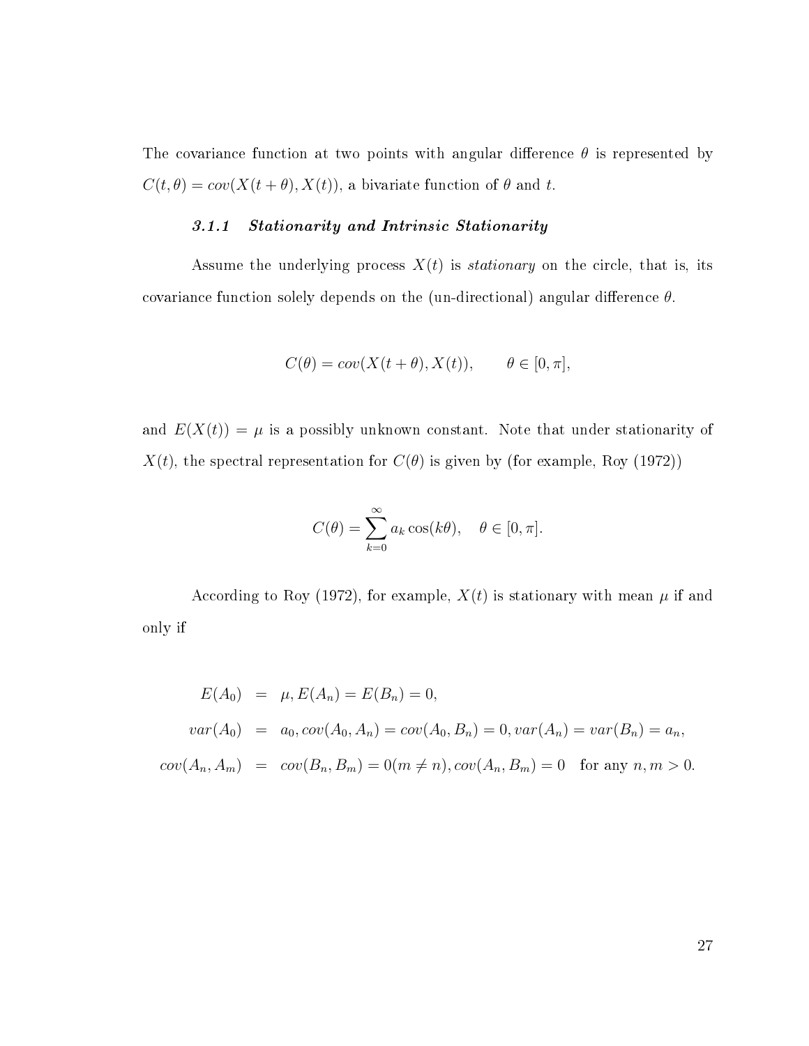The covariance function at two points with angular difference $\theta$ is represented by $C(t, \theta) = cov(X(t + \theta), X(t))$, a bivariate function of $\theta$ and $t$.

### *3.1.1 Stationarity and Intrinsic Stationarity*

Assume the underlying process $X(t)$ is *stationary* on the circle, that is, its covariance function solely depends on the (un-directional) angular difference $\theta$.

$$C(\theta) = cov(X(t + \theta), X(t)), \qquad \theta \in [0, \pi],$$

and $E(X(t)) = \mu$ is a possibly unknown constant. Note that under stationarity of $X(t)$, the spectral representation for $C(\theta)$ is given by (for example, Roy (1972))

$$C(\theta) = \sum_{k=0}^{\infty} a_k \cos(k\theta), \quad \theta \in [0, \pi].$$

According to Roy (1972), for example, $X(t)$ is stationary with mean $\mu$ if and only if

$$\begin{aligned}
E(A_0) &= \mu, E(A_n) = E(B_n) = 0, \\
var(A_0) &= a_0, cov(A_0, A_n) = cov(A_0, B_n) = 0, var(A_n) = var(B_n) = a_n, \\
cov(A_n, A_m) &= cov(B_n, B_m) = 0 (m \neq n), cov(A_n, B_m) = 0 \quad \text{for any } n, m > 0.
\end{aligned}$$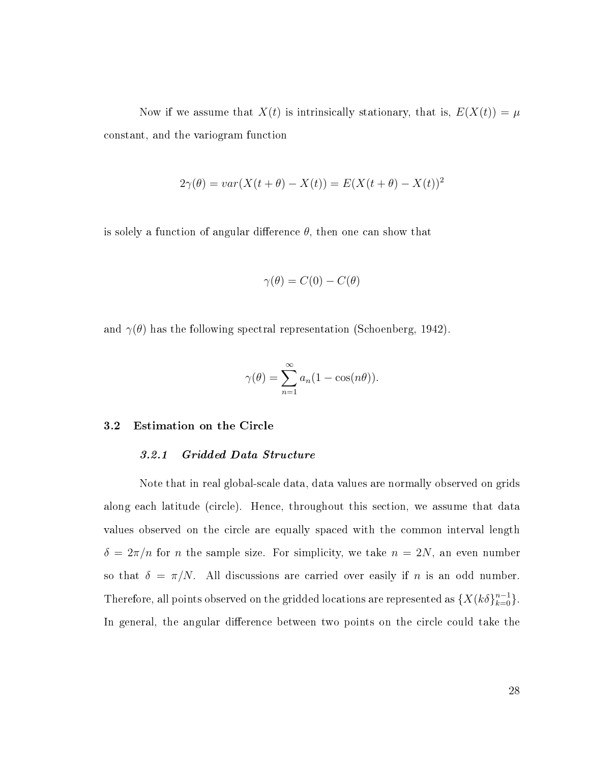Now if we assume that $X(t)$ is intrinsically stationary, that is, $E(X(t)) = \mu$ constant, and the variogram function

$$2\gamma(\theta) = var(X(t+\theta) - X(t)) = E(X(t+\theta) - X(t))^2$$

is solely a function of angular difference $\theta$, then one can show that

$$\gamma(\theta) = C(0) - C(\theta)$$

and $\gamma(\theta)$ has the following spectral representation (Schoenberg, 1942).

$$\gamma(\theta) = \sum_{n=1}^{\infty} a_n(1 - \cos(n\theta)).$$

## 3.2 Estimation on the Circle

### *3.2.1 Gridded Data Structure*

Note that in real global-scale data, data values are normally observed on grids along each latitude (circle). Hence, throughout this section, we assume that data values observed on the circle are equally spaced with the common interval length $\delta = 2\pi/n$ for $n$ the sample size. For simplicity, we take $n = 2N$, an even number so that $\delta = \pi/N$. All discussions are carried over easily if $n$ is an odd number. Therefore, all points observed on the gridded locations are represented as $\{X(k\delta\}_{k=0}^{n-1}\}$. In general, the angular difference between two points on the circle could take the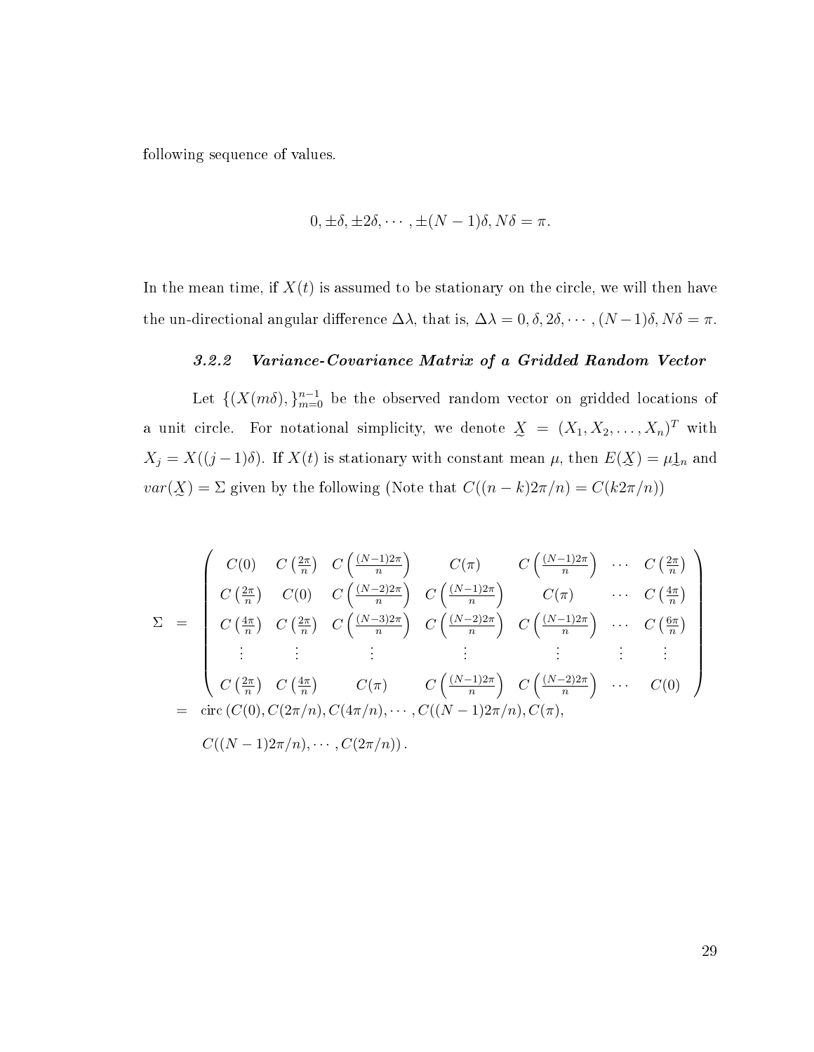following sequence of values.

$$0, \pm\delta, \pm 2\delta, \cdots, \pm(N-1)\delta, N\delta = \pi.$$

In the mean time, if $X(t)$ is assumed to be stationary on the circle, we will then have the un-directional angular difference $\Delta\lambda$, that is, $\Delta\lambda = 0, \delta, 2\delta, \cdots, (N-1)\delta, N\delta = \pi$.

### *3.2.2 Variance-Covariance Matrix of a Gridded Random Vector*

Let $\{(X(m\delta), \}_{m=0}^{n-1}$ be the observed random vector on gridded locations of a unit circle. For notational simplicity, we denote $\underset{\sim}{X} = (X_1, X_2, \ldots, X_n)^T$ with $X_j = X((j-1)\delta)$. If $X(t)$ is stationary with constant mean $\mu$, then $E(\underset{\sim}{X}) = \mu \underset{\sim}{1}_n$ and $var(\underset{\sim}{X}) = \Sigma$ given by the following (Note that $C((n-k)2\pi/n) = C(k2\pi/n)$)

$$\begin{aligned}
\Sigma &= \begin{pmatrix}
C(0) & C\left(\frac{2\pi}{n}\right) & C\left(\frac{(N-1)2\pi}{n}\right) & C(\pi) & C\left(\frac{(N-1)2\pi}{n}\right) & \cdots & C\left(\frac{2\pi}{n}\right) \\
C\left(\frac{2\pi}{n}\right) & C(0) & C\left(\frac{(N-2)2\pi}{n}\right) & C\left(\frac{(N-1)2\pi}{n}\right) & C(\pi) & \cdots & C\left(\frac{4\pi}{n}\right) \\
C\left(\frac{4\pi}{n}\right) & C\left(\frac{2\pi}{n}\right) & C\left(\frac{(N-3)2\pi}{n}\right) & C\left(\frac{(N-2)2\pi}{n}\right) & C\left(\frac{(N-1)2\pi}{n}\right) & \cdots & C\left(\frac{6\pi}{n}\right) \\
\vdots & \vdots & \vdots & \vdots & \vdots & \vdots & \vdots \\
C\left(\frac{2\pi}{n}\right) & C\left(\frac{4\pi}{n}\right) & C(\pi) & C\left(\frac{(N-1)2\pi}{n}\right) & C\left(\frac{(N-2)2\pi}{n}\right) & \cdots & C(0)
\end{pmatrix} \\
&= \text{circ}\left(C(0), C(2\pi/n), C(4\pi/n), \cdots, C((N-1)2\pi/n), C(\pi),\right. \\
&\quad \left. C((N-1)2\pi/n), \cdots, C(2\pi/n)\right).
\end{aligned}$$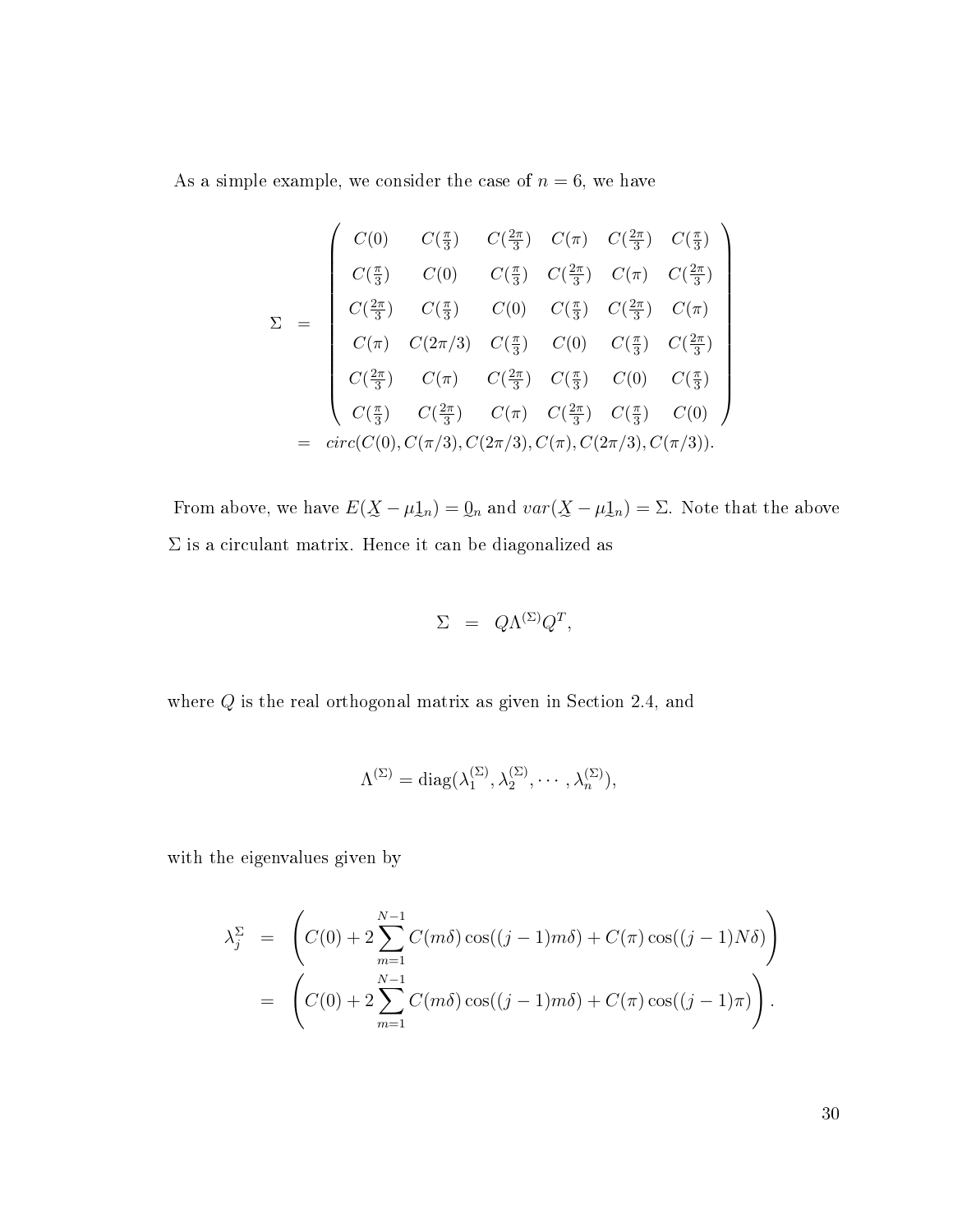As a simple example, we consider the case of $n = 6$, we have

$$
\begin{aligned}
\Sigma &= \begin{pmatrix}
C(0) & C(\frac{\pi}{3}) & C(\frac{2\pi}{3}) & C(\pi) & C(\frac{2\pi}{3}) & C(\frac{\pi}{3}) \\
C(\frac{\pi}{3}) & C(0) & C(\frac{\pi}{3}) & C(\frac{2\pi}{3}) & C(\pi) & C(\frac{2\pi}{3}) \\
C(\frac{2\pi}{3}) & C(\frac{\pi}{3}) & C(0) & C(\frac{\pi}{3}) & C(\frac{2\pi}{3}) & C(\pi) \\
C(\pi) & C(2\pi/3) & C(\frac{\pi}{3}) & C(0) & C(\frac{\pi}{3}) & C(\frac{2\pi}{3}) \\
C(\frac{2\pi}{3}) & C(\pi) & C(\frac{2\pi}{3}) & C(\frac{\pi}{3}) & C(0) & C(\frac{\pi}{3}) \\
C(\frac{\pi}{3}) & C(\frac{2\pi}{3}) & C(\pi) & C(\frac{2\pi}{3}) & C(\frac{\pi}{3}) & C(0)
\end{pmatrix} \\
&= circ(C(0), C(\pi/3), C(2\pi/3), C(\pi), C(2\pi/3), C(\pi/3)).
\end{aligned}
$$

From above, we have $E(\underset{\sim}{X} - \mu \underset{\sim}{1}_n) = \underset{\sim}{0}_n$ and $var(\underset{\sim}{X} - \mu \underset{\sim}{1}_n) = \Sigma$. Note that the above $\Sigma$ is a circulant matrix. Hence it can be diagonalized as

$$
\Sigma = Q\Lambda^{(\Sigma)}Q^T,
$$

where $Q$ is the real orthogonal matrix as given in Section 2.4, and

$$
\Lambda^{(\Sigma)} = \text{diag}(\lambda_1^{(\Sigma)}, \lambda_2^{(\Sigma)}, \cdots, \lambda_n^{(\Sigma)}),
$$

with the eigenvalues given by

$$
\begin{aligned}
\lambda_j^{\Sigma} &= \left( C(0) + 2\sum_{m=1}^{N-1} C(m\delta)\cos((j-1)m\delta) + C(\pi)\cos((j-1)N\delta) \right) \\
&= \left( C(0) + 2\sum_{m=1}^{N-1} C(m\delta)\cos((j-1)m\delta) + C(\pi)\cos((j-1)\pi) \right).
\end{aligned}
$$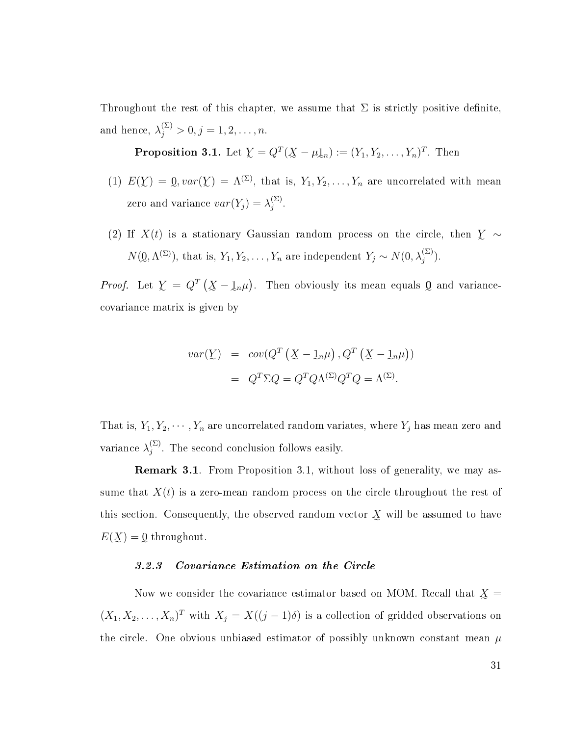Throughout the rest of this chapter, we assume that $\Sigma$ is strictly positive definite, and hence, $\lambda_j^{(\Sigma)} > 0, j = 1, 2, \ldots, n$.

**Proposition 3.1.** Let $\underset{\sim}{Y} = Q^T(\underset{\sim}{X} - \mu \underset{\sim}{1}_n) := (Y_1, Y_2, \ldots, Y_n)^T$. Then

(1) $E(\underset{\sim}{Y}) = \underset{\sim}{0}, var(\underset{\sim}{Y}) = \Lambda^{(\Sigma)}$, that is, $Y_1, Y_2, \ldots, Y_n$ are uncorrelated with mean zero and variance $var(Y_j) = \lambda_j^{(\Sigma)}$.

(2) If $X(t)$ is a stationary Gaussian random process on the circle, then $\underset{\sim}{Y} \sim N(\underset{\sim}{0}, \Lambda^{(\Sigma)})$, that is, $Y_1, Y_2, \ldots, Y_n$ are independent $Y_j \sim N(0, \lambda_j^{(\Sigma)})$.

*Proof.* Let $\underset{\sim}{Y} = Q^T\left(\underset{\sim}{X} - \underset{\sim}{1}_n\mu\right)$. Then obviously its mean equals $\underset{\sim}{\mathbf{0}}$ and variance-covariance matrix is given by

$$
\begin{aligned}
var(\underset{\sim}{Y}) &= cov(Q^T\left(\underset{\sim}{X} - \underset{\sim}{1}_n\mu\right), Q^T\left(\underset{\sim}{X} - \underset{\sim}{1}_n\mu\right)) \\
&= Q^T\Sigma Q = Q^T Q \Lambda^{(\Sigma)} Q^T Q = \Lambda^{(\Sigma)}.
\end{aligned}
$$

That is, $Y_1, Y_2, \cdots, Y_n$ are uncorrelated random variates, where $Y_j$ has mean zero and variance $\lambda_j^{(\Sigma)}$. The second conclusion follows easily.

**Remark 3.1**. From Proposition 3.1, without loss of generality, we may assume that $X(t)$ is a zero-mean random process on the circle throughout the rest of this section. Consequently, the observed random vector $\underset{\sim}{X}$ will be assumed to have $E(\underset{\sim}{X}) = \underset{\sim}{0}$ throughout.

### *3.2.3 Covariance Estimation on the Circle*

Now we consider the covariance estimator based on MOM. Recall that $\underset{\sim}{X} = (X_1, X_2, \ldots, X_n)^T$ with $X_j = X((j-1)\delta)$ is a collection of gridded observations on the circle. One obvious unbiased estimator of possibly unknown constant mean $\mu$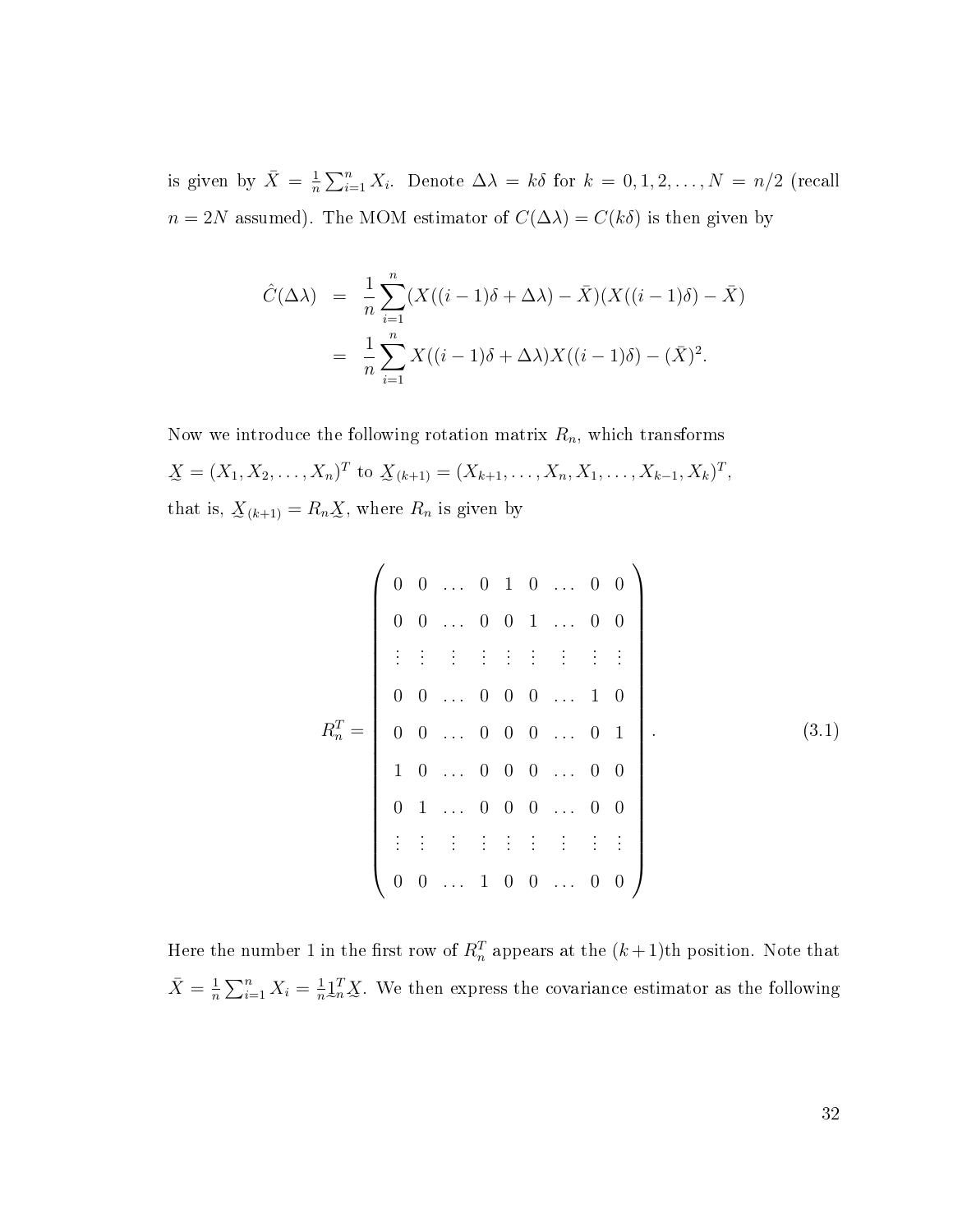is given by $\bar{X} = \frac{1}{n}\sum_{i=1}^{n} X_i$. Denote $\Delta\lambda = k\delta$ for $k = 0, 1, 2, \ldots, N = n/2$ (recall $n = 2N$ assumed). The MOM estimator of $C(\Delta\lambda) = C(k\delta)$ is then given by

$$
\begin{aligned}
\hat{C}(\Delta\lambda) &= \frac{1}{n}\sum_{i=1}^{n}(X((i-1)\delta + \Delta\lambda) - \bar{X})(X((i-1)\delta) - \bar{X}) \\
&= \frac{1}{n}\sum_{i=1}^{n} X((i-1)\delta + \Delta\lambda)X((i-1)\delta) - (\bar{X})^2.
\end{aligned}
$$

Now we introduce the following rotation matrix $R_n$, which transforms $\underset{\sim}{X} = (X_1, X_2, \ldots, X_n)^T$ to $\underset{\sim}{X}_{(k+1)} = (X_{k+1}, \ldots, X_n, X_1, \ldots, X_{k-1}, X_k)^T$, that is, $\underset{\sim}{X}_{(k+1)} = R_n\underset{\sim}{X}$, where $R_n$ is given by

$$
R_n^T = \begin{pmatrix}
0 & 0 & \ldots & 0 & 1 & 0 & \ldots & 0 & 0 \\
0 & 0 & \ldots & 0 & 0 & 1 & \ldots & 0 & 0 \\
\vdots & \vdots & \vdots & \vdots & \vdots & \vdots & \vdots & \vdots & \vdots \\
0 & 0 & \ldots & 0 & 0 & 0 & \ldots & 1 & 0 \\
0 & 0 & \ldots & 0 & 0 & 0 & \ldots & 0 & 1 \\
1 & 0 & \ldots & 0 & 0 & 0 & \ldots & 0 & 0 \\
0 & 1 & \ldots & 0 & 0 & 0 & \ldots & 0 & 0 \\
\vdots & \vdots & \vdots & \vdots & \vdots & \vdots & \vdots & \vdots & \vdots \\
0 & 0 & \ldots & 1 & 0 & 0 & \ldots & 0 & 0
\end{pmatrix}. \tag{3.1}
$$

Here the number 1 in the first row of $R_n^T$ appears at the $(k+1)$th position. Note that $\bar{X} = \frac{1}{n}\sum_{i=1}^{n} X_i = \frac{1}{n}\underset{\sim}{1}_n^T\underset{\sim}{X}$. We then express the covariance estimator as the following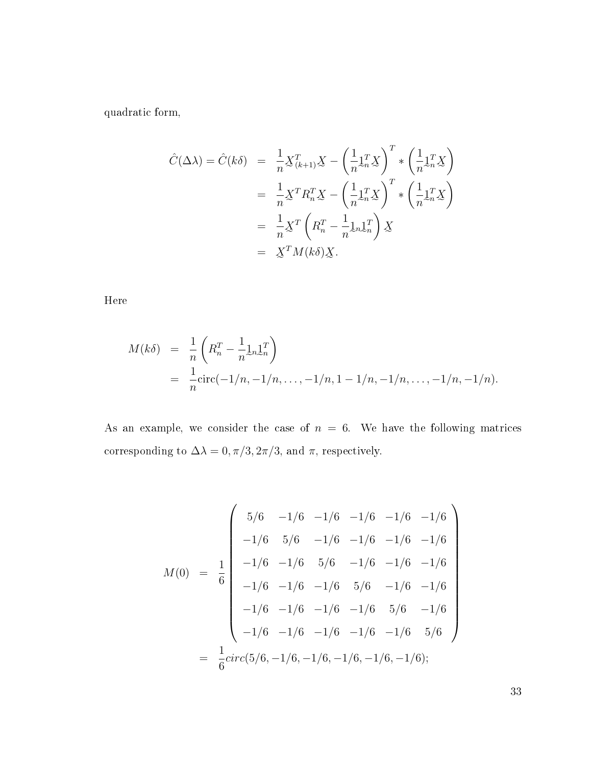quadratic form,

$$
\begin{aligned}
\hat{C}(\Delta\lambda) = \hat{C}(k\delta) &= \frac{1}{n}\underset{\sim}{X}^T_{(k+1)}\underset{\sim}{X} - \left(\frac{1}{n}\underset{\sim}{1}^T_n\underset{\sim}{X}\right)^T * \left(\frac{1}{n}\underset{\sim}{1}^T_n\underset{\sim}{X}\right) \\
&= \frac{1}{n}\underset{\sim}{X}^T R_n^T \underset{\sim}{X} - \left(\frac{1}{n}\underset{\sim}{1}^T_n\underset{\sim}{X}\right)^T * \left(\frac{1}{n}\underset{\sim}{1}^T_n\underset{\sim}{X}\right) \\
&= \frac{1}{n}\underset{\sim}{X}^T \left(R_n^T - \frac{1}{n}\underset{\sim}{1}_n\underset{\sim}{1}_n^T\right)\underset{\sim}{X} \\
&= \underset{\sim}{X}^T M(k\delta)\underset{\sim}{X}.
\end{aligned}
$$

Here

$$
\begin{aligned}
M(k\delta) &= \frac{1}{n}\left(R_n^T - \frac{1}{n}\underset{\sim}{1}_n\underset{\sim}{1}_n^T\right) \\
&= \frac{1}{n}\text{circ}(-1/n, -1/n, \ldots, -1/n, 1-1/n, -1/n, \ldots, -1/n, -1/n).
\end{aligned}
$$

As an example, we consider the case of $n = 6$. We have the following matrices corresponding to $\Delta\lambda = 0, \pi/3, 2\pi/3$, and $\pi$, respectively.

$$
\begin{aligned}
M(0) &= \frac{1}{6}\begin{pmatrix}
5/6 & -1/6 & -1/6 & -1/6 & -1/6 & -1/6 \\
-1/6 & 5/6 & -1/6 & -1/6 & -1/6 & -1/6 \\
-1/6 & -1/6 & 5/6 & -1/6 & -1/6 & -1/6 \\
-1/6 & -1/6 & -1/6 & 5/6 & -1/6 & -1/6 \\
-1/6 & -1/6 & -1/6 & -1/6 & 5/6 & -1/6 \\
-1/6 & -1/6 & -1/6 & -1/6 & -1/6 & 5/6
\end{pmatrix} \\
&= \frac{1}{6}circ(5/6, -1/6, -1/6, -1/6, -1/6, -1/6);
\end{aligned}
$$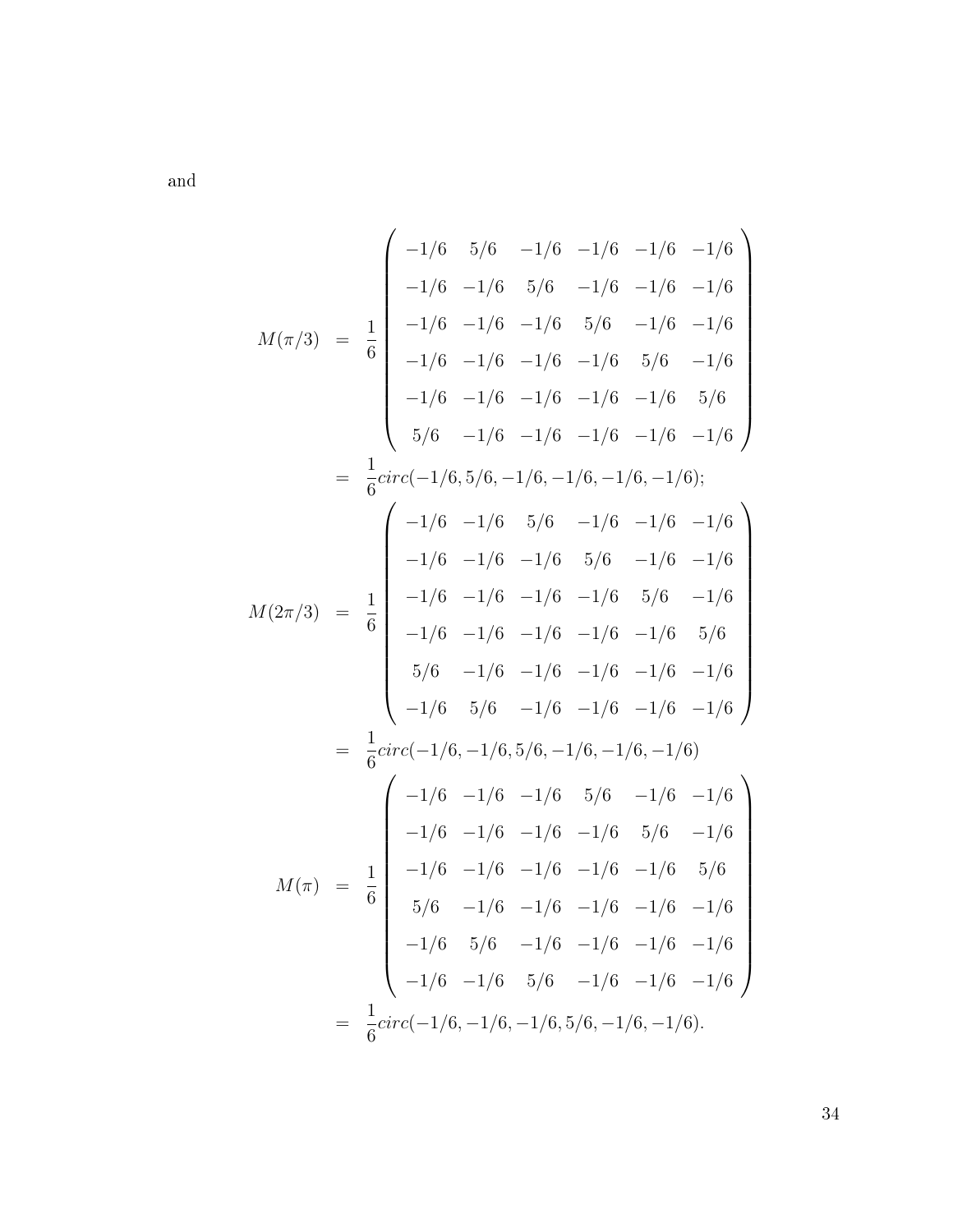and

$$
\begin{aligned}
M(\pi/3) &= \frac{1}{6}\begin{pmatrix}
-1/6 & 5/6 & -1/6 & -1/6 & -1/6 & -1/6 \\
-1/6 & -1/6 & 5/6 & -1/6 & -1/6 & -1/6 \\
-1/6 & -1/6 & -1/6 & 5/6 & -1/6 & -1/6 \\
-1/6 & -1/6 & -1/6 & -1/6 & 5/6 & -1/6 \\
-1/6 & -1/6 & -1/6 & -1/6 & -1/6 & 5/6 \\
5/6 & -1/6 & -1/6 & -1/6 & -1/6 & -1/6
\end{pmatrix} \\
&= \frac{1}{6}circ(-1/6, 5/6, -1/6, -1/6, -1/6, -1/6); \\
M(2\pi/3) &= \frac{1}{6}\begin{pmatrix}
-1/6 & -1/6 & 5/6 & -1/6 & -1/6 & -1/6 \\
-1/6 & -1/6 & -1/6 & 5/6 & -1/6 & -1/6 \\
-1/6 & -1/6 & -1/6 & -1/6 & 5/6 & -1/6 \\
-1/6 & -1/6 & -1/6 & -1/6 & -1/6 & 5/6 \\
5/6 & -1/6 & -1/6 & -1/6 & -1/6 & -1/6 \\
-1/6 & 5/6 & -1/6 & -1/6 & -1/6 & -1/6
\end{pmatrix} \\
&= \frac{1}{6}circ(-1/6, -1/6, 5/6, -1/6, -1/6, -1/6) \\
M(\pi) &= \frac{1}{6}\begin{pmatrix}
-1/6 & -1/6 & -1/6 & 5/6 & -1/6 & -1/6 \\
-1/6 & -1/6 & -1/6 & -1/6 & 5/6 & -1/6 \\
-1/6 & -1/6 & -1/6 & -1/6 & -1/6 & 5/6 \\
5/6 & -1/6 & -1/6 & -1/6 & -1/6 & -1/6 \\
-1/6 & 5/6 & -1/6 & -1/6 & -1/6 & -1/6 \\
-1/6 & -1/6 & 5/6 & -1/6 & -1/6 & -1/6
\end{pmatrix} \\
&= \frac{1}{6}circ(-1/6, -1/6, -1/6, 5/6, -1/6, -1/6).
\end{aligned}
$$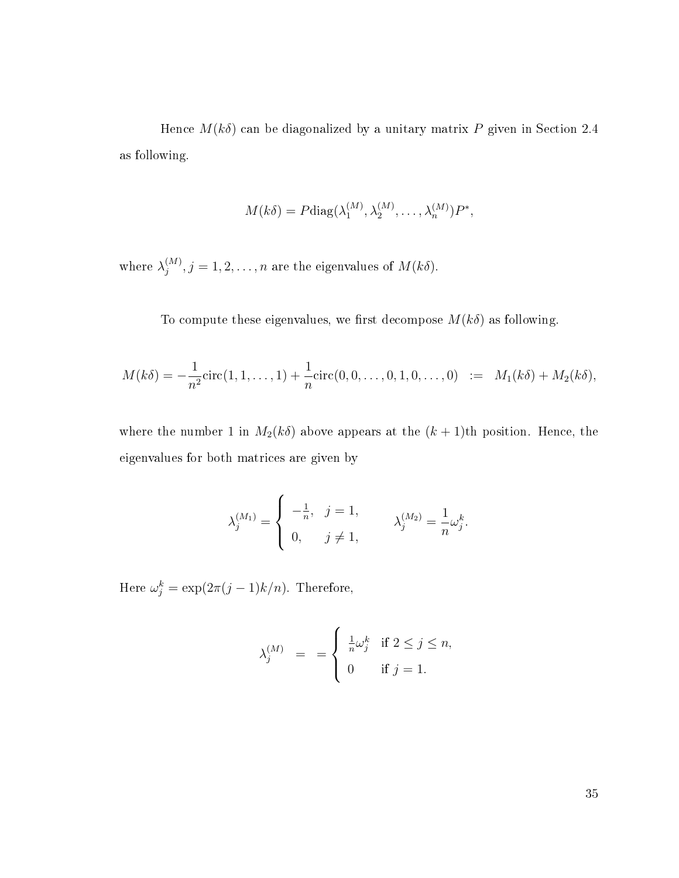Hence $M(k\delta)$ can be diagonalized by a unitary matrix $P$ given in Section 2.4 as following.

$$M(k\delta) = P\text{diag}(\lambda_1^{(M)}, \lambda_2^{(M)}, \ldots, \lambda_n^{(M)})P^*,$$

where $\lambda_j^{(M)}, j = 1, 2, \ldots, n$ are the eigenvalues of $M(k\delta)$.

To compute these eigenvalues, we first decompose $M(k\delta)$ as following.

$$M(k\delta) = -\frac{1}{n^2}\text{circ}(1, 1, \ldots, 1) + \frac{1}{n}\text{circ}(0, 0, \ldots, 0, 1, 0, \ldots, 0) \quad := \quad M_1(k\delta) + M_2(k\delta),$$

where the number 1 in $M_2(k\delta)$ above appears at the $(k+1)$th position. Hence, the eigenvalues for both matrices are given by

$$\lambda_j^{(M_1)} = \begin{cases} -\frac{1}{n}, & j = 1, \\ 0, & j \neq 1, \end{cases} \qquad \lambda_j^{(M_2)} = \frac{1}{n}\omega_j^k.$$

Here $\omega_j^k = \exp(2\pi(j-1)k/n)$. Therefore,

$$\lambda_j^{(M)} \quad = \quad = \begin{cases} \frac{1}{n}\omega_j^k & \text{if } 2 \leq j \leq n, \\ 0 & \text{if } j = 1. \end{cases}$$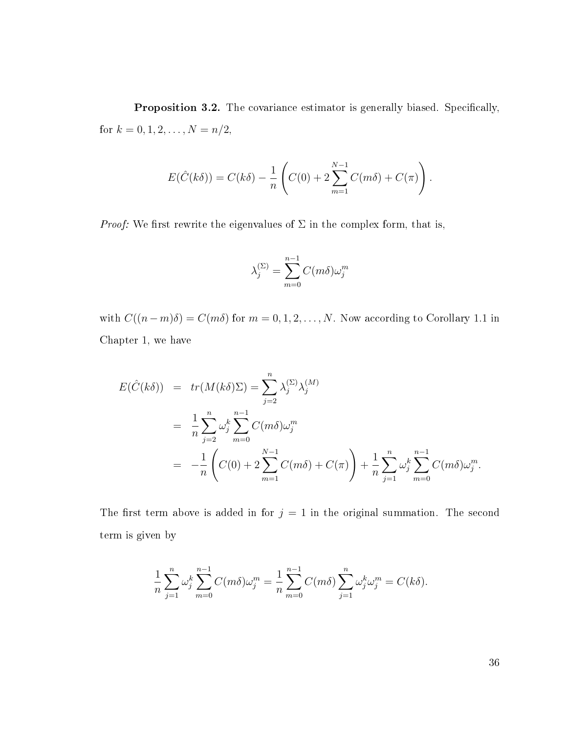**Proposition 3.2.** The covariance estimator is generally biased. Specifically, for $k = 0, 1, 2, \ldots, N = n/2$,

$$E(\hat{C}(k\delta)) = C(k\delta) - \frac{1}{n}\left(C(0) + 2\sum_{m=1}^{N-1} C(m\delta) + C(\pi)\right).$$

*Proof:* We first rewrite the eigenvalues of $\Sigma$ in the complex form, that is,

$$\lambda_j^{(\Sigma)} = \sum_{m=0}^{n-1} C(m\delta)\omega_j^m$$

with $C((n-m)\delta) = C(m\delta)$ for $m = 0, 1, 2, \ldots, N$. Now according to Corollary 1.1 in Chapter 1, we have

$$\begin{aligned}
E(\hat{C}(k\delta)) &= tr(M(k\delta)\Sigma) = \sum_{j=2}^{n} \lambda_j^{(\Sigma)}\lambda_j^{(M)} \\
&= \frac{1}{n}\sum_{j=2}^{n} \omega_j^k \sum_{m=0}^{n-1} C(m\delta)\omega_j^m \\
&= -\frac{1}{n}\left(C(0) + 2\sum_{m=1}^{N-1} C(m\delta) + C(\pi)\right) + \frac{1}{n}\sum_{j=1}^{n} \omega_j^k \sum_{m=0}^{n-1} C(m\delta)\omega_j^m.
\end{aligned}$$

The first term above is added in for $j = 1$ in the original summation. The second term is given by

$$\frac{1}{n}\sum_{j=1}^{n} \omega_j^k \sum_{m=0}^{n-1} C(m\delta)\omega_j^m = \frac{1}{n}\sum_{m=0}^{n-1} C(m\delta)\sum_{j=1}^{n} \omega_j^k \omega_j^m = C(k\delta).$$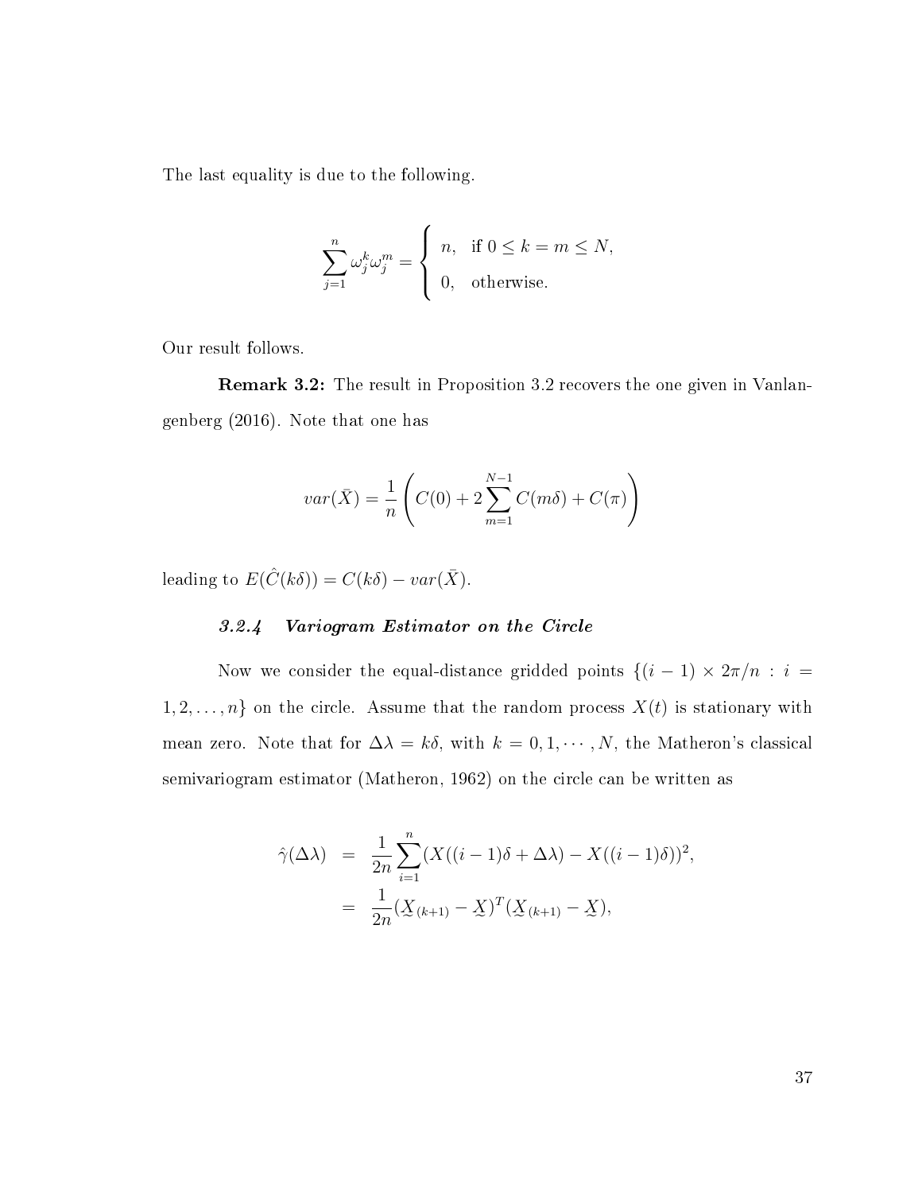The last equality is due to the following.

$$\sum_{j=1}^{n} \omega_j^k \omega_j^m = \begin{cases} n, & \text{if } 0 \leq k = m \leq N, \\ 0, & \text{otherwise.} \end{cases}$$

Our result follows.

**Remark 3.2:** The result in Proposition 3.2 recovers the one given in Vanlangenberg (2016). Note that one has

$$var(\bar{X}) = \frac{1}{n}\left( C(0) + 2\sum_{m=1}^{N-1} C(m\delta) + C(\pi) \right)$$

leading to $E(\hat{C}(k\delta)) = C(k\delta) - var(\bar{X})$.

### *3.2.4 Variogram Estimator on the Circle*

Now we consider the equal-distance gridded points $\{(i-1) \times 2\pi/n : i = 1, 2, \ldots, n\}$ on the circle. Assume that the random process $X(t)$ is stationary with mean zero. Note that for $\Delta\lambda = k\delta$, with $k = 0, 1, \cdots, N$, the Matheron's classical semivariogram estimator (Matheron, 1962) on the circle can be written as

$$\begin{aligned} \hat{\gamma}(\Delta\lambda) &= \frac{1}{2n}\sum_{i=1}^{n}(X((i-1)\delta + \Delta\lambda) - X((i-1)\delta))^2, \\ &= \frac{1}{2n}(\underset{\sim}{X}_{(k+1)} - \underset{\sim}{X})^T(\underset{\sim}{X}_{(k+1)} - \underset{\sim}{X}), \end{aligned}$$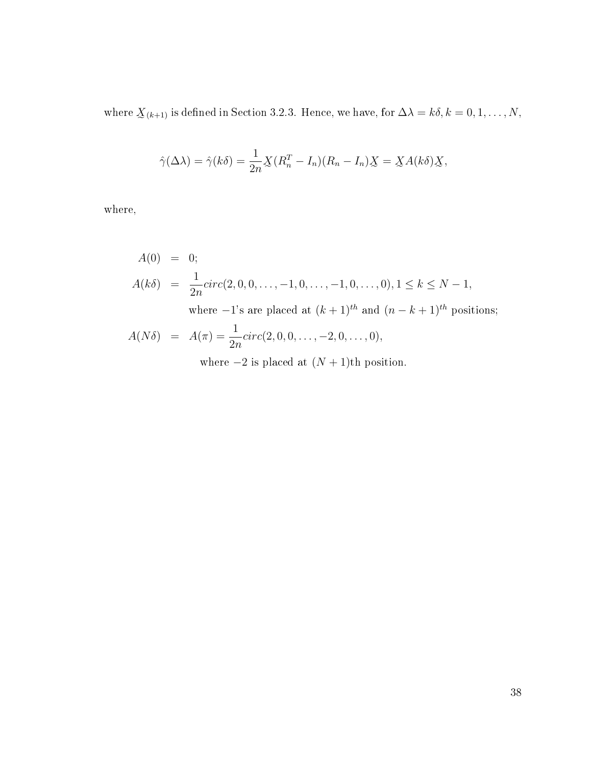where $\underset{\sim}{X}_{(k+1)}$ is defined in Section 3.2.3. Hence, we have, for $\Delta\lambda = k\delta, k = 0, 1, \ldots, N$,

$$\hat{\gamma}(\Delta\lambda) = \hat{\gamma}(k\delta) = \frac{1}{2n}\underset{\sim}{X}(R_n^T - I_n)(R_n - I_n)\underset{\sim}{X} = \underset{\sim}{X}A(k\delta)\underset{\sim}{X},$$

where,

$$\begin{aligned}
A(0) &= 0; \\
A(k\delta) &= \frac{1}{2n}circ(2, 0, 0, \ldots, -1, 0, \ldots, -1, 0, \ldots, 0), 1 \leq k \leq N-1, \\
&\quad \text{where } -1\text{'s are placed at } (k+1)^{th} \text{ and } (n-k+1)^{th} \text{ positions;} \\
A(N\delta) &= A(\pi) = \frac{1}{2n}circ(2, 0, 0, \ldots, -2, 0, \ldots, 0), \\
&\quad \text{where } -2 \text{ is placed at } (N+1)\text{th position.}
\end{aligned}$$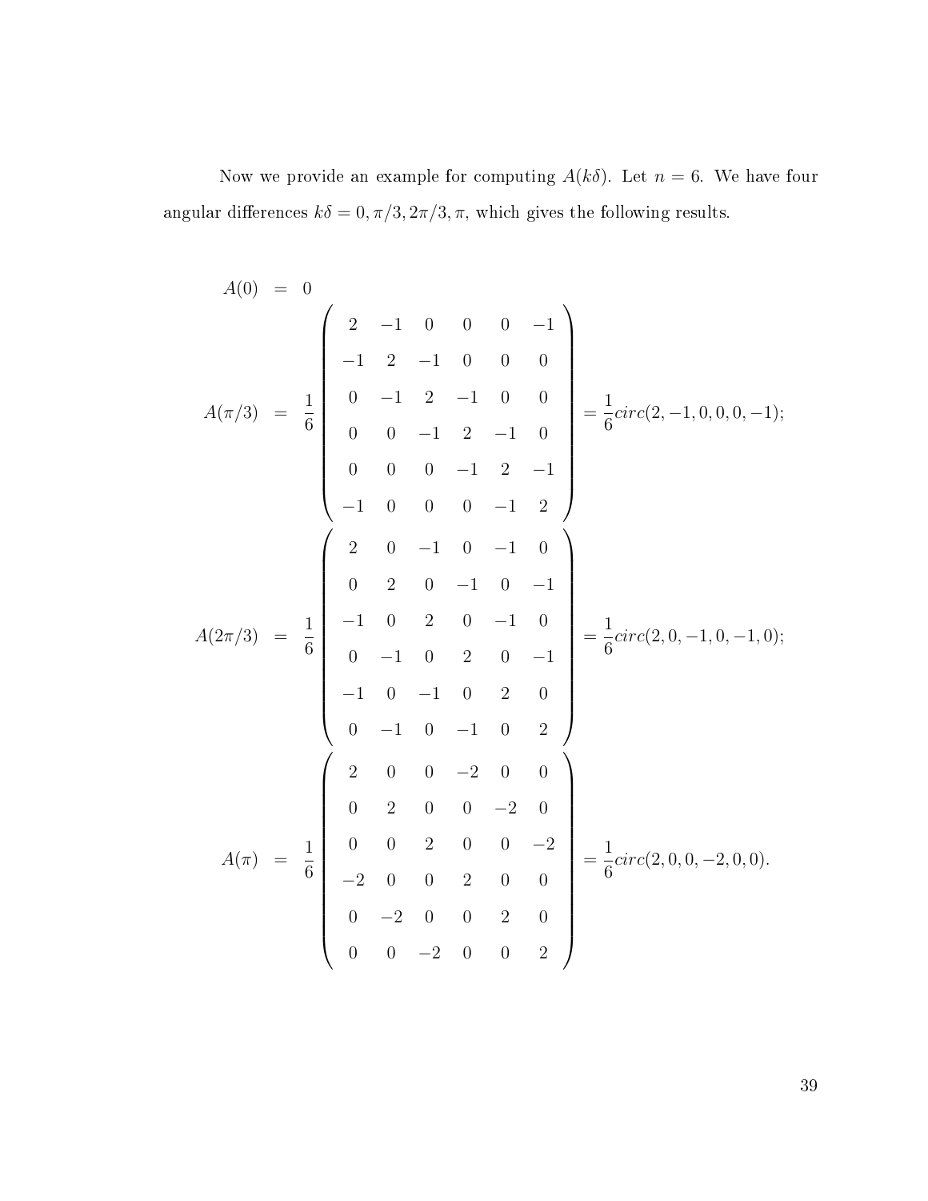Now we provide an example for computing $A(k\delta)$. Let $n = 6$. We have four angular differences $k\delta = 0, \pi/3, 2\pi/3, \pi$, which gives the following results.

$$
\begin{aligned}
A(0) &= 0 \\
A(\pi/3) &= \frac{1}{6}\begin{pmatrix} 2 & -1 & 0 & 0 & 0 & -1 \\ -1 & 2 & -1 & 0 & 0 & 0 \\ 0 & -1 & 2 & -1 & 0 & 0 \\ 0 & 0 & -1 & 2 & -1 & 0 \\ 0 & 0 & 0 & -1 & 2 & -1 \\ -1 & 0 & 0 & 0 & -1 & 2 \end{pmatrix} = \frac{1}{6} circ(2, -1, 0, 0, 0, -1); \\
A(2\pi/3) &= \frac{1}{6}\begin{pmatrix} 2 & 0 & -1 & 0 & -1 & 0 \\ 0 & 2 & 0 & -1 & 0 & -1 \\ -1 & 0 & 2 & 0 & -1 & 0 \\ 0 & -1 & 0 & 2 & 0 & -1 \\ -1 & 0 & -1 & 0 & 2 & 0 \\ 0 & -1 & 0 & -1 & 0 & 2 \end{pmatrix} = \frac{1}{6} circ(2, 0, -1, 0, -1, 0); \\
A(\pi) &= \frac{1}{6}\begin{pmatrix} 2 & 0 & 0 & -2 & 0 & 0 \\ 0 & 2 & 0 & 0 & -2 & 0 \\ 0 & 0 & 2 & 0 & 0 & -2 \\ -2 & 0 & 0 & 2 & 0 & 0 \\ 0 & -2 & 0 & 0 & 2 & 0 \\ 0 & 0 & -2 & 0 & 0 & 2 \end{pmatrix} = \frac{1}{6} circ(2, 0, 0, -2, 0, 0).
\end{aligned}
$$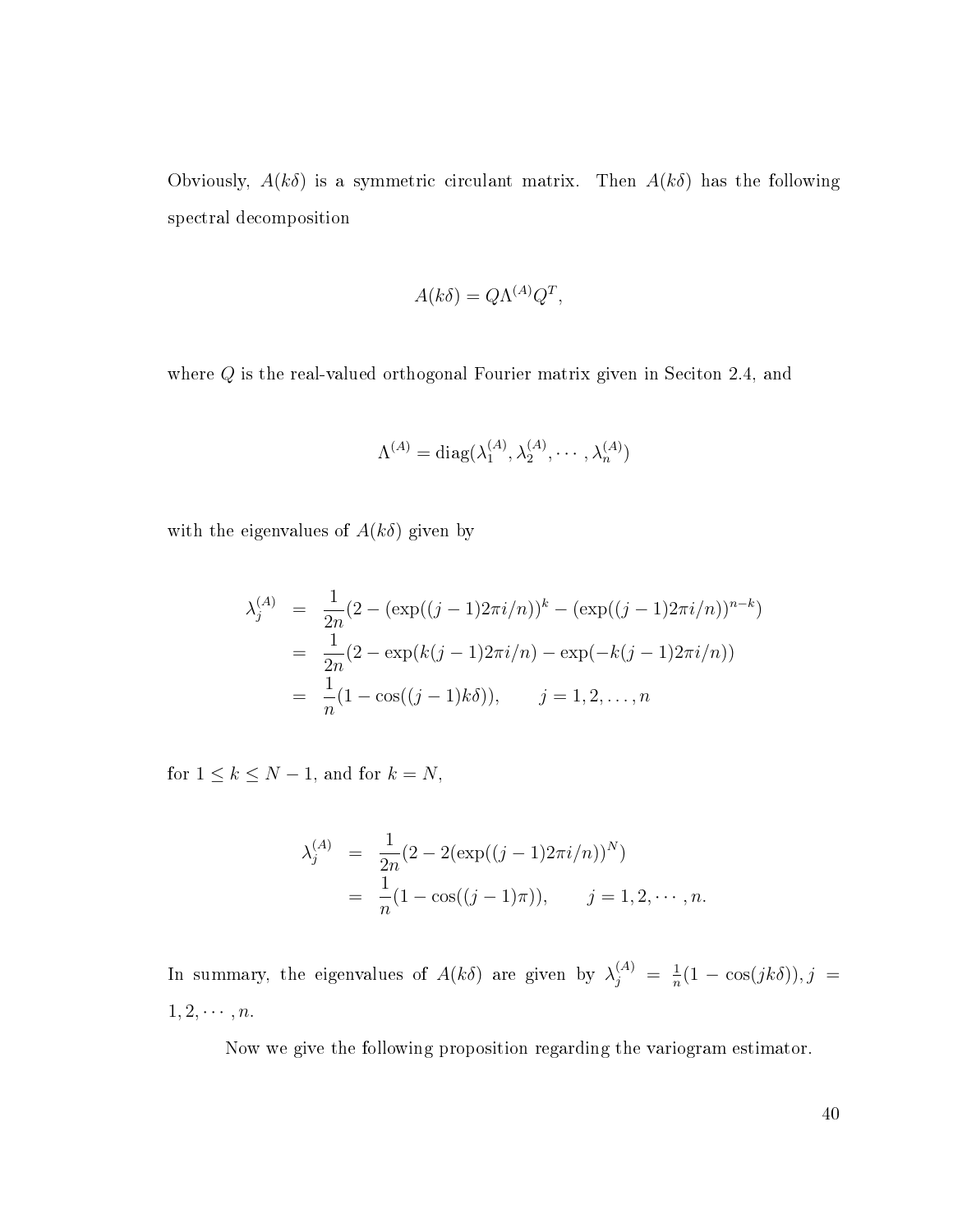Obviously, $A(k\delta)$ is a symmetric circulant matrix. Then $A(k\delta)$ has the following spectral decomposition

$$A(k\delta) = Q\Lambda^{(A)}Q^T,$$

where $Q$ is the real-valued orthogonal Fourier matrix given in Seciton 2.4, and

$$\Lambda^{(A)} = \text{diag}(\lambda_1^{(A)}, \lambda_2^{(A)}, \cdots, \lambda_n^{(A)})$$

with the eigenvalues of $A(k\delta)$ given by

$$\begin{aligned}
\lambda_j^{(A)} &= \frac{1}{2n}(2 - (\exp((j-1)2\pi i/n))^k - (\exp((j-1)2\pi i/n))^{n-k}) \\
&= \frac{1}{2n}(2 - \exp(k(j-1)2\pi i/n) - \exp(-k(j-1)2\pi i/n)) \\
&= \frac{1}{n}(1 - \cos((j-1)k\delta)), \qquad j = 1, 2, \ldots, n
\end{aligned}$$

for $1 \leq k \leq N-1$, and for $k = N$,

$$\begin{aligned}
\lambda_j^{(A)} &= \frac{1}{2n}(2 - 2(\exp((j-1)2\pi i/n))^N) \\
&= \frac{1}{n}(1 - \cos((j-1)\pi)), \qquad j = 1, 2, \cdots, n.
\end{aligned}$$

In summary, the eigenvalues of $A(k\delta)$ are given by $\lambda_j^{(A)} = \frac{1}{n}(1 - \cos(jk\delta)), j = 1, 2, \cdots, n$.

Now we give the following proposition regarding the variogram estimator.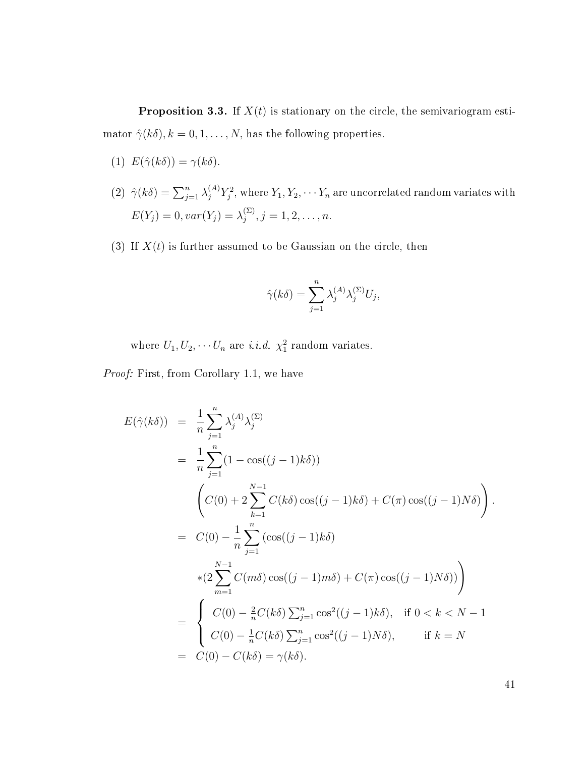**Proposition 3.3.** If $X(t)$ is stationary on the circle, the semivariogram estimator $\hat{\gamma}(k\delta), k = 0, 1, \dots, N$, has the following properties.

(1) $E(\hat{\gamma}(k\delta)) = \gamma(k\delta)$.

(2) $\hat{\gamma}(k\delta) = \sum_{j=1}^{n} \lambda_j^{(A)} Y_j^2$, where $Y_1, Y_2, \cdots Y_n$ are uncorrelated random variates with $E(Y_j) = 0, var(Y_j) = \lambda_j^{(\Sigma)}, j = 1, 2, \dots, n$.

(3) If $X(t)$ is further assumed to be Gaussian on the circle, then

$$\hat{\gamma}(k\delta) = \sum_{j=1}^{n} \lambda_j^{(A)} \lambda_j^{(\Sigma)} U_j,$$

where $U_1, U_2, \cdots U_n$ are *i.i.d.* $\chi_1^2$ random variates.

*Proof:* First, from Corollary 1.1, we have

$$\begin{aligned}
E(\hat{\gamma}(k\delta)) &= \frac{1}{n} \sum_{j=1}^{n} \lambda_j^{(A)} \lambda_j^{(\Sigma)} \\
&= \frac{1}{n} \sum_{j=1}^{n} (1 - \cos((j-1)k\delta)) \\
&\quad \left( C(0) + 2 \sum_{k=1}^{N-1} C(k\delta) \cos((j-1)k\delta) + C(\pi) \cos((j-1)N\delta) \right). \\
&= C(0) - \frac{1}{n} \sum_{j=1}^{n} (\cos((j-1)k\delta) \\
&\quad * (2 \sum_{m=1}^{N-1} C(m\delta) \cos((j-1)m\delta) + C(\pi) \cos((j-1)N\delta)) \Bigg) \\
&= \begin{cases} C(0) - \frac{2}{n} C(k\delta) \sum_{j=1}^{n} \cos^2((j-1)k\delta), & \text{if } 0 < k < N-1 \\ C(0) - \frac{1}{n} C(k\delta) \sum_{j=1}^{n} \cos^2((j-1)N\delta), & \text{if } k = N \end{cases} \\
&= C(0) - C(k\delta) = \gamma(k\delta).
\end{aligned}$$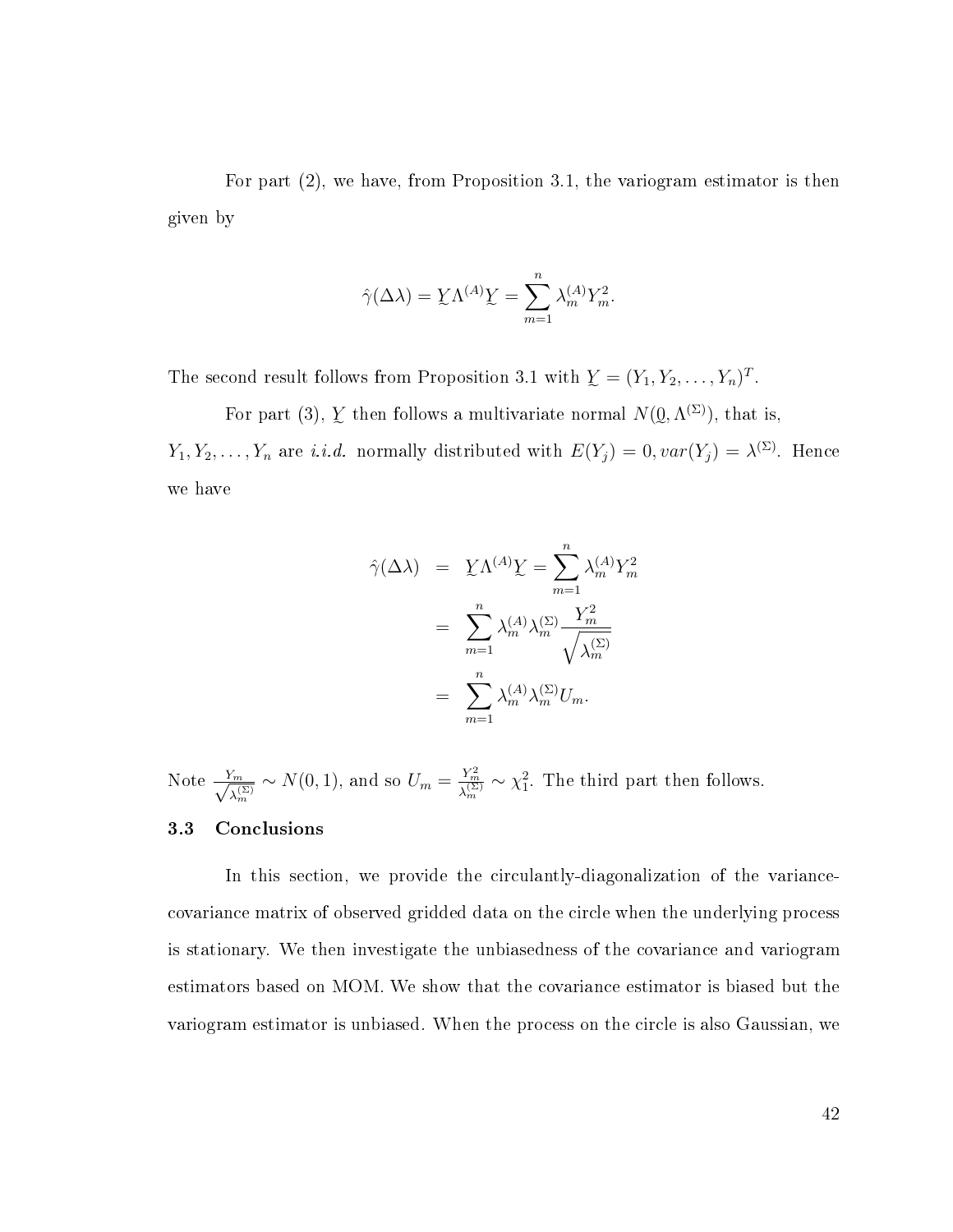For part (2), we have, from Proposition 3.1, the variogram estimator is then given by

$$\hat{\gamma}(\Delta\lambda) = \underset{\sim}{Y}\Lambda^{(A)}\underset{\sim}{Y} = \sum_{m=1}^{n} \lambda_m^{(A)} Y_m^2.$$

The second result follows from Proposition 3.1 with $\underset{\sim}{Y} = (Y_1, Y_2, \ldots, Y_n)^T$.

For part (3), $\underset{\sim}{Y}$ then follows a multivariate normal $N(\underset{\sim}{0}, \Lambda^{(\Sigma)})$, that is, $Y_1, Y_2, \ldots, Y_n$ are *i.i.d.* normally distributed with $E(Y_j) = 0, var(Y_j) = \lambda^{(\Sigma)}$. Hence we have

$$\begin{aligned}
\hat{\gamma}(\Delta\lambda) &= \underset{\sim}{Y}\Lambda^{(A)}\underset{\sim}{Y} = \sum_{m=1}^{n} \lambda_m^{(A)} Y_m^2 \\
&= \sum_{m=1}^{n} \lambda_m^{(A)} \lambda_m^{(\Sigma)} \frac{Y_m^2}{\sqrt{\lambda_m^{(\Sigma)}}} \\
&= \sum_{m=1}^{n} \lambda_m^{(A)} \lambda_m^{(\Sigma)} U_m.
\end{aligned}$$

Note $\frac{Y_m}{\sqrt{\lambda_m^{(\Sigma)}}} \sim N(0,1)$, and so $U_m = \frac{Y_m^2}{\lambda_m^{(\Sigma)}} \sim \chi_1^2$. The third part then follows.

### 3.3 Conclusions

In this section, we provide the circulantly-diagonalization of the variance-covariance matrix of observed gridded data on the circle when the underlying process is stationary. We then investigate the unbiasedness of the covariance and variogram estimators based on MOM. We show that the covariance estimator is biased but the variogram estimator is unbiased. When the process on the circle is also Gaussian, we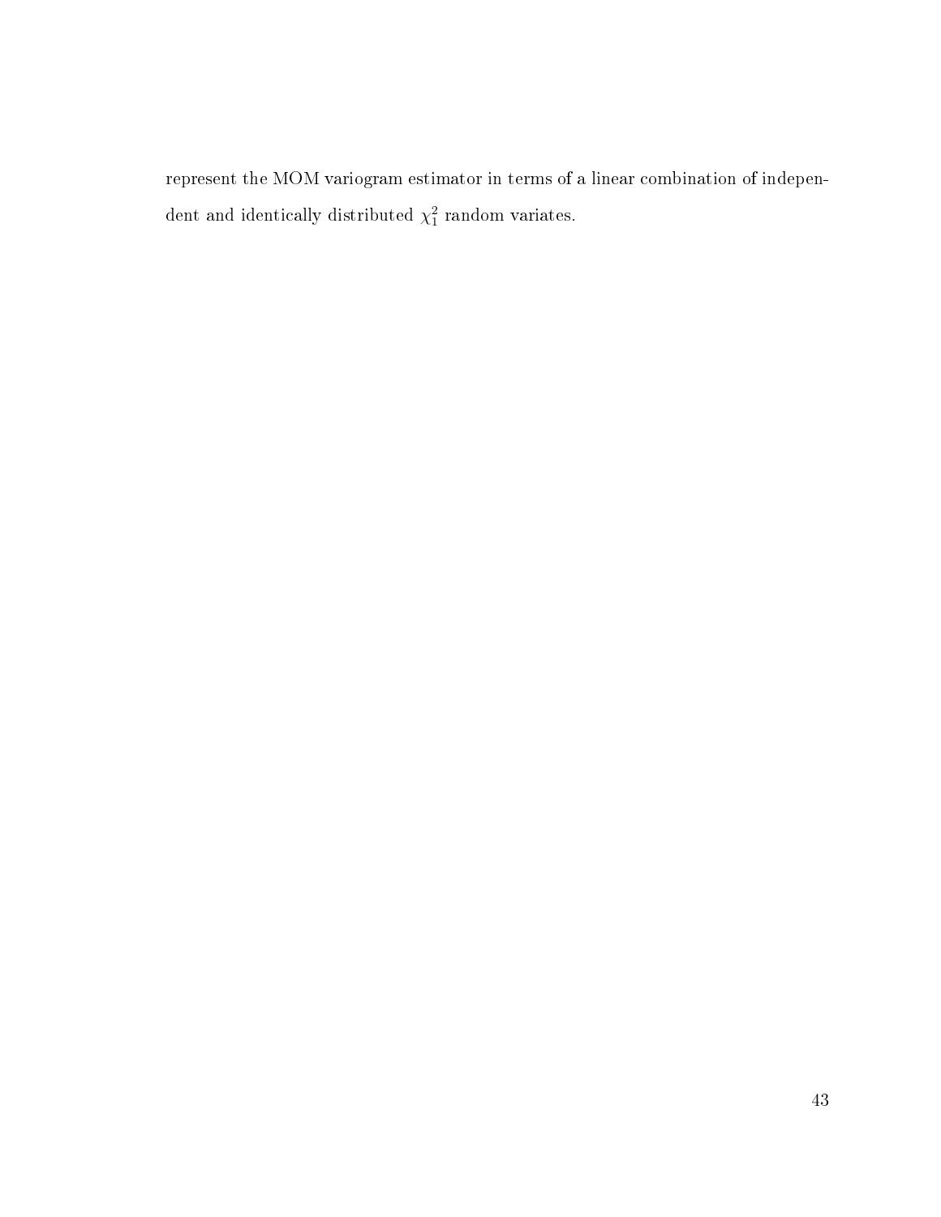represent the MOM variogram estimator in terms of a linear combination of independent and identically distributed $\chi_1^2$ random variates.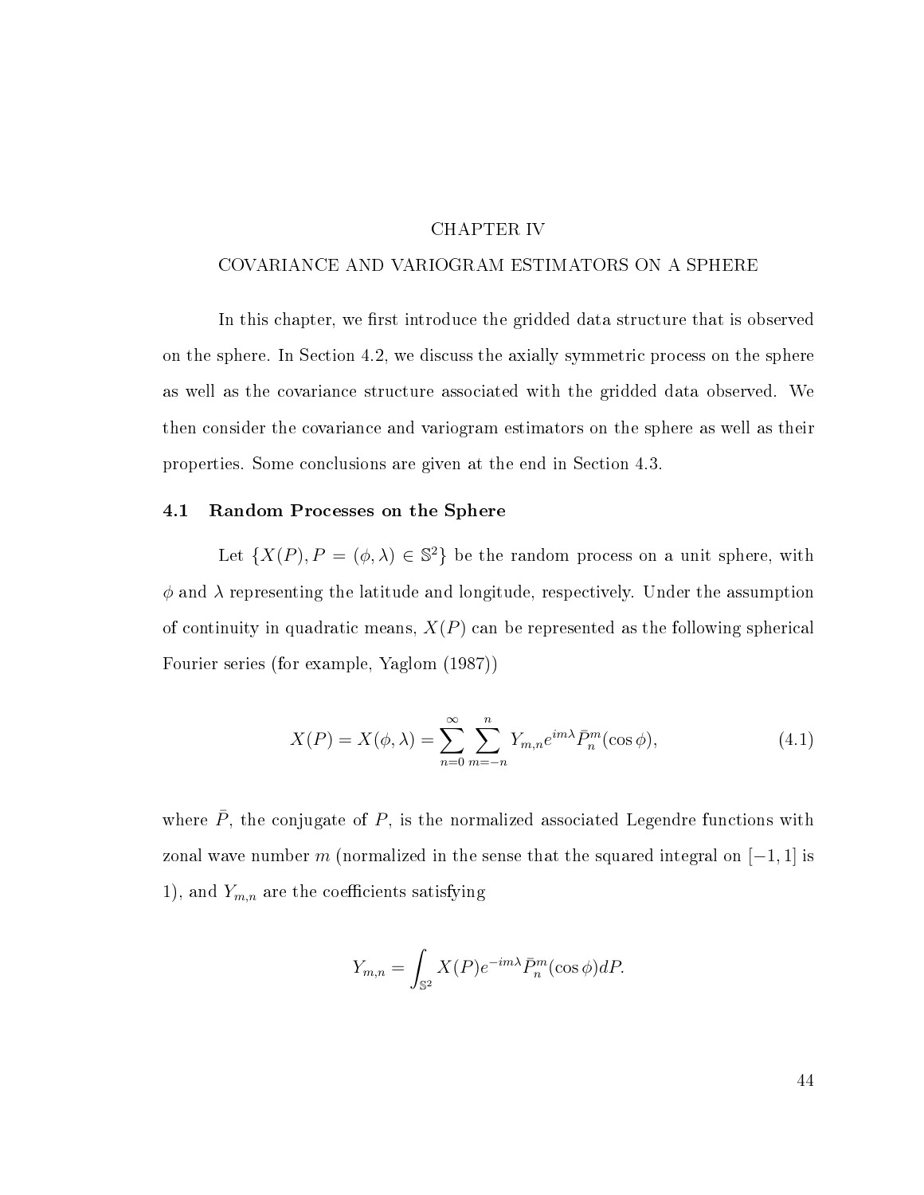# CHAPTER IV

# COVARIANCE AND VARIOGRAM ESTIMATORS ON A SPHERE

In this chapter, we first introduce the gridded data structure that is observed on the sphere. In Section 4.2, we discuss the axially symmetric process on the sphere as well as the covariance structure associated with the gridded data observed. We then consider the covariance and variogram estimators on the sphere as well as their properties. Some conclusions are given at the end in Section 4.3.

## 4.1 Random Processes on the Sphere

Let $\{X(P), P = (\phi, \lambda) \in \mathbb{S}^2\}$ be the random process on a unit sphere, with $\phi$ and $\lambda$ representing the latitude and longitude, respectively. Under the assumption of continuity in quadratic means, $X(P)$ can be represented as the following spherical Fourier series (for example, Yaglom (1987))

$$X(P) = X(\phi, \lambda) = \sum_{n=0}^{\infty} \sum_{m=-n}^{n} Y_{m,n} e^{im\lambda} \bar{P}_n^m(\cos\phi), \tag{4.1}$$

where $\bar{P}$, the conjugate of $P$, is the normalized associated Legendre functions with zonal wave number $m$ (normalized in the sense that the squared integral on $[-1, 1]$ is 1), and $Y_{m,n}$ are the coefficients satisfying

$$Y_{m,n} = \int_{\mathbb{S}^2} X(P) e^{-im\lambda} \bar{P}_n^m(\cos\phi) dP.$$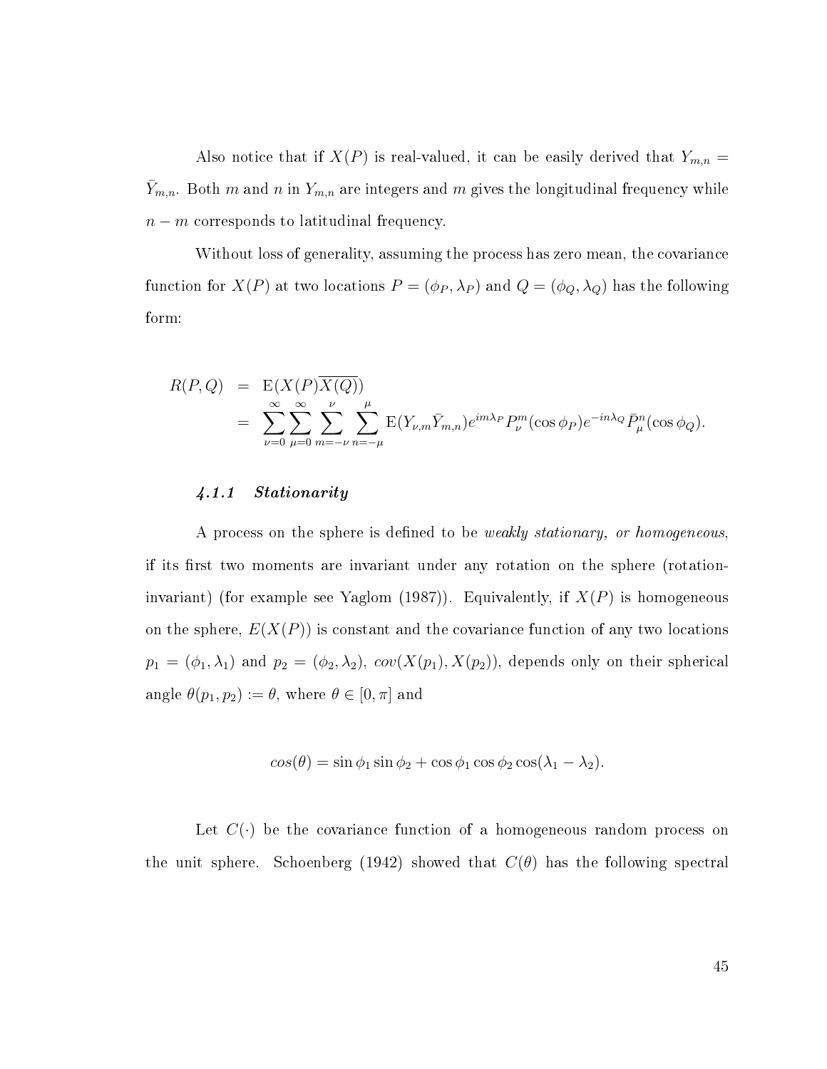Also notice that if $X(P)$ is real-valued, it can be easily derived that $Y_{m,n} = \bar{Y}_{m,n}$. Both $m$ and $n$ in $Y_{m,n}$ are integers and $m$ gives the longitudinal frequency while $n - m$ corresponds to latitudinal frequency.

Without loss of generality, assuming the process has zero mean, the covariance function for $X(P)$ at two locations $P = (\phi_P, \lambda_P)$ and $Q = (\phi_Q, \lambda_Q)$ has the following form:

$$
\begin{aligned}
R(P, Q) &= \mathrm{E}(X(P)\overline{X(Q)}) \\
&= \sum_{\nu=0}^{\infty}\sum_{\mu=0}^{\infty}\sum_{m=-\nu}^{\nu}\sum_{n=-\mu}^{\mu} \mathrm{E}(Y_{\nu,m}\bar{Y}_{m,n}) e^{im\lambda_P} P_{\nu}^{m}(\cos\phi_P) e^{-in\lambda_Q} \bar{P}_{\mu}^{n}(\cos\phi_Q).
\end{aligned}
$$

### 4.1.1 Stationarity

A process on the sphere is defined to be *weakly stationary, or homogeneous*, if its first two moments are invariant under any rotation on the sphere (rotation-invariant) (for example see Yaglom (1987)). Equivalently, if $X(P)$ is homogeneous on the sphere, $E(X(P))$ is constant and the covariance function of any two locations $p_1 = (\phi_1, \lambda_1)$ and $p_2 = (\phi_2, \lambda_2)$, $cov(X(p_1), X(p_2))$, depends only on their spherical angle $\theta(p_1, p_2) := \theta$, where $\theta \in [0, \pi]$ and

$$
cos(\theta) = \sin\phi_1 \sin\phi_2 + \cos\phi_1 \cos\phi_2 \cos(\lambda_1 - \lambda_2).
$$

Let $C(\cdot)$ be the covariance function of a homogeneous random process on the unit sphere. Schoenberg (1942) showed that $C(\theta)$ has the following spectral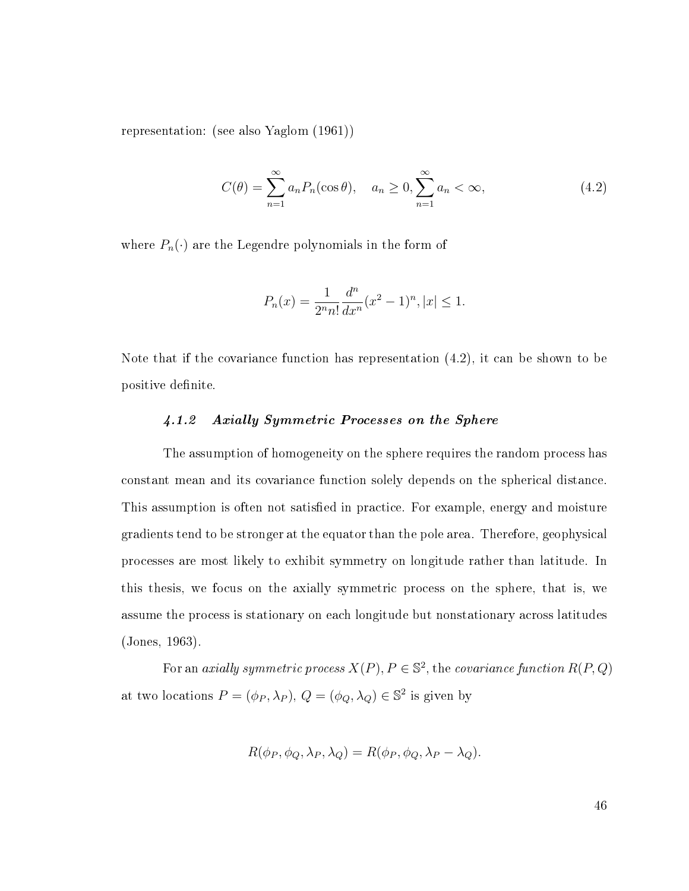representation: (see also Yaglom (1961))

$$C(\theta) = \sum_{n=1}^{\infty} a_n P_n(\cos\theta), \quad a_n \geq 0, \sum_{n=1}^{\infty} a_n < \infty, \tag{4.2}$$

where $P_n(\cdot)$ are the Legendre polynomials in the form of

$$P_n(x) = \frac{1}{2^n n!} \frac{d^n}{dx^n}(x^2 - 1)^n, |x| \leq 1.$$

Note that if the covariance function has representation (4.2), it can be shown to be positive definite.

### *4.1.2 Axially Symmetric Processes on the Sphere*

The assumption of homogeneity on the sphere requires the random process has constant mean and its covariance function solely depends on the spherical distance. This assumption is often not satisfied in practice. For example, energy and moisture gradients tend to be stronger at the equator than the pole area. Therefore, geophysical processes are most likely to exhibit symmetry on longitude rather than latitude. In this thesis, we focus on the axially symmetric process on the sphere, that is, we assume the process is stationary on each longitude but nonstationary across latitudes (Jones, 1963).

For an *axially symmetric process* $X(P), P \in \mathbb{S}^2$, the *covariance function* $R(P, Q)$ at two locations $P = (\phi_P, \lambda_P)$, $Q = (\phi_Q, \lambda_Q) \in \mathbb{S}^2$ is given by

$$R(\phi_P, \phi_Q, \lambda_P, \lambda_Q) = R(\phi_P, \phi_Q, \lambda_P - \lambda_Q).$$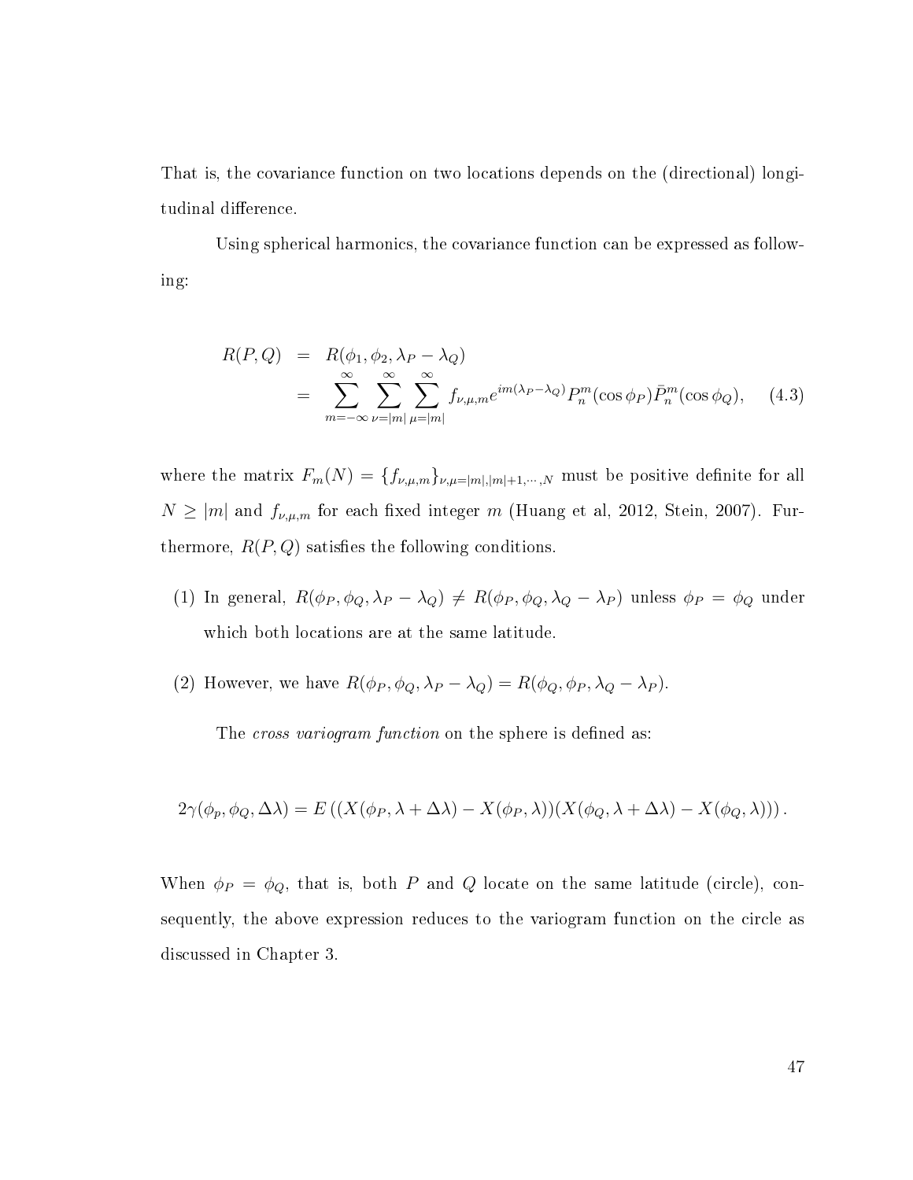That is, the covariance function on two locations depends on the (directional) longitudinal difference.

Using spherical harmonics, the covariance function can be expressed as following:

$$
\begin{aligned}
R(P,Q) &= R(\phi_1, \phi_2, \lambda_P - \lambda_Q) \\
&= \sum_{m=-\infty}^{\infty} \sum_{\nu=|m|}^{\infty} \sum_{\mu=|m|}^{\infty} f_{\nu,\mu,m} e^{im(\lambda_P - \lambda_Q)} P_n^m(\cos\phi_P) \bar{P}_n^m(\cos\phi_Q), \qquad (4.3)
\end{aligned}
$$

where the matrix $F_m(N) = \{f_{\nu,\mu,m}\}_{\nu,\mu=|m|,|m|+1,\cdots,N}$ must be positive definite for all $N \geq |m|$ and $f_{\nu,\mu,m}$ for each fixed integer $m$ (Huang et al, 2012, Stein, 2007). Furthermore, $R(P,Q)$ satisfies the following conditions.

(1) In general, $R(\phi_P, \phi_Q, \lambda_P - \lambda_Q) \neq R(\phi_P, \phi_Q, \lambda_Q - \lambda_P)$ unless $\phi_P = \phi_Q$ under which both locations are at the same latitude.

(2) However, we have $R(\phi_P, \phi_Q, \lambda_P - \lambda_Q) = R(\phi_Q, \phi_P, \lambda_Q - \lambda_P)$.

The *cross variogram function* on the sphere is defined as:

$$
2\gamma(\phi_p, \phi_Q, \Delta\lambda) = E\left( (X(\phi_P, \lambda + \Delta\lambda) - X(\phi_P, \lambda))(X(\phi_Q, \lambda + \Delta\lambda) - X(\phi_Q, \lambda)) \right).
$$

When $\phi_P = \phi_Q$, that is, both $P$ and $Q$ locate on the same latitude (circle), consequently, the above expression reduces to the variogram function on the circle as discussed in Chapter 3.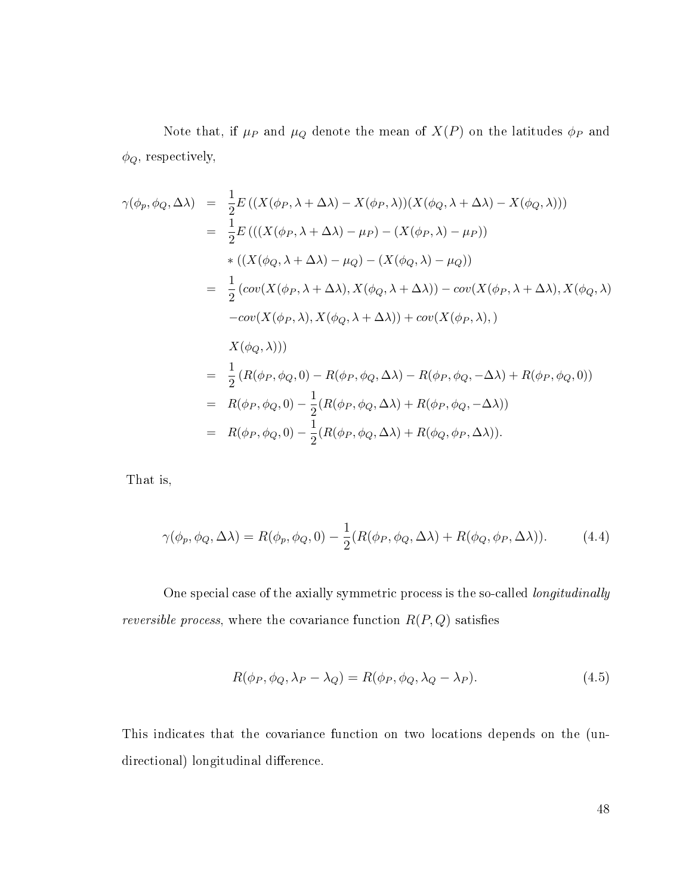Note that, if $\mu_P$ and $\mu_Q$ denote the mean of $X(P)$ on the latitudes $\phi_P$ and $\phi_Q$, respectively,

$$
\begin{aligned}
\gamma(\phi_p, \phi_Q, \Delta\lambda) &= \frac{1}{2}E\left((X(\phi_P, \lambda + \Delta\lambda) - X(\phi_P, \lambda))(X(\phi_Q, \lambda + \Delta\lambda) - X(\phi_Q, \lambda))\right) \\
&= \frac{1}{2}E\left(((X(\phi_P, \lambda + \Delta\lambda) - \mu_P) - (X(\phi_P, \lambda) - \mu_P))\right. \\
&\quad \left. * ((X(\phi_Q, \lambda + \Delta\lambda) - \mu_Q) - (X(\phi_Q, \lambda) - \mu_Q)\right) \\
&= \frac{1}{2}\left(cov(X(\phi_P, \lambda + \Delta\lambda), X(\phi_Q, \lambda + \Delta\lambda)) - cov(X(\phi_P, \lambda + \Delta\lambda), X(\phi_Q, \lambda)\right. \\
&\quad - cov(X(\phi_P, \lambda), X(\phi_Q, \lambda + \Delta\lambda)) + cov(X(\phi_P, \lambda), ) \\
&\quad \left. X(\phi_Q, \lambda))\right) \\
&= \frac{1}{2}\left(R(\phi_P, \phi_Q, 0) - R(\phi_P, \phi_Q, \Delta\lambda) - R(\phi_P, \phi_Q, -\Delta\lambda) + R(\phi_P, \phi_Q, 0)\right) \\
&= R(\phi_P, \phi_Q, 0) - \frac{1}{2}(R(\phi_P, \phi_Q, \Delta\lambda) + R(\phi_P, \phi_Q, -\Delta\lambda)) \\
&= R(\phi_P, \phi_Q, 0) - \frac{1}{2}(R(\phi_P, \phi_Q, \Delta\lambda) + R(\phi_Q, \phi_P, \Delta\lambda)).
\end{aligned}
$$

That is,

$$
\gamma(\phi_p, \phi_Q, \Delta\lambda) = R(\phi_p, \phi_Q, 0) - \frac{1}{2}(R(\phi_P, \phi_Q, \Delta\lambda) + R(\phi_Q, \phi_P, \Delta\lambda)). \tag{4.4}
$$

One special case of the axially symmetric process is the so-called *longitudinally reversible process*, where the covariance function $R(P, Q)$ satisfies

$$
R(\phi_P, \phi_Q, \lambda_P - \lambda_Q) = R(\phi_P, \phi_Q, \lambda_Q - \lambda_P). \tag{4.5}
$$

This indicates that the covariance function on two locations depends on the (undirectional) longitudinal difference.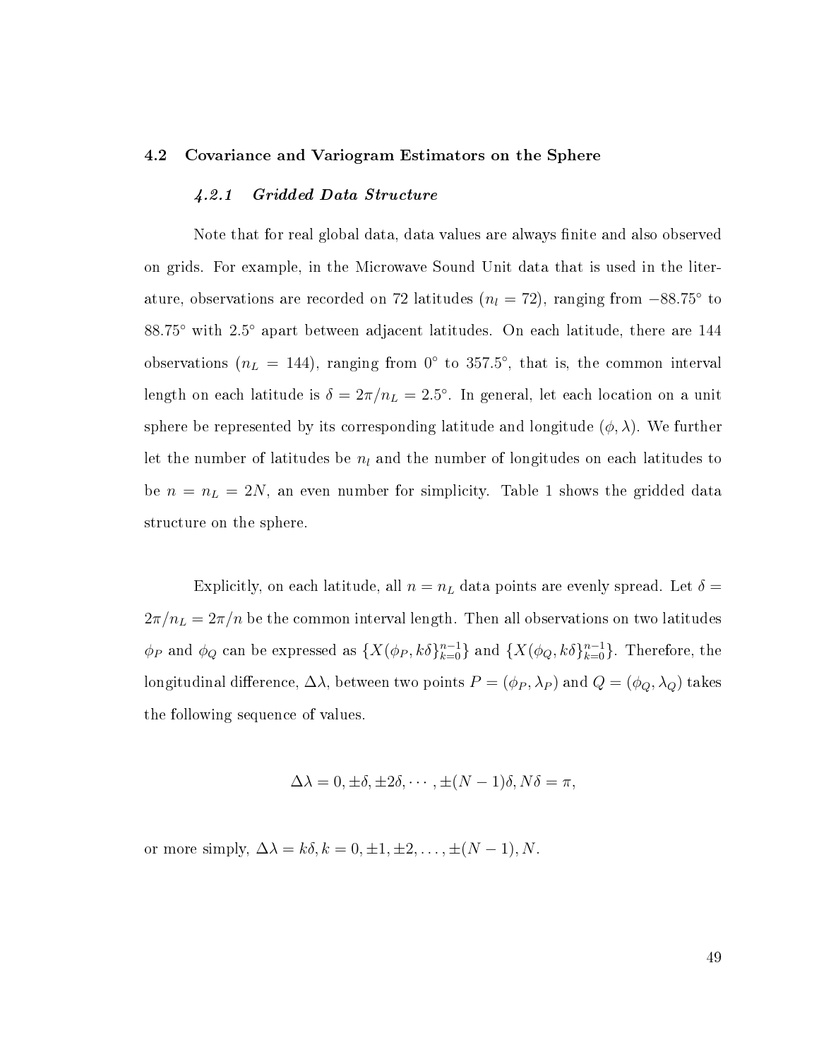## 4.2 Covariance and Variogram Estimators on the Sphere

### *4.2.1 Gridded Data Structure*

Note that for real global data, data values are always finite and also observed on grids. For example, in the Microwave Sound Unit data that is used in the literature, observations are recorded on 72 latitudes ($n_l = 72$), ranging from $-88.75^\circ$ to $88.75^\circ$ with $2.5^\circ$ apart between adjacent latitudes. On each latitude, there are 144 observations ($n_L = 144$), ranging from $0^\circ$ to $357.5^\circ$, that is, the common interval length on each latitude is $\delta = 2\pi/n_L = 2.5^\circ$. In general, let each location on a unit sphere be represented by its corresponding latitude and longitude $(\phi, \lambda)$. We further let the number of latitudes be $n_l$ and the number of longitudes on each latitudes to be $n = n_L = 2N$, an even number for simplicity. Table 1 shows the gridded data structure on the sphere.

Explicitly, on each latitude, all $n = n_L$ data points are evenly spread. Let $\delta = 2\pi/n_L = 2\pi/n$ be the common interval length. Then all observations on two latitudes $\phi_P$ and $\phi_Q$ can be expressed as $\{X(\phi_P, k\delta\}_{k=0}^{n-1}\}$ and $\{X(\phi_Q, k\delta\}_{k=0}^{n-1}\}$. Therefore, the longitudinal difference, $\Delta\lambda$, between two points $P = (\phi_P, \lambda_P)$ and $Q = (\phi_Q, \lambda_Q)$ takes the following sequence of values.

$$\Delta\lambda = 0, \pm\delta, \pm 2\delta, \cdots, \pm(N-1)\delta, N\delta = \pi,$$

or more simply, $\Delta\lambda = k\delta, k = 0, \pm 1, \pm 2, \ldots, \pm(N-1), N$.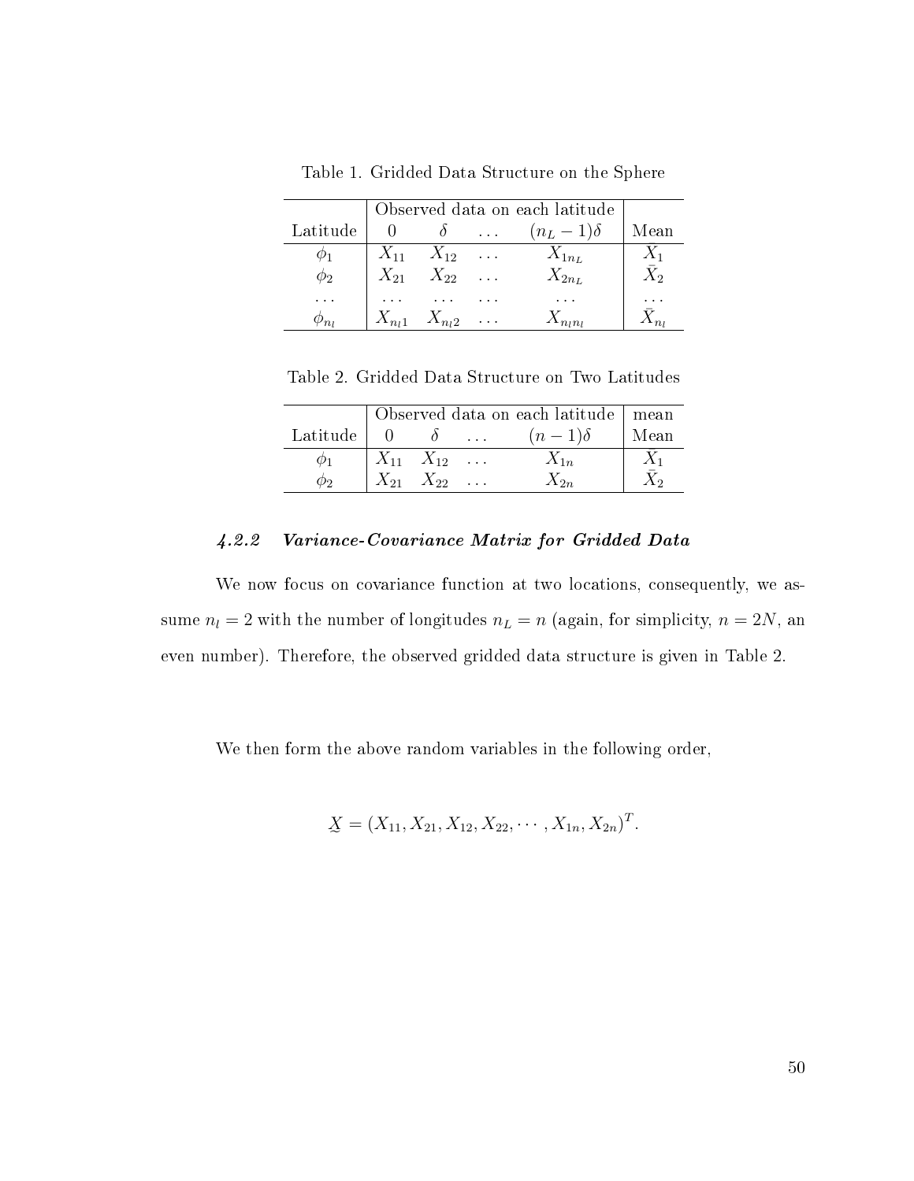Table 1. Gridded Data Structure on the Sphere

| | Observed data on each latitude | | | | |
|---|---|---|---|---|---|
| Latitude | $0$ | $\delta$ | $\dots$ | $(n_L - 1)\delta$ | Mean |
| $\phi_1$ | $X_{11}$ | $X_{12}$ | $\dots$ | $X_{1n_L}$ | $\bar{X}_1$ |
| $\phi_2$ | $X_{21}$ | $X_{22}$ | $\dots$ | $X_{2n_L}$ | $\bar{X}_2$ |
| $\dots$ | $\dots$ | $\dots$ | $\dots$ | $\dots$ | $\dots$ |
| $\phi_{n_l}$ | $X_{n_l 1}$ | $X_{n_l 2}$ | $\dots$ | $X_{n_l n_l}$ | $\bar{X}_{n_l}$ |

Table 2. Gridded Data Structure on Two Latitudes

| | Observed data on each latitude | | | | mean |
|---|---|---|---|---|---|
| Latitude | $0$ | $\delta$ | $\dots$ | $(n-1)\delta$ | Mean |
| $\phi_1$ | $X_{11}$ | $X_{12}$ | $\dots$ | $X_{1n}$ | $\bar{X}_1$ |
| $\phi_2$ | $X_{21}$ | $X_{22}$ | $\dots$ | $X_{2n}$ | $\bar{X}_2$ |

### *4.2.2 Variance-Covariance Matrix for Gridded Data*

We now focus on covariance function at two locations, consequently, we assume $n_l = 2$ with the number of longitudes $n_L = n$ (again, for simplicity, $n = 2N$, an even number). Therefore, the observed gridded data structure is given in Table 2.

We then form the above random variables in the following order,

$$\underset{\sim}{X} = (X_{11}, X_{21}, X_{12}, X_{22}, \cdots, X_{1n}, X_{2n})^T.$$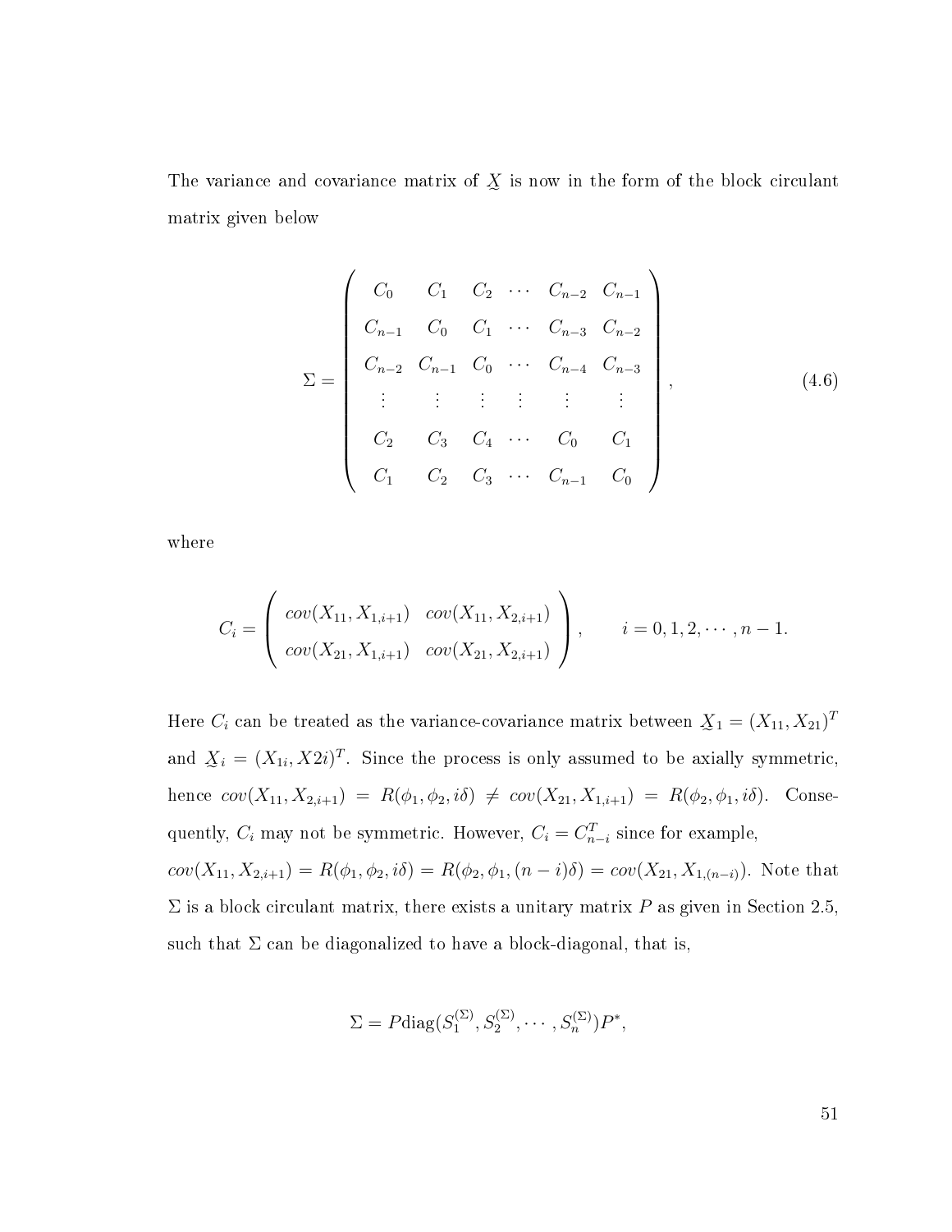The variance and covariance matrix of $\underset{\sim}{X}$ is now in the form of the block circulant matrix given below

$$\Sigma = \begin{pmatrix} C_0 & C_1 & C_2 & \cdots & C_{n-2} & C_{n-1} \\ C_{n-1} & C_0 & C_1 & \cdots & C_{n-3} & C_{n-2} \\ C_{n-2} & C_{n-1} & C_0 & \cdots & C_{n-4} & C_{n-3} \\ \vdots & \vdots & \vdots & \vdots & \vdots & \vdots \\ C_2 & C_3 & C_4 & \cdots & C_0 & C_1 \\ C_1 & C_2 & C_3 & \cdots & C_{n-1} & C_0 \end{pmatrix}, \tag{4.6}$$

where

$$C_i = \begin{pmatrix} cov(X_{11}, X_{1,i+1}) & cov(X_{11}, X_{2,i+1}) \\ cov(X_{21}, X_{1,i+1}) & cov(X_{21}, X_{2,i+1}) \end{pmatrix}, \qquad i = 0, 1, 2, \cdots, n-1.$$

Here $C_i$ can be treated as the variance-covariance matrix between $\underset{\sim}{X}_1 = (X_{11}, X_{21})^T$ and $\underset{\sim}{X}_i = (X_{1i}, X2i)^T$. Since the process is only assumed to be axially symmetric, hence $cov(X_{11}, X_{2,i+1}) = R(\phi_1, \phi_2, i\delta) \neq cov(X_{21}, X_{1,i+1}) = R(\phi_2, \phi_1, i\delta)$. Consequently, $C_i$ may not be symmetric. However, $C_i = C_{n-i}^T$ since for example, $cov(X_{11}, X_{2,i+1}) = R(\phi_1, \phi_2, i\delta) = R(\phi_2, \phi_1, (n-i)\delta) = cov(X_{21}, X_{1,(n-i)})$. Note that $\Sigma$ is a block circulant matrix, there exists a unitary matrix $P$ as given in Section 2.5, such that $\Sigma$ can be diagonalized to have a block-diagonal, that is,

$$\Sigma = P\text{diag}(S_1^{(\Sigma)}, S_2^{(\Sigma)}, \cdots, S_n^{(\Sigma)})P^*,$$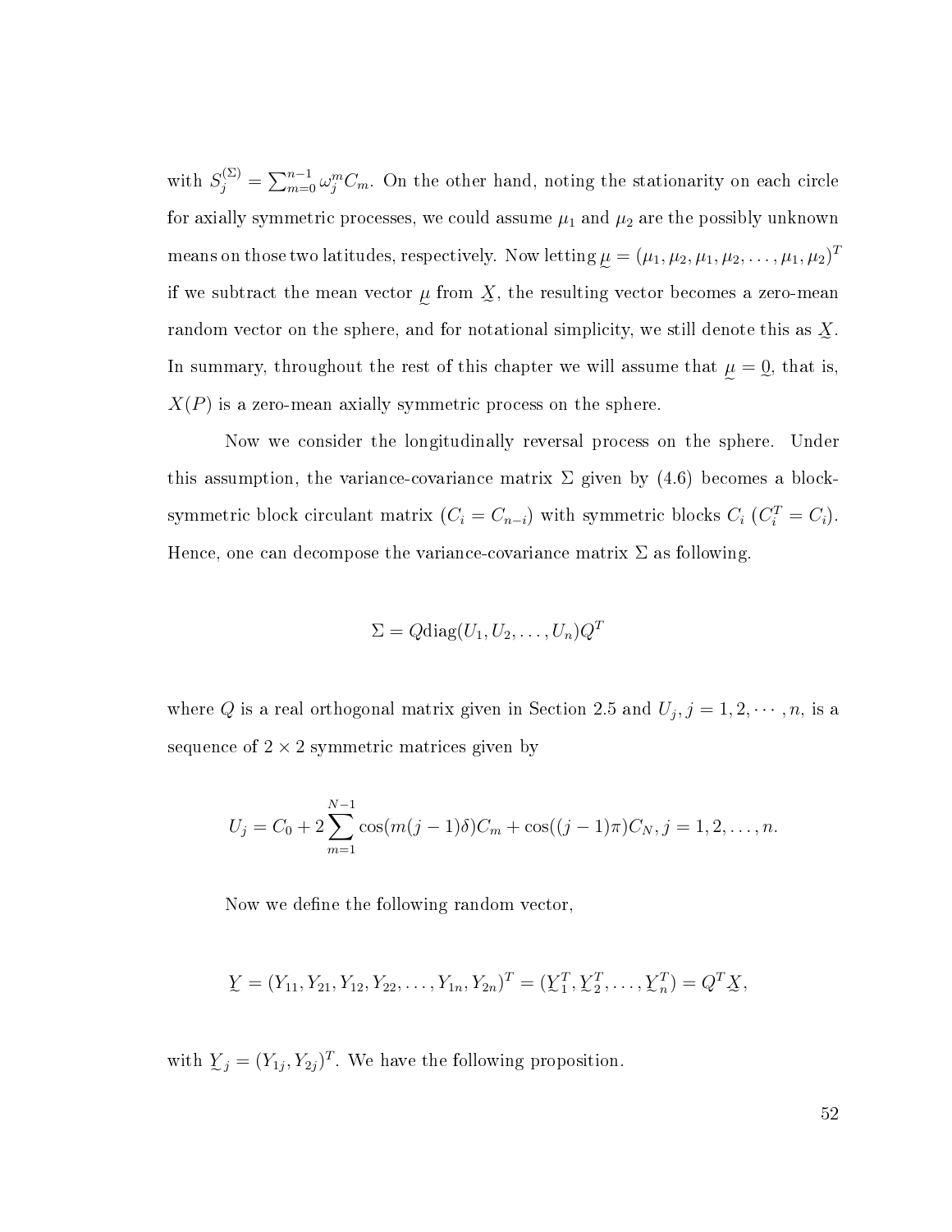with $S_j^{(\Sigma)} = \sum_{m=0}^{n-1} \omega_j^m C_m$. On the other hand, noting the stationarity on each circle for axially symmetric processes, we could assume $\mu_1$ and $\mu_2$ are the possibly unknown means on those two latitudes, respectively. Now letting $\underset{\sim}{\mu} = (\mu_1, \mu_2, \mu_1, \mu_2, \ldots, \mu_1, \mu_2)^T$ if we subtract the mean vector $\underset{\sim}{\mu}$ from $\underset{\sim}{X}$, the resulting vector becomes a zero-mean random vector on the sphere, and for notational simplicity, we still denote this as $\underset{\sim}{X}$. In summary, throughout the rest of this chapter we will assume that $\underset{\sim}{\mu} = \underset{\sim}{0}$, that is, $X(P)$ is a zero-mean axially symmetric process on the sphere.

Now we consider the longitudinally reversal process on the sphere. Under this assumption, the variance-covariance matrix $\Sigma$ given by (4.6) becomes a block-symmetric block circulant matrix ($C_i = C_{n-i}$) with symmetric blocks $C_i$ ($C_i^T = C_i$). Hence, one can decompose the variance-covariance matrix $\Sigma$ as following.

$$\Sigma = Q\text{diag}(U_1, U_2, \ldots, U_n)Q^T$$

where $Q$ is a real orthogonal matrix given in Section 2.5 and $U_j, j = 1, 2, \cdots, n$, is a sequence of $2 \times 2$ symmetric matrices given by

$$U_j = C_0 + 2\sum_{m=1}^{N-1} \cos(m(j-1)\delta)C_m + \cos((j-1)\pi)C_N, j = 1, 2, \ldots, n.$$

Now we define the following random vector,

$$\underset{\sim}{Y} = (Y_{11}, Y_{21}, Y_{12}, Y_{22}, \ldots, Y_{1n}, Y_{2n})^T = (\underset{\sim}{Y}_1^T, \underset{\sim}{Y}_2^T, \ldots, \underset{\sim}{Y}_n^T) = Q^T \underset{\sim}{X},$$

with $\underset{\sim}{Y}_j = (Y_{1j}, Y_{2j})^T$. We have the following proposition.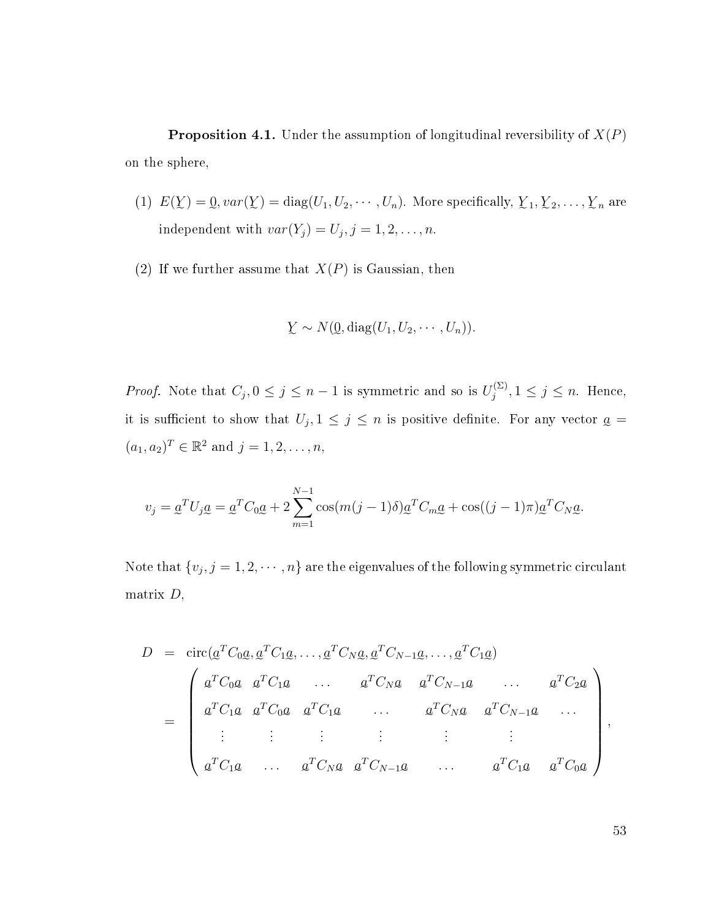**Proposition 4.1.** Under the assumption of longitudinal reversibility of $X(P)$ on the sphere,

(1) $E(\underset{\sim}{Y}) = \underset{\sim}{0}, var(\underset{\sim}{Y}) = \text{diag}(U_1, U_2, \cdots, U_n)$. More specifically, $\underset{\sim}{Y}_1, \underset{\sim}{Y}_2, \ldots, \underset{\sim}{Y}_n$ are independent with $var(Y_j) = U_j, j = 1, 2, \ldots, n$.

(2) If we further assume that $X(P)$ is Gaussian, then

$$\underset{\sim}{Y} \sim N(\underset{\sim}{0}, \text{diag}(U_1, U_2, \cdots, U_n)).$$

*Proof.* Note that $C_j, 0 \leq j \leq n-1$ is symmetric and so is $U_j^{(\Sigma)}, 1 \leq j \leq n$. Hence, it is sufficient to show that $U_j, 1 \leq j \leq n$ is positive definite. For any vector $\underset{\sim}{a} = (a_1, a_2)^T \in \mathbb{R}^2$ and $j = 1, 2, \ldots, n$,

$$v_j = \underset{\sim}{a}^T U_j \underset{\sim}{a} = \underset{\sim}{a}^T C_0 \underset{\sim}{a} + 2 \sum_{m=1}^{N-1} \cos(m(j-1)\delta) \underset{\sim}{a}^T C_m \underset{\sim}{a} + \cos((j-1)\pi) \underset{\sim}{a}^T C_N \underset{\sim}{a}.$$

Note that $\{v_j, j = 1, 2, \cdots, n\}$ are the eigenvalues of the following symmetric circulant matrix $D$,

$$\begin{aligned}
D &= \text{circ}(\underset{\sim}{a}^T C_0 \underset{\sim}{a}, \underset{\sim}{a}^T C_1 \underset{\sim}{a}, \ldots, \underset{\sim}{a}^T C_N \underset{\sim}{a}, \underset{\sim}{a}^T C_{N-1} \underset{\sim}{a}, \ldots, \underset{\sim}{a}^T C_1 \underset{\sim}{a}) \\
&= \begin{pmatrix}
\underset{\sim}{a}^T C_0 \underset{\sim}{a} & \underset{\sim}{a}^T C_1 \underset{\sim}{a} & \ldots & \underset{\sim}{a}^T C_N \underset{\sim}{a} & \underset{\sim}{a}^T C_{N-1} \underset{\sim}{a} & \ldots & \underset{\sim}{a}^T C_2 \underset{\sim}{a} \\
\underset{\sim}{a}^T C_1 \underset{\sim}{a} & \underset{\sim}{a}^T C_0 \underset{\sim}{a} & \underset{\sim}{a}^T C_1 \underset{\sim}{a} & \ldots & \underset{\sim}{a}^T C_N \underset{\sim}{a} & \underset{\sim}{a}^T C_{N-1} \underset{\sim}{a} & \ldots \\
\vdots & \vdots & \vdots & \vdots & \vdots & \vdots & \\
\underset{\sim}{a}^T C_1 \underset{\sim}{a} & \ldots & \underset{\sim}{a}^T C_N \underset{\sim}{a} & \underset{\sim}{a}^T C_{N-1} \underset{\sim}{a} & \ldots & \underset{\sim}{a}^T C_1 \underset{\sim}{a} & \underset{\sim}{a}^T C_0 \underset{\sim}{a}
\end{pmatrix},
\end{aligned}$$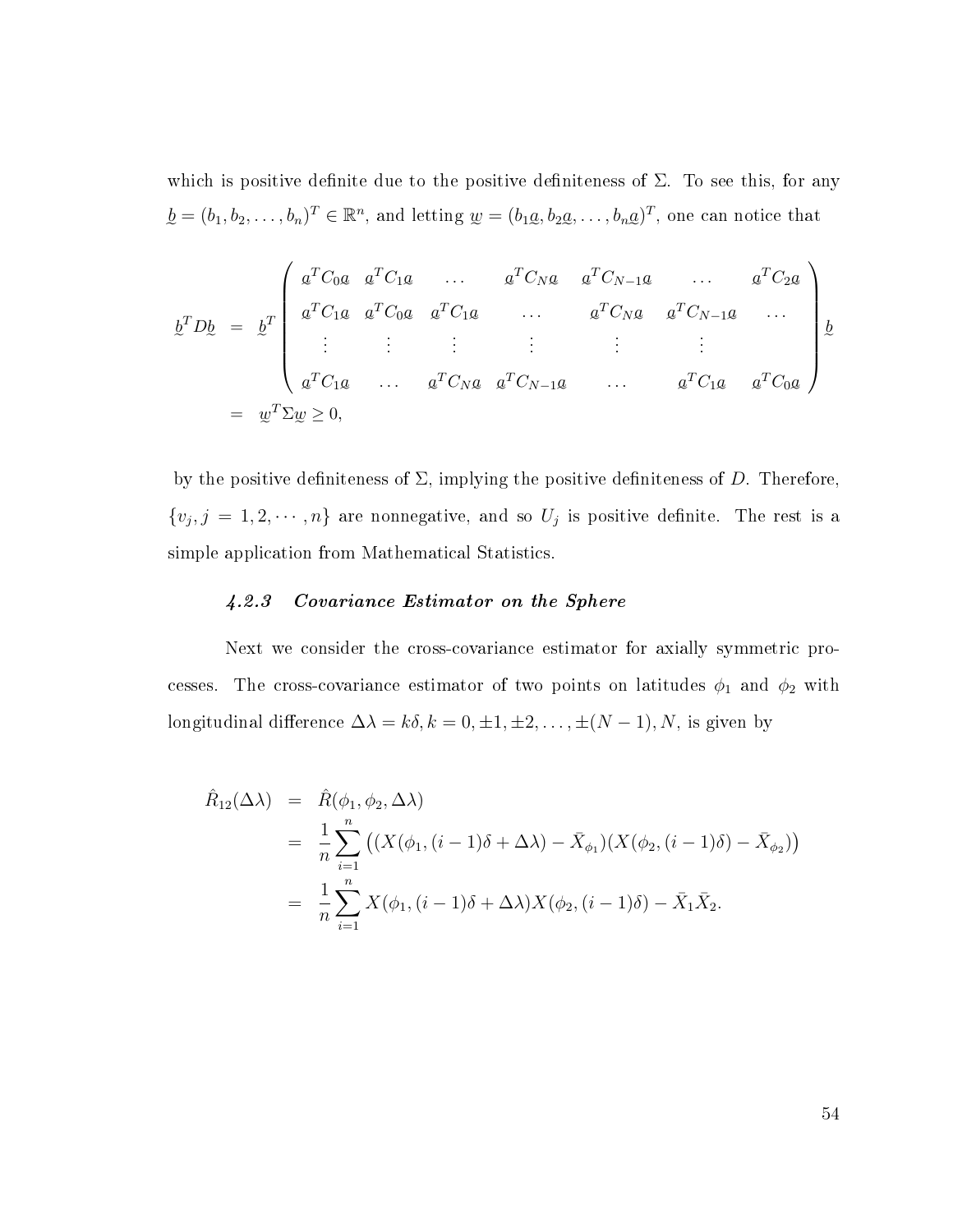which is positive definite due to the positive definiteness of $\Sigma$. To see this, for any $\underset{\sim}{b} = (b_1, b_2, \ldots, b_n)^T \in \mathbb{R}^n$, and letting $\underset{\sim}{w} = (b_1 \underset{\sim}{a}, b_2 \underset{\sim}{a}, \ldots, b_n \underset{\sim}{a})^T$, one can notice that

$$
\begin{aligned}
\underset{\sim}{b}^T D \underset{\sim}{b} &= \underset{\sim}{b}^T \begin{pmatrix} \underset{\sim}{a}^T C_0 \underset{\sim}{a} & \underset{\sim}{a}^T C_1 \underset{\sim}{a} & \ldots & \underset{\sim}{a}^T C_N \underset{\sim}{a} & \underset{\sim}{a}^T C_{N-1} \underset{\sim}{a} & \ldots & \underset{\sim}{a}^T C_2 \underset{\sim}{a} \\ \underset{\sim}{a}^T C_1 \underset{\sim}{a} & \underset{\sim}{a}^T C_0 \underset{\sim}{a} & \underset{\sim}{a}^T C_1 \underset{\sim}{a} & \ldots & \underset{\sim}{a}^T C_N \underset{\sim}{a} & \underset{\sim}{a}^T C_{N-1} \underset{\sim}{a} & \ldots \\ \vdots & \vdots & \vdots & \vdots & \vdots & \vdots & \\ \underset{\sim}{a}^T C_1 \underset{\sim}{a} & \ldots & \underset{\sim}{a}^T C_N \underset{\sim}{a} & \underset{\sim}{a}^T C_{N-1} \underset{\sim}{a} & \ldots & \underset{\sim}{a}^T C_1 \underset{\sim}{a} & \underset{\sim}{a}^T C_0 \underset{\sim}{a} \end{pmatrix} \underset{\sim}{b} \\
&= \underset{\sim}{w}^T \Sigma \underset{\sim}{w} \geq 0,
\end{aligned}
$$

by the positive definiteness of $\Sigma$, implying the positive definiteness of $D$. Therefore, $\{v_j, j = 1, 2, \cdots, n\}$ are nonnegative, and so $U_j$ is positive definite. The rest is a simple application from Mathematical Statistics.

### *4.2.3 Covariance Estimator on the Sphere*

Next we consider the cross-covariance estimator for axially symmetric processes. The cross-covariance estimator of two points on latitudes $\phi_1$ and $\phi_2$ with longitudinal difference $\Delta\lambda = k\delta, k = 0, \pm 1, \pm 2, \ldots, \pm(N-1), N$, is given by

$$
\begin{aligned}
\hat{R}_{12}(\Delta\lambda) &= \hat{R}(\phi_1, \phi_2, \Delta\lambda) \\
&= \frac{1}{n} \sum_{i=1}^{n} \left( (X(\phi_1, (i-1)\delta + \Delta\lambda) - \bar{X}_{\phi_1})(X(\phi_2, (i-1)\delta) - \bar{X}_{\phi_2}) \right) \\
&= \frac{1}{n} \sum_{i=1}^{n} X(\phi_1, (i-1)\delta + \Delta\lambda) X(\phi_2, (i-1)\delta) - \bar{X}_1 \bar{X}_2.
\end{aligned}
$$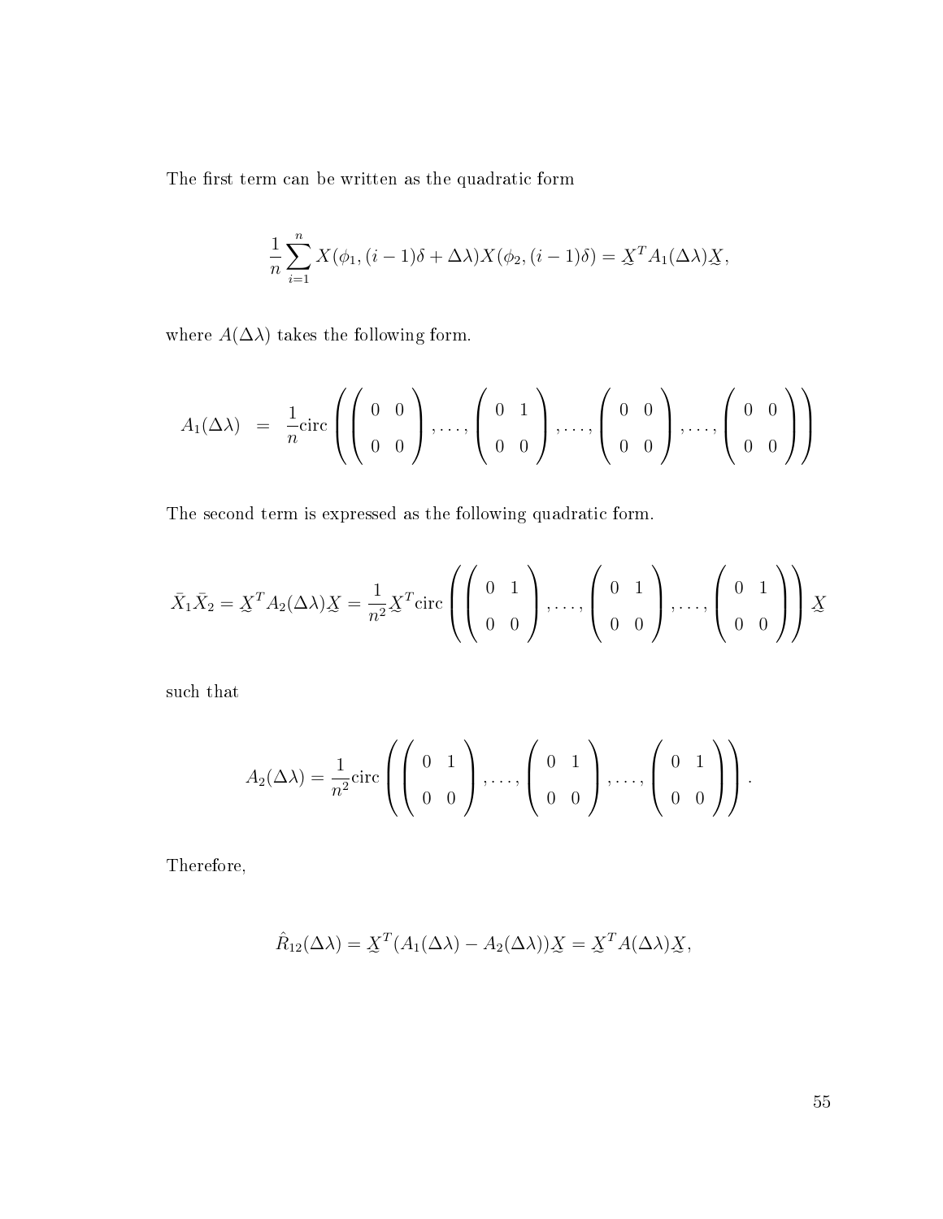The first term can be written as the quadratic form

$$\frac{1}{n}\sum_{i=1}^{n} X(\phi_1,(i-1)\delta+\Delta\lambda)X(\phi_2,(i-1)\delta) = \underset{\sim}{X}^T A_1(\Delta\lambda)\underset{\sim}{X},$$

where $A(\Delta\lambda)$ takes the following form.

$$A_1(\Delta\lambda) \quad = \quad \frac{1}{n}\text{circ}\left(\begin{pmatrix} 0 & 0 \\ 0 & 0 \end{pmatrix},\ldots,\begin{pmatrix} 0 & 1 \\ 0 & 0 \end{pmatrix},\ldots,\begin{pmatrix} 0 & 0 \\ 0 & 0 \end{pmatrix},\ldots,\begin{pmatrix} 0 & 0 \\ 0 & 0 \end{pmatrix}\right)$$

The second term is expressed as the following quadratic form.

$$\bar{X}_1\bar{X}_2 = \underset{\sim}{X}^T A_2(\Delta\lambda)\underset{\sim}{X} = \frac{1}{n^2}\underset{\sim}{X}^T\text{circ}\left(\begin{pmatrix} 0 & 1 \\ 0 & 0 \end{pmatrix},\ldots,\begin{pmatrix} 0 & 1 \\ 0 & 0 \end{pmatrix},\ldots,\begin{pmatrix} 0 & 1 \\ 0 & 0 \end{pmatrix}\right)\underset{\sim}{X}$$

such that

$$A_2(\Delta\lambda) = \frac{1}{n^2}\text{circ}\left(\begin{pmatrix} 0 & 1 \\ 0 & 0 \end{pmatrix},\ldots,\begin{pmatrix} 0 & 1 \\ 0 & 0 \end{pmatrix},\ldots,\begin{pmatrix} 0 & 1 \\ 0 & 0 \end{pmatrix}\right).$$

Therefore,

$$\hat{R}_{12}(\Delta\lambda) = \underset{\sim}{X}^T(A_1(\Delta\lambda) - A_2(\Delta\lambda))\underset{\sim}{X} = \underset{\sim}{X}^T A(\Delta\lambda)\underset{\sim}{X},$$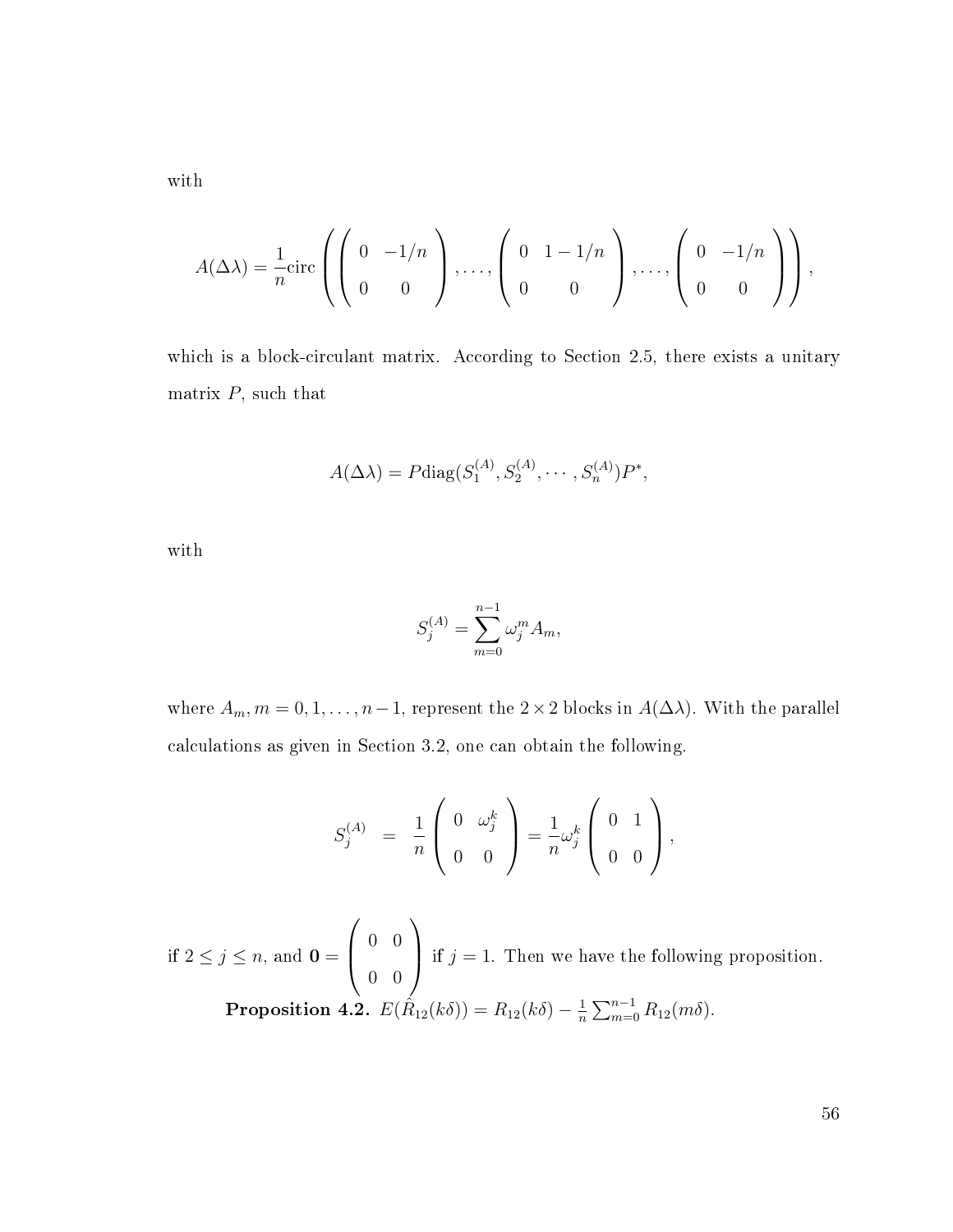with

$$A(\Delta\lambda) = \frac{1}{n}\text{circ}\left( \begin{pmatrix} 0 & -1/n \\ 0 & 0 \end{pmatrix}, \ldots, \begin{pmatrix} 0 & 1-1/n \\ 0 & 0 \end{pmatrix}, \ldots, \begin{pmatrix} 0 & -1/n \\ 0 & 0 \end{pmatrix} \right),$$

which is a block-circulant matrix. According to Section 2.5, there exists a unitary matrix $P$, such that

$$A(\Delta\lambda) = P\text{diag}(S_1^{(A)}, S_2^{(A)}, \cdots, S_n^{(A)})P^*,$$

with

$$S_j^{(A)} = \sum_{m=0}^{n-1} \omega_j^m A_m,$$

where $A_m, m = 0, 1, \ldots, n-1$, represent the $2 \times 2$ blocks in $A(\Delta\lambda)$. With the parallel calculations as given in Section 3.2, one can obtain the following.

$$S_j^{(A)} = \frac{1}{n}\begin{pmatrix} 0 & \omega_j^k \\ 0 & 0 \end{pmatrix} = \frac{1}{n}\omega_j^k \begin{pmatrix} 0 & 1 \\ 0 & 0 \end{pmatrix},$$

if $2 \leq j \leq n$, and $\mathbf{0} = \begin{pmatrix} 0 & 0 \\ 0 & 0 \end{pmatrix}$ if $j = 1$. Then we have the following proposition.

**Proposition 4.2.** $E(\hat{R}_{12}(k\delta)) = R_{12}(k\delta) - \frac{1}{n}\sum_{m=0}^{n-1} R_{12}(m\delta)$.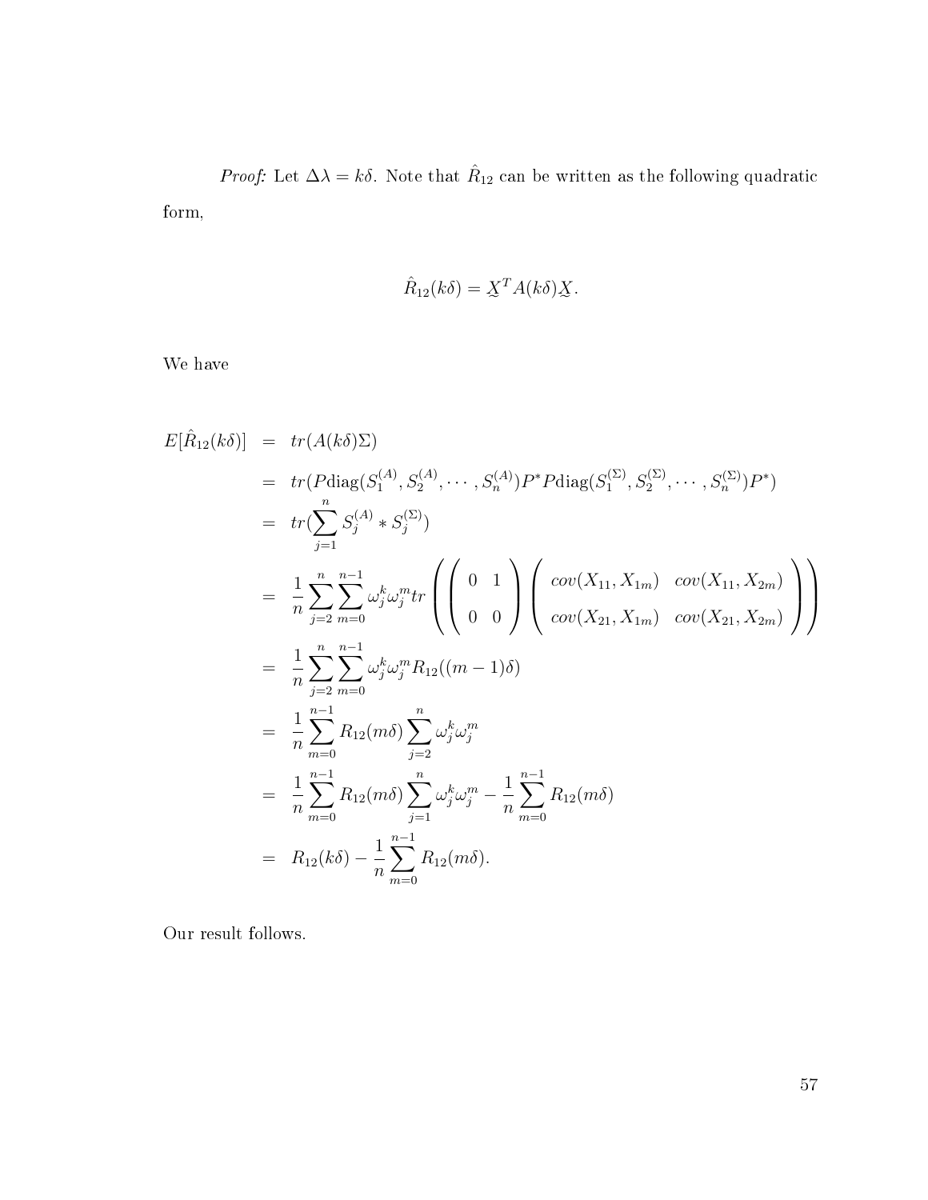*Proof:* Let $\Delta\lambda = k\delta$. Note that $\hat{R}_{12}$ can be written as the following quadratic form,

$$\hat{R}_{12}(k\delta) = \underset{\sim}{X}^T A(k\delta) \underset{\sim}{X}.$$

We have

$$
\begin{aligned}
E[\hat{R}_{12}(k\delta)] &= tr(A(k\delta)\Sigma) \\
&= tr(P\text{diag}(S_1^{(A)}, S_2^{(A)}, \cdots, S_n^{(A)})P^* P\text{diag}(S_1^{(\Sigma)}, S_2^{(\Sigma)}, \cdots, S_n^{(\Sigma)})P^*) \\
&= tr(\sum_{j=1}^{n} S_j^{(A)} * S_j^{(\Sigma)}) \\
&= \frac{1}{n}\sum_{j=2}^{n}\sum_{m=0}^{n-1} \omega_j^k \omega_j^m tr\left(\begin{pmatrix} 0 & 1 \\ 0 & 0 \end{pmatrix}\begin{pmatrix} cov(X_{11}, X_{1m}) & cov(X_{11}, X_{2m}) \\ cov(X_{21}, X_{1m}) & cov(X_{21}, X_{2m}) \end{pmatrix}\right) \\
&= \frac{1}{n}\sum_{j=2}^{n}\sum_{m=0}^{n-1} \omega_j^k \omega_j^m R_{12}((m-1)\delta) \\
&= \frac{1}{n}\sum_{m=0}^{n-1} R_{12}(m\delta)\sum_{j=2}^{n} \omega_j^k \omega_j^m \\
&= \frac{1}{n}\sum_{m=0}^{n-1} R_{12}(m\delta)\sum_{j=1}^{n} \omega_j^k \omega_j^m - \frac{1}{n}\sum_{m=0}^{n-1} R_{12}(m\delta) \\
&= R_{12}(k\delta) - \frac{1}{n}\sum_{m=0}^{n-1} R_{12}(m\delta).
\end{aligned}
$$

Our result follows.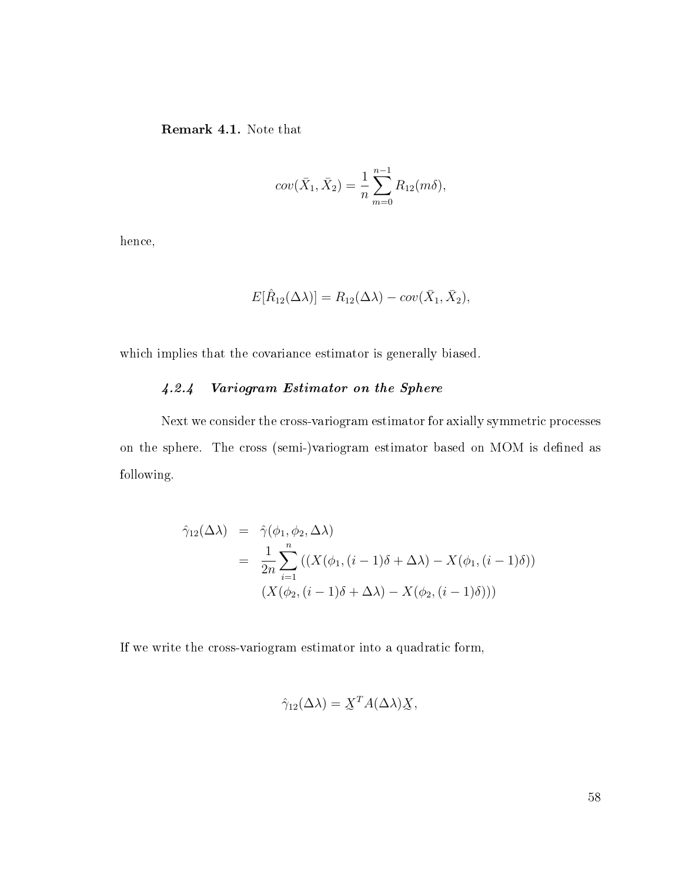**Remark 4.1.** Note that

$$cov(\bar{X}_1, \bar{X}_2) = \frac{1}{n} \sum_{m=0}^{n-1} R_{12}(m\delta),$$

hence,

$$E[\hat{R}_{12}(\Delta\lambda)] = R_{12}(\Delta\lambda) - cov(\bar{X}_1, \bar{X}_2),$$

which implies that the covariance estimator is generally biased.

### *4.2.4 Variogram Estimator on the Sphere*

Next we consider the cross-variogram estimator for axially symmetric processes on the sphere. The cross (semi-)variogram estimator based on MOM is defined as following.

$$\begin{aligned}
\hat{\gamma}_{12}(\Delta\lambda) &= \hat{\gamma}(\phi_1, \phi_2, \Delta\lambda) \\
&= \frac{1}{2n} \sum_{i=1}^{n} ((X(\phi_1, (i-1)\delta + \Delta\lambda) - X(\phi_1, (i-1)\delta)) \\
&\quad (X(\phi_2, (i-1)\delta + \Delta\lambda) - X(\phi_2, (i-1)\delta)))
\end{aligned}$$

If we write the cross-variogram estimator into a quadratic form,

$$\hat{\gamma}_{12}(\Delta\lambda) = \underset{\sim}{X}^T A(\Delta\lambda) \underset{\sim}{X},$$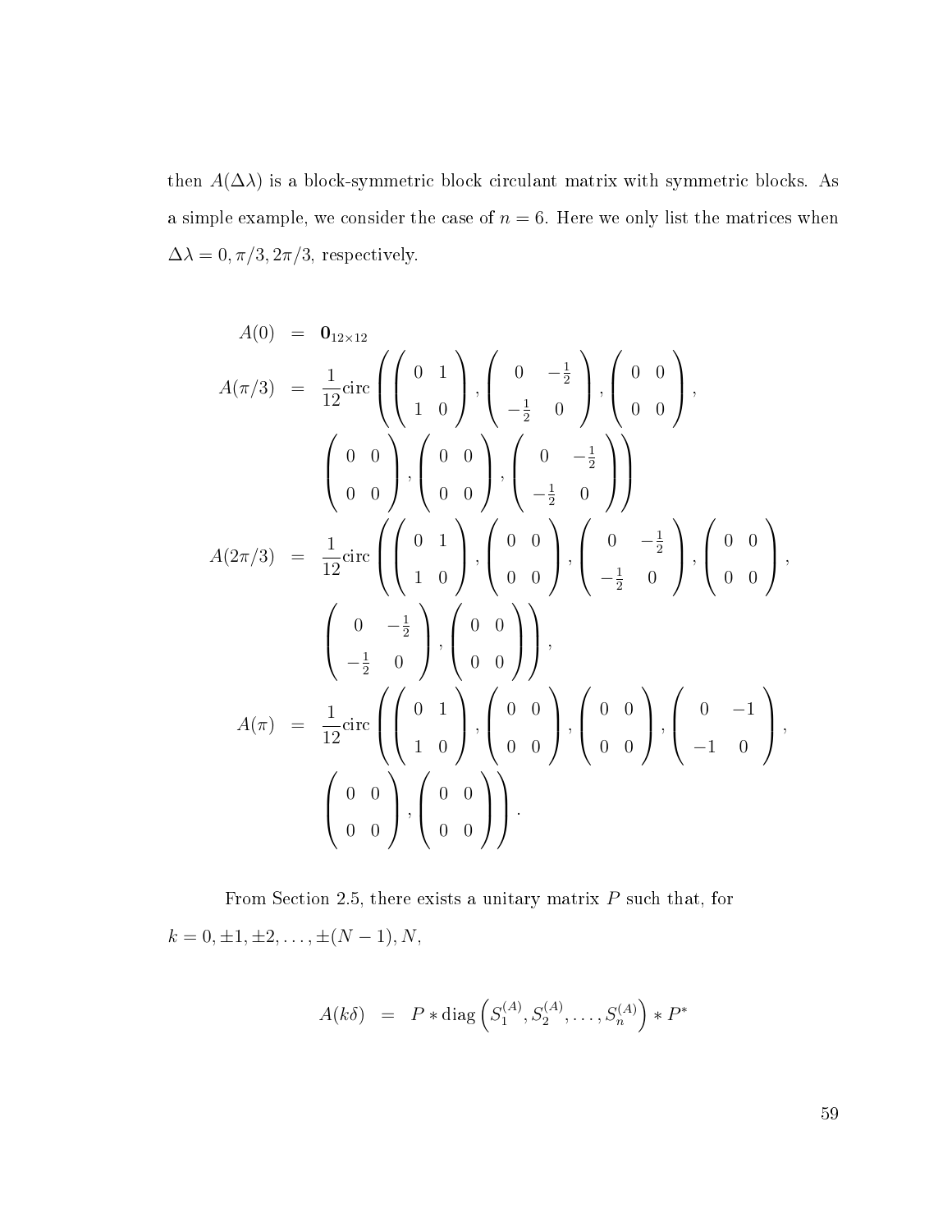then $A(\Delta\lambda)$ is a block-symmetric block circulant matrix with symmetric blocks. As a simple example, we consider the case of $n = 6$. Here we only list the matrices when $\Delta\lambda = 0, \pi/3, 2\pi/3$, respectively.

$$
\begin{aligned}
A(0) &= \mathbf{0}_{12\times 12} \\
A(\pi/3) &= \frac{1}{12}\text{circ}\left( \begin{pmatrix} 0 & 1 \\ 1 & 0 \end{pmatrix}, \begin{pmatrix} 0 & -\frac{1}{2} \\ -\frac{1}{2} & 0 \end{pmatrix}, \begin{pmatrix} 0 & 0 \\ 0 & 0 \end{pmatrix}, \right. \\
&\qquad \left. \begin{pmatrix} 0 & 0 \\ 0 & 0 \end{pmatrix}, \begin{pmatrix} 0 & 0 \\ 0 & 0 \end{pmatrix}, \begin{pmatrix} 0 & -\frac{1}{2} \\ -\frac{1}{2} & 0 \end{pmatrix} \right) \\
A(2\pi/3) &= \frac{1}{12}\text{circ}\left( \begin{pmatrix} 0 & 1 \\ 1 & 0 \end{pmatrix}, \begin{pmatrix} 0 & 0 \\ 0 & 0 \end{pmatrix}, \begin{pmatrix} 0 & -\frac{1}{2} \\ -\frac{1}{2} & 0 \end{pmatrix}, \begin{pmatrix} 0 & 0 \\ 0 & 0 \end{pmatrix}, \right. \\
&\qquad \left. \begin{pmatrix} 0 & -\frac{1}{2} \\ -\frac{1}{2} & 0 \end{pmatrix}, \begin{pmatrix} 0 & 0 \\ 0 & 0 \end{pmatrix} \right), \\
A(\pi) &= \frac{1}{12}\text{circ}\left( \begin{pmatrix} 0 & 1 \\ 1 & 0 \end{pmatrix}, \begin{pmatrix} 0 & 0 \\ 0 & 0 \end{pmatrix}, \begin{pmatrix} 0 & 0 \\ 0 & 0 \end{pmatrix}, \begin{pmatrix} 0 & -1 \\ -1 & 0 \end{pmatrix}, \right. \\
&\qquad \left. \begin{pmatrix} 0 & 0 \\ 0 & 0 \end{pmatrix}, \begin{pmatrix} 0 & 0 \\ 0 & 0 \end{pmatrix} \right).
\end{aligned}
$$

From Section 2.5, there exists a unitary matrix $P$ such that, for $k = 0, \pm 1, \pm 2, \ldots, \pm(N-1), N$,

$$
A(k\delta) \quad = \quad P * \text{diag}\left(S_1^{(A)}, S_2^{(A)}, \ldots, S_n^{(A)}\right) * P^*
$$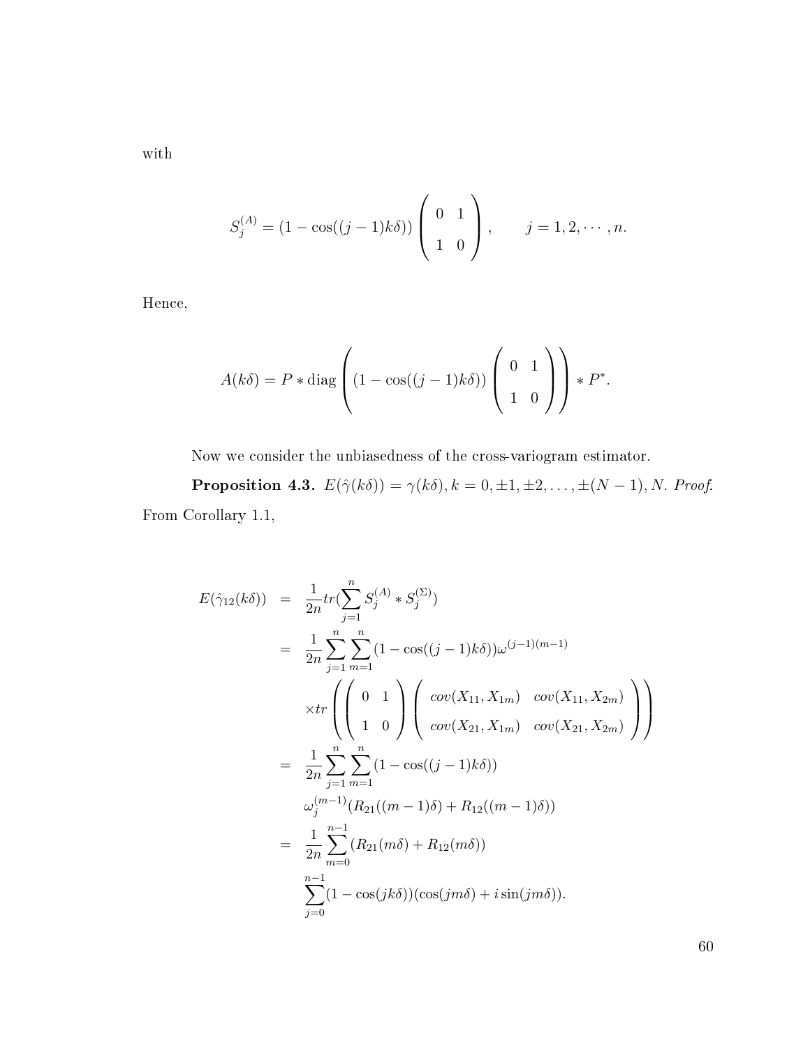with

$$S_j^{(A)} = (1 - \cos((j-1)k\delta)) \begin{pmatrix} 0 & 1 \\ 1 & 0 \end{pmatrix}, \qquad j = 1, 2, \cdots, n.$$

Hence,

$$A(k\delta) = P * \text{diag}\left( (1 - \cos((j-1)k\delta)) \begin{pmatrix} 0 & 1 \\ 1 & 0 \end{pmatrix} \right) * P^*.$$

Now we consider the unbiasedness of the cross-variogram estimator.

**Proposition 4.3.** $E(\hat{\gamma}(k\delta)) = \gamma(k\delta), k = 0, \pm1, \pm2, \ldots, \pm(N-1), N.$ *Proof.* From Corollary 1.1,

$$\begin{aligned}
E(\hat{\gamma}_{12}(k\delta)) &= \frac{1}{2n} tr(\sum_{j=1}^{n} S_j^{(A)} * S_j^{(\Sigma)}) \\
&= \frac{1}{2n} \sum_{j=1}^{n} \sum_{m=1}^{n} (1 - \cos((j-1)k\delta)) \omega^{(j-1)(m-1)} \\
&\quad \times tr\left( \begin{pmatrix} 0 & 1 \\ 1 & 0 \end{pmatrix} \begin{pmatrix} cov(X_{11}, X_{1m}) & cov(X_{11}, X_{2m}) \\ cov(X_{21}, X_{1m}) & cov(X_{21}, X_{2m}) \end{pmatrix} \right) \\
&= \frac{1}{2n} \sum_{j=1}^{n} \sum_{m=1}^{n} (1 - \cos((j-1)k\delta)) \\
&\quad \omega_j^{(m-1)} (R_{21}((m-1)\delta) + R_{12}((m-1)\delta)) \\
&= \frac{1}{2n} \sum_{m=0}^{n-1} (R_{21}(m\delta) + R_{12}(m\delta)) \\
&\quad \sum_{j=0}^{n-1} (1 - \cos(jk\delta))(\cos(jm\delta) + i \sin(jm\delta)).
\end{aligned}$$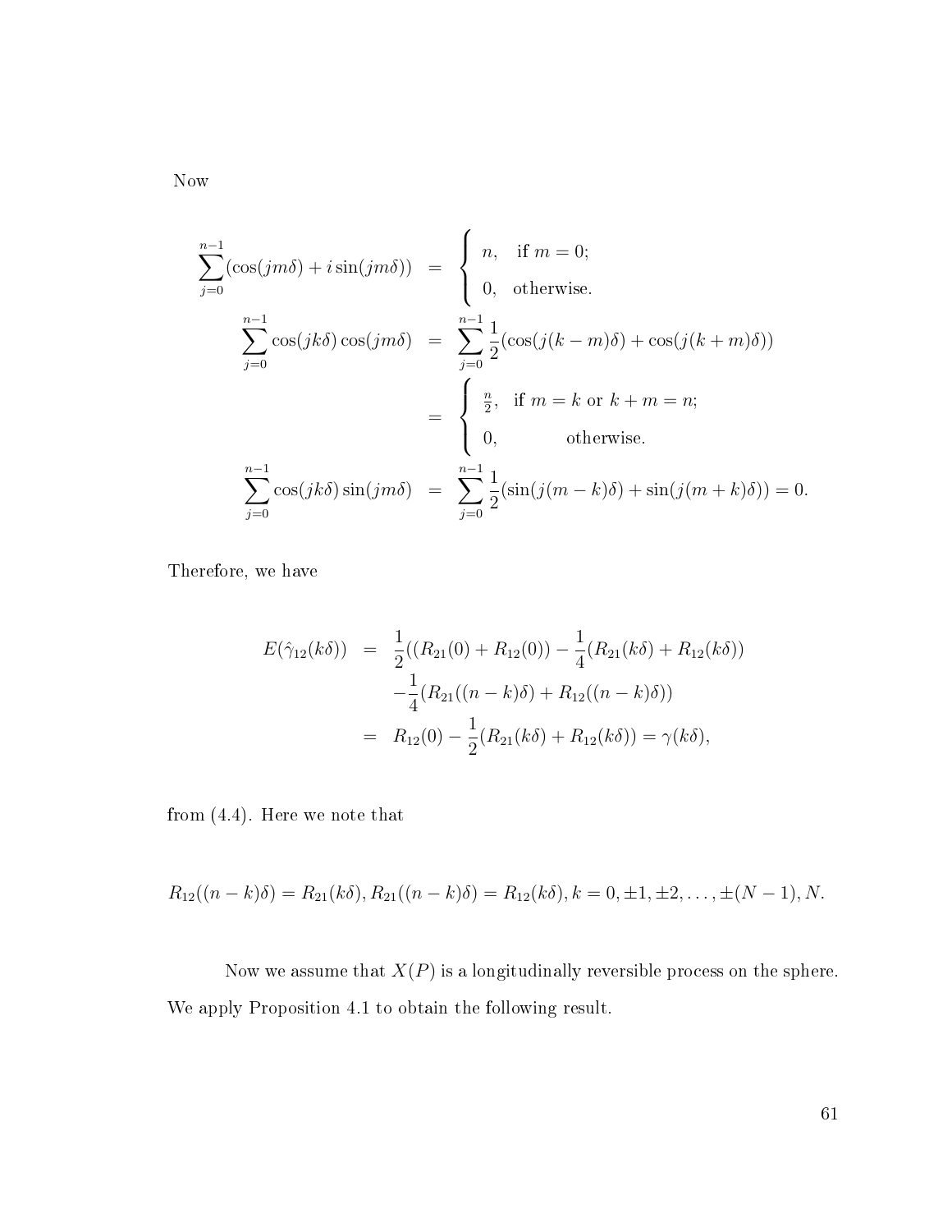Now

$$
\begin{aligned}
\sum_{j=0}^{n-1}(\cos(jm\delta)+i\sin(jm\delta)) &= \begin{cases} n, & \text{if } m=0; \\ 0, & \text{otherwise.} \end{cases} \\
\sum_{j=0}^{n-1}\cos(jk\delta)\cos(jm\delta) &= \sum_{j=0}^{n-1}\frac{1}{2}(\cos(j(k-m)\delta)+\cos(j(k+m)\delta)) \\
&= \begin{cases} \frac{n}{2}, & \text{if } m=k \text{ or } k+m=n; \\ 0, & \text{otherwise.} \end{cases} \\
\sum_{j=0}^{n-1}\cos(jk\delta)\sin(jm\delta) &= \sum_{j=0}^{n-1}\frac{1}{2}(\sin(j(m-k)\delta)+\sin(j(m+k)\delta)) = 0.
\end{aligned}
$$

Therefore, we have

$$
\begin{aligned}
E(\hat{\gamma}_{12}(k\delta)) &= \frac{1}{2}((R_{21}(0)+R_{12}(0))-\frac{1}{4}(R_{21}(k\delta)+R_{12}(k\delta)) \\
&\quad -\frac{1}{4}(R_{21}((n-k)\delta)+R_{12}((n-k)\delta)) \\
&= R_{12}(0)-\frac{1}{2}(R_{21}(k\delta)+R_{12}(k\delta)) = \gamma(k\delta),
\end{aligned}
$$

from (4.4). Here we note that

$$
R_{12}((n-k)\delta) = R_{21}(k\delta), R_{21}((n-k)\delta) = R_{12}(k\delta), k = 0, \pm 1, \pm 2, \ldots, \pm(N-1), N.
$$

Now we assume that $X(P)$ is a longitudinally reversible process on the sphere. We apply Proposition 4.1 to obtain the following result.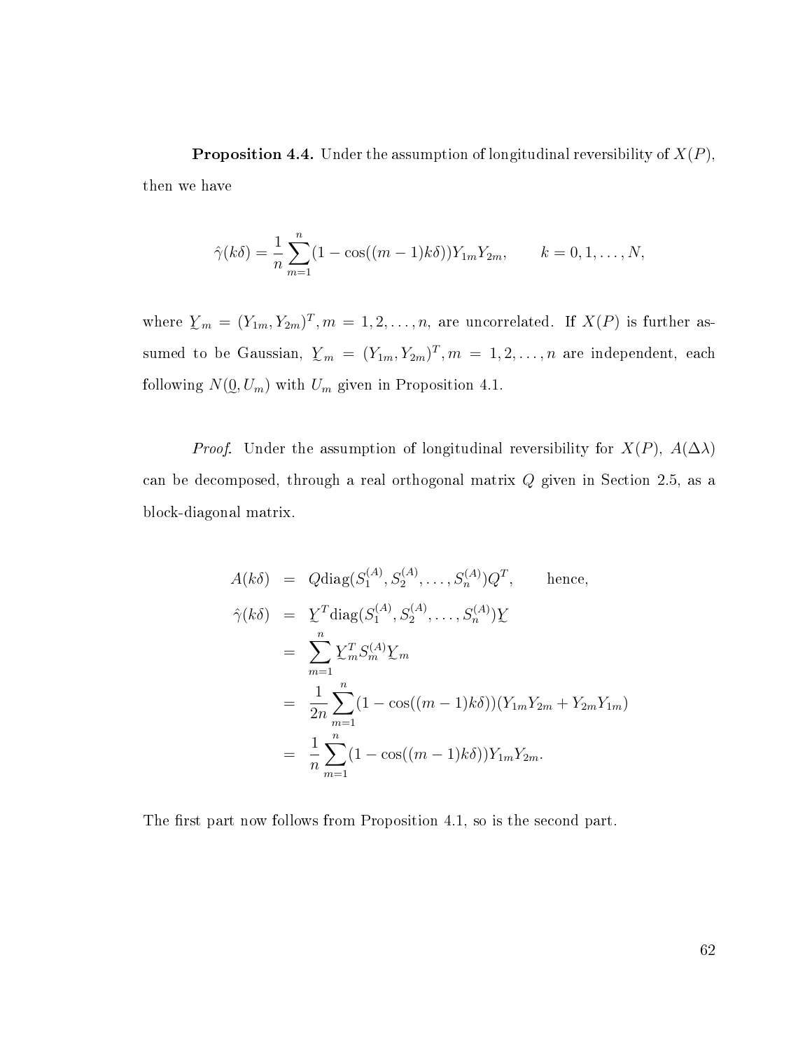**Proposition 4.4.** Under the assumption of longitudinal reversibility of $X(P)$, then we have

$$\hat{\gamma}(k\delta) = \frac{1}{n}\sum_{m=1}^{n}(1-\cos((m-1)k\delta))Y_{1m}Y_{2m}, \qquad k = 0, 1, \ldots, N,$$

where $\underset{\sim}{Y}_m = (Y_{1m}, Y_{2m})^T, m = 1, 2, \ldots, n$, are uncorrelated. If $X(P)$ is further assumed to be Gaussian, $\underset{\sim}{Y}_m = (Y_{1m}, Y_{2m})^T, m = 1, 2, \ldots, n$ are independent, each following $N(\underset{\sim}{0}, U_m)$ with $U_m$ given in Proposition 4.1.

*Proof.* Under the assumption of longitudinal reversibility for $X(P)$, $A(\Delta\lambda)$ can be decomposed, through a real orthogonal matrix $Q$ given in Section 2.5, as a block-diagonal matrix.

$$\begin{aligned}
A(k\delta) &= Q\text{diag}(S_1^{(A)}, S_2^{(A)}, \ldots, S_n^{(A)})Q^T, \qquad \text{hence,} \\
\hat{\gamma}(k\delta) &= \underset{\sim}{Y}^T\text{diag}(S_1^{(A)}, S_2^{(A)}, \ldots, S_n^{(A)})\underset{\sim}{Y} \\
&= \sum_{m=1}^{n}\underset{\sim}{Y}_m^T S_m^{(A)}\underset{\sim}{Y}_m \\
&= \frac{1}{2n}\sum_{m=1}^{n}(1-\cos((m-1)k\delta))(Y_{1m}Y_{2m}+Y_{2m}Y_{1m}) \\
&= \frac{1}{n}\sum_{m=1}^{n}(1-\cos((m-1)k\delta))Y_{1m}Y_{2m}.
\end{aligned}$$

The first part now follows from Proposition 4.1, so is the second part.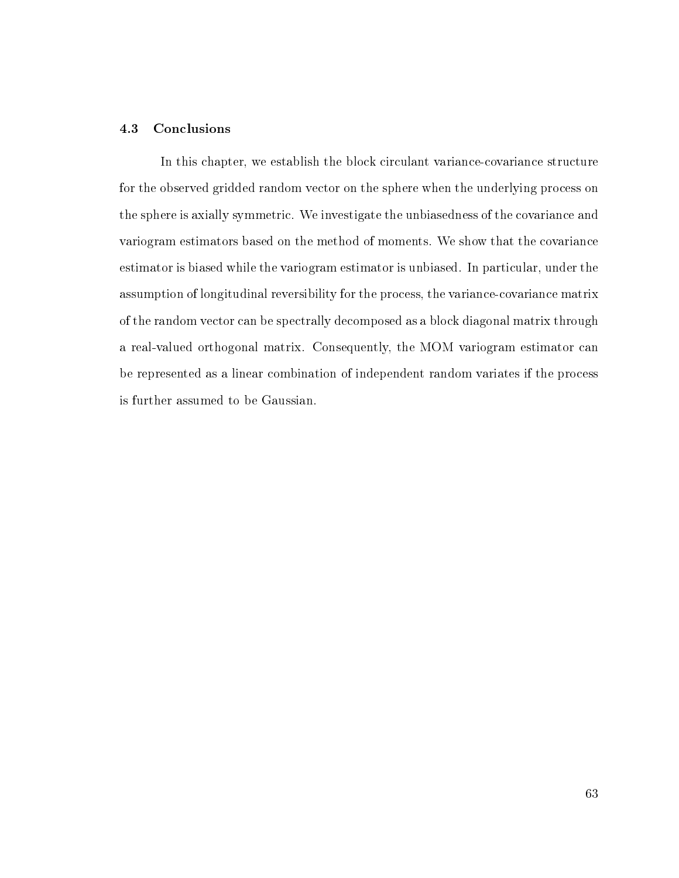## 4.3 Conclusions

In this chapter, we establish the block circulant variance-covariance structure for the observed gridded random vector on the sphere when the underlying process on the sphere is axially symmetric. We investigate the unbiasedness of the covariance and variogram estimators based on the method of moments. We show that the covariance estimator is biased while the variogram estimator is unbiased. In particular, under the assumption of longitudinal reversibility for the process, the variance-covariance matrix of the random vector can be spectrally decomposed as a block diagonal matrix through a real-valued orthogonal matrix. Consequently, the MOM variogram estimator can be represented as a linear combination of independent random variates if the process is further assumed to be Gaussian.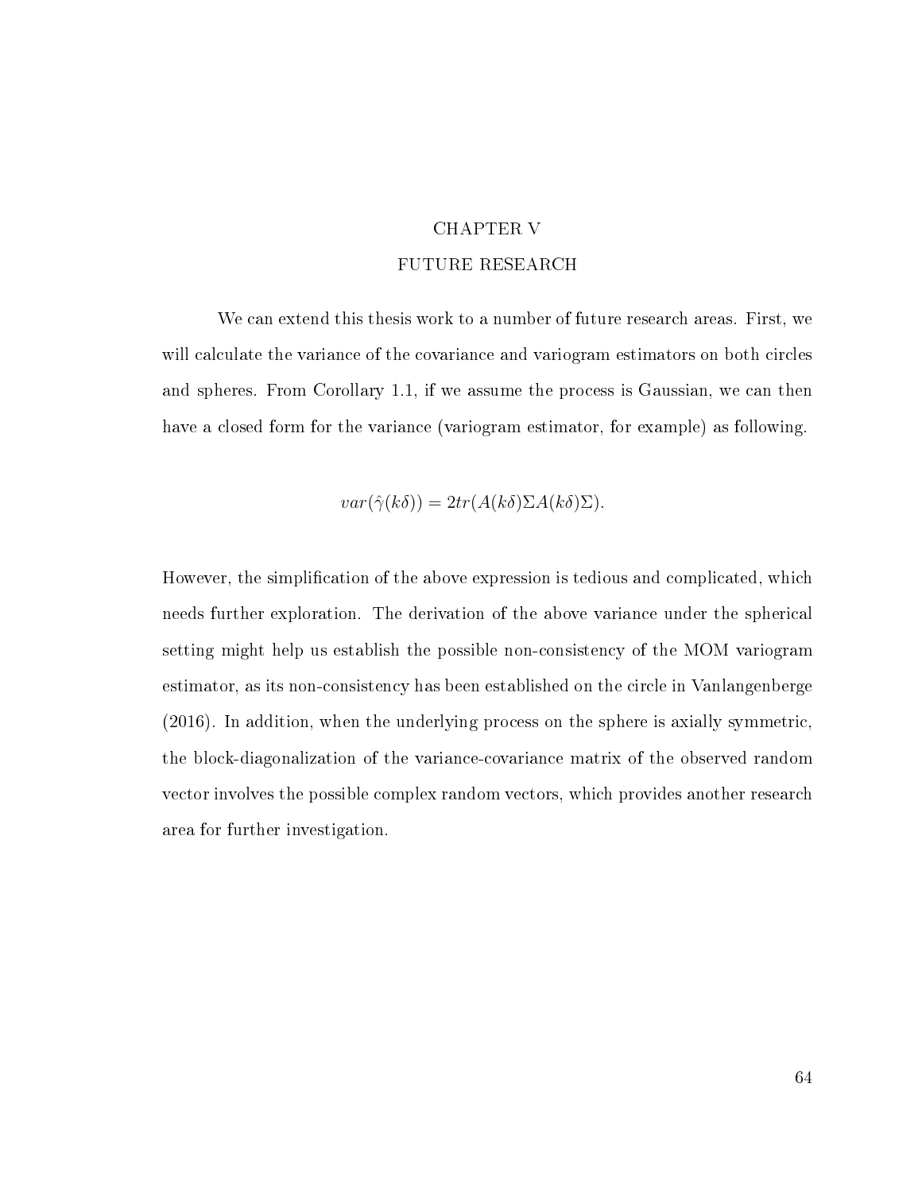# CHAPTER V

## FUTURE RESEARCH

We can extend this thesis work to a number of future research areas. First, we will calculate the variance of the covariance and variogram estimators on both circles and spheres. From Corollary 1.1, if we assume the process is Gaussian, we can then have a closed form for the variance (variogram estimator, for example) as following.

$$var(\hat{\gamma}(k\delta)) = 2tr(A(k\delta)\Sigma A(k\delta)\Sigma).$$

However, the simplification of the above expression is tedious and complicated, which needs further exploration. The derivation of the above variance under the spherical setting might help us establish the possible non-consistency of the MOM variogram estimator, as its non-consistency has been established on the circle in Vanlangenberge (2016). In addition, when the underlying process on the sphere is axially symmetric, the block-diagonalization of the variance-covariance matrix of the observed random vector involves the possible complex random vectors, which provides another research area for further investigation.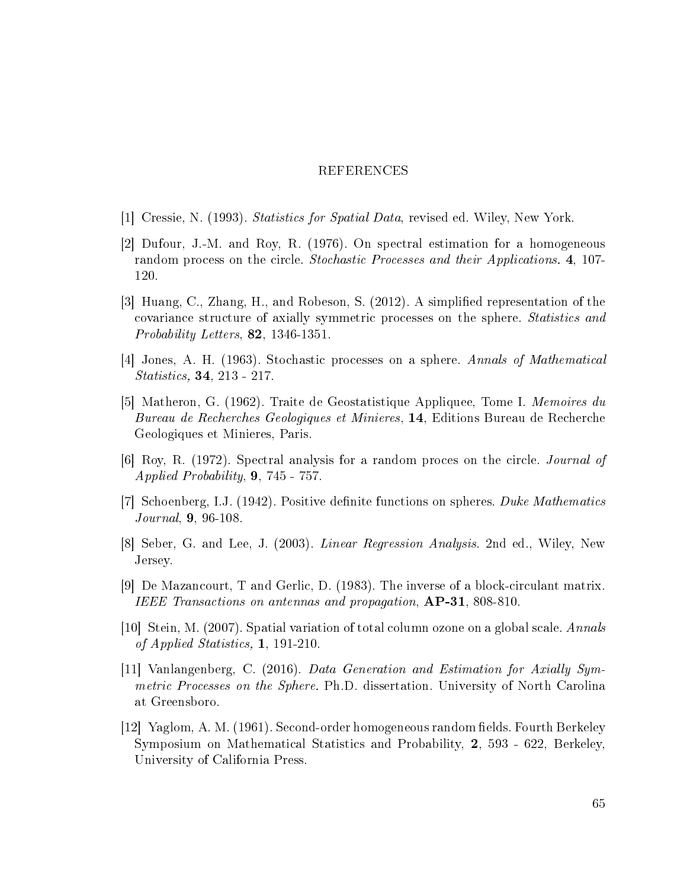# REFERENCES

[1] Cressie, N. (1993). *Statistics for Spatial Data*, revised ed. Wiley, New York.

[2] Dufour, J.-M. and Roy, R. (1976). On spectral estimation for a homogeneous random process on the circle. *Stochastic Processes and their Applications*. **4**, 107-120.

[3] Huang, C., Zhang, H., and Robeson, S. (2012). A simplified representation of the covariance structure of axially symmetric processes on the sphere. *Statistics and Probability Letters*, **82**, 1346-1351.

[4] Jones, A. H. (1963). Stochastic processes on a sphere. *Annals of Mathematical Statistics,* **34**, 213 - 217.

[5] Matheron, G. (1962). Traite de Geostatistique Appliquee, Tome I. *Memoires du Bureau de Recherches Geologiques et Minieres*, **14**, Editions Bureau de Recherche Geologiques et Minieres, Paris.

[6] Roy, R. (1972). Spectral analysis for a random proces on the circle. *Journal of Applied Probability*, **9**, 745 - 757.

[7] Schoenberg, I.J. (1942). Positive definite functions on spheres. *Duke Mathematics Journal*, **9**, 96-108.

[8] Seber, G. and Lee, J. (2003). *Linear Regression Analysis*. 2nd ed., Wiley, New Jersey.

[9] De Mazancourt, T and Gerlic, D. (1983). The inverse of a block-circulant matrix. *IEEE Transactions on antennas and propagation*, **AP-31**, 808-810.

[10] Stein, M. (2007). Spatial variation of total column ozone on a global scale. *Annals of Applied Statistics,* **1**, 191-210.

[11] Vanlangenberg, C. (2016). *Data Generation and Estimation for Axially Symmetric Processes on the Sphere.* Ph.D. dissertation. University of North Carolina at Greensboro.

[12] Yaglom, A. M. (1961). Second-order homogeneous random fields. Fourth Berkeley Symposium on Mathematical Statistics and Probability, **2**, 593 - 622, Berkeley, University of California Press.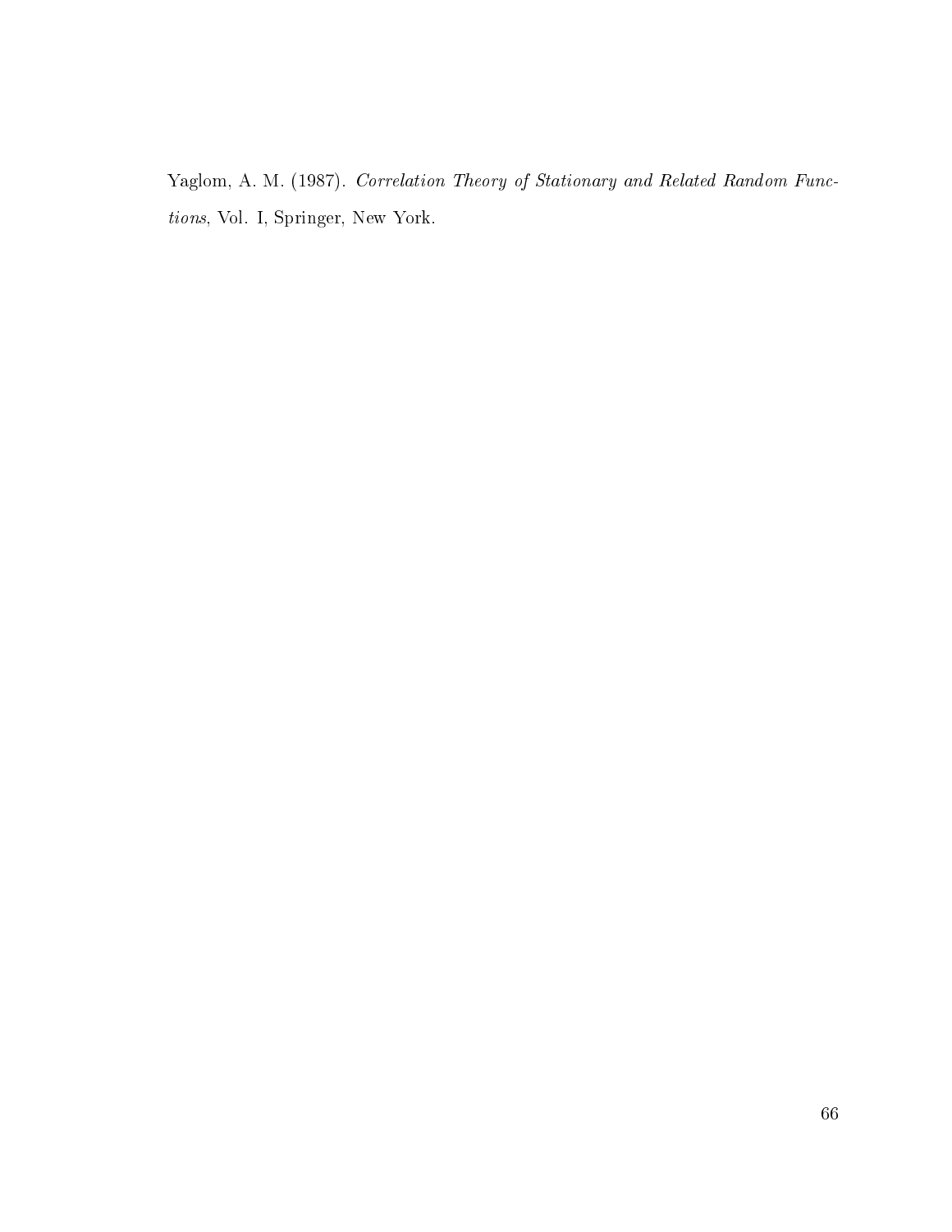Yaglom, A. M. (1987). *Correlation Theory of Stationary and Related Random Functions*, Vol. I, Springer, New York.